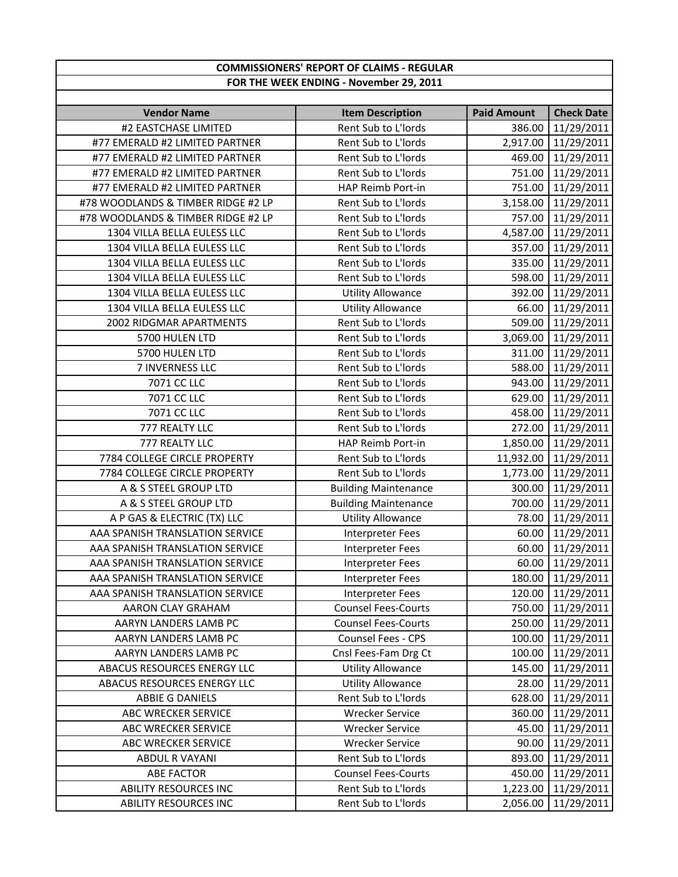**COMMISSIONERS' REPORT OF CLAIMS - REGULAR**

**FOR THE WEEK ENDING - November 29, 2011**

| Vendor Name | Item Description | Paid Amount | Check Date |
|---|---|---|---|
| #2 EASTCHASE LIMITED | Rent Sub to L'lords | 386.00 | 11/29/2011 |
| #77 EMERALD #2 LIMITED PARTNER | Rent Sub to L'lords | 2,917.00 | 11/29/2011 |
| #77 EMERALD #2 LIMITED PARTNER | Rent Sub to L'lords | 469.00 | 11/29/2011 |
| #77 EMERALD #2 LIMITED PARTNER | Rent Sub to L'lords | 751.00 | 11/29/2011 |
| #77 EMERALD #2 LIMITED PARTNER | HAP Reimb Port-in | 751.00 | 11/29/2011 |
| #78 WOODLANDS & TIMBER RIDGE #2 LP | Rent Sub to L'lords | 3,158.00 | 11/29/2011 |
| #78 WOODLANDS & TIMBER RIDGE #2 LP | Rent Sub to L'lords | 757.00 | 11/29/2011 |
| 1304 VILLA BELLA EULESS LLC | Rent Sub to L'lords | 4,587.00 | 11/29/2011 |
| 1304 VILLA BELLA EULESS LLC | Rent Sub to L'lords | 357.00 | 11/29/2011 |
| 1304 VILLA BELLA EULESS LLC | Rent Sub to L'lords | 335.00 | 11/29/2011 |
| 1304 VILLA BELLA EULESS LLC | Rent Sub to L'lords | 598.00 | 11/29/2011 |
| 1304 VILLA BELLA EULESS LLC | Utility Allowance | 392.00 | 11/29/2011 |
| 1304 VILLA BELLA EULESS LLC | Utility Allowance | 66.00 | 11/29/2011 |
| 2002 RIDGMAR APARTMENTS | Rent Sub to L'lords | 509.00 | 11/29/2011 |
| 5700 HULEN LTD | Rent Sub to L'lords | 3,069.00 | 11/29/2011 |
| 5700 HULEN LTD | Rent Sub to L'lords | 311.00 | 11/29/2011 |
| 7 INVERNESS LLC | Rent Sub to L'lords | 588.00 | 11/29/2011 |
| 7071 CC LLC | Rent Sub to L'lords | 943.00 | 11/29/2011 |
| 7071 CC LLC | Rent Sub to L'lords | 629.00 | 11/29/2011 |
| 7071 CC LLC | Rent Sub to L'lords | 458.00 | 11/29/2011 |
| 777 REALTY LLC | Rent Sub to L'lords | 272.00 | 11/29/2011 |
| 777 REALTY LLC | HAP Reimb Port-in | 1,850.00 | 11/29/2011 |
| 7784 COLLEGE CIRCLE PROPERTY | Rent Sub to L'lords | 11,932.00 | 11/29/2011 |
| 7784 COLLEGE CIRCLE PROPERTY | Rent Sub to L'lords | 1,773.00 | 11/29/2011 |
| A & S STEEL GROUP LTD | Building Maintenance | 300.00 | 11/29/2011 |
| A & S STEEL GROUP LTD | Building Maintenance | 700.00 | 11/29/2011 |
| A P GAS & ELECTRIC (TX) LLC | Utility Allowance | 78.00 | 11/29/2011 |
| AAA SPANISH TRANSLATION SERVICE | Interpreter Fees | 60.00 | 11/29/2011 |
| AAA SPANISH TRANSLATION SERVICE | Interpreter Fees | 60.00 | 11/29/2011 |
| AAA SPANISH TRANSLATION SERVICE | Interpreter Fees | 60.00 | 11/29/2011 |
| AAA SPANISH TRANSLATION SERVICE | Interpreter Fees | 180.00 | 11/29/2011 |
| AAA SPANISH TRANSLATION SERVICE | Interpreter Fees | 120.00 | 11/29/2011 |
| AARON CLAY GRAHAM | Counsel Fees-Courts | 750.00 | 11/29/2011 |
| AARYN LANDERS LAMB PC | Counsel Fees-Courts | 250.00 | 11/29/2011 |
| AARYN LANDERS LAMB PC | Counsel Fees - CPS | 100.00 | 11/29/2011 |
| AARYN LANDERS LAMB PC | Cnsl Fees-Fam Drg Ct | 100.00 | 11/29/2011 |
| ABACUS RESOURCES ENERGY LLC | Utility Allowance | 145.00 | 11/29/2011 |
| ABACUS RESOURCES ENERGY LLC | Utility Allowance | 28.00 | 11/29/2011 |
| ABBIE G DANIELS | Rent Sub to L'lords | 628.00 | 11/29/2011 |
| ABC WRECKER SERVICE | Wrecker Service | 360.00 | 11/29/2011 |
| ABC WRECKER SERVICE | Wrecker Service | 45.00 | 11/29/2011 |
| ABC WRECKER SERVICE | Wrecker Service | 90.00 | 11/29/2011 |
| ABDUL R VAYANI | Rent Sub to L'lords | 893.00 | 11/29/2011 |
| ABE FACTOR | Counsel Fees-Courts | 450.00 | 11/29/2011 |
| ABILITY RESOURCES INC | Rent Sub to L'lords | 1,223.00 | 11/29/2011 |
| ABILITY RESOURCES INC | Rent Sub to L'lords | 2,056.00 | 11/29/2011 |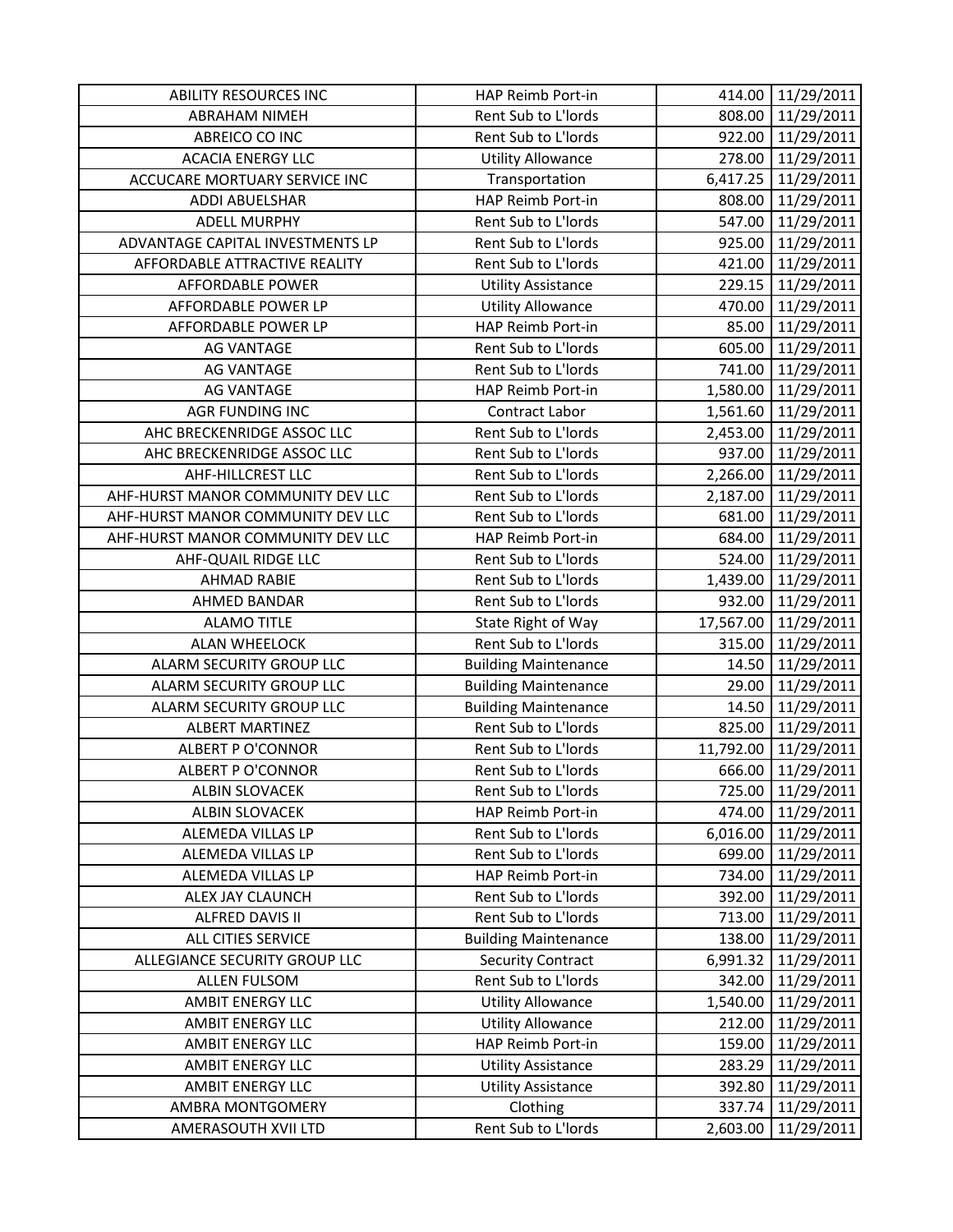| | | | |
|---|---|---|---|
| ABILITY RESOURCES INC | HAP Reimb Port-in | 414.00 | 11/29/2011 |
| ABRAHAM NIMEH | Rent Sub to L'lords | 808.00 | 11/29/2011 |
| ABREICO CO INC | Rent Sub to L'lords | 922.00 | 11/29/2011 |
| ACACIA ENERGY LLC | Utility Allowance | 278.00 | 11/29/2011 |
| ACCUCARE MORTUARY SERVICE INC | Transportation | 6,417.25 | 11/29/2011 |
| ADDI ABUELSHAR | HAP Reimb Port-in | 808.00 | 11/29/2011 |
| ADELL MURPHY | Rent Sub to L'lords | 547.00 | 11/29/2011 |
| ADVANTAGE CAPITAL INVESTMENTS LP | Rent Sub to L'lords | 925.00 | 11/29/2011 |
| AFFORDABLE ATTRACTIVE REALITY | Rent Sub to L'lords | 421.00 | 11/29/2011 |
| AFFORDABLE POWER | Utility Assistance | 229.15 | 11/29/2011 |
| AFFORDABLE POWER LP | Utility Allowance | 470.00 | 11/29/2011 |
| AFFORDABLE POWER LP | HAP Reimb Port-in | 85.00 | 11/29/2011 |
| AG VANTAGE | Rent Sub to L'lords | 605.00 | 11/29/2011 |
| AG VANTAGE | Rent Sub to L'lords | 741.00 | 11/29/2011 |
| AG VANTAGE | HAP Reimb Port-in | 1,580.00 | 11/29/2011 |
| AGR FUNDING INC | Contract Labor | 1,561.60 | 11/29/2011 |
| AHC BRECKENRIDGE ASSOC LLC | Rent Sub to L'lords | 2,453.00 | 11/29/2011 |
| AHC BRECKENRIDGE ASSOC LLC | Rent Sub to L'lords | 937.00 | 11/29/2011 |
| AHF-HILLCREST LLC | Rent Sub to L'lords | 2,266.00 | 11/29/2011 |
| AHF-HURST MANOR COMMUNITY DEV LLC | Rent Sub to L'lords | 2,187.00 | 11/29/2011 |
| AHF-HURST MANOR COMMUNITY DEV LLC | Rent Sub to L'lords | 681.00 | 11/29/2011 |
| AHF-HURST MANOR COMMUNITY DEV LLC | HAP Reimb Port-in | 684.00 | 11/29/2011 |
| AHF-QUAIL RIDGE LLC | Rent Sub to L'lords | 524.00 | 11/29/2011 |
| AHMAD RABIE | Rent Sub to L'lords | 1,439.00 | 11/29/2011 |
| AHMED BANDAR | Rent Sub to L'lords | 932.00 | 11/29/2011 |
| ALAMO TITLE | State Right of Way | 17,567.00 | 11/29/2011 |
| ALAN WHEELOCK | Rent Sub to L'lords | 315.00 | 11/29/2011 |
| ALARM SECURITY GROUP LLC | Building Maintenance | 14.50 | 11/29/2011 |
| ALARM SECURITY GROUP LLC | Building Maintenance | 29.00 | 11/29/2011 |
| ALARM SECURITY GROUP LLC | Building Maintenance | 14.50 | 11/29/2011 |
| ALBERT MARTINEZ | Rent Sub to L'lords | 825.00 | 11/29/2011 |
| ALBERT P O'CONNOR | Rent Sub to L'lords | 11,792.00 | 11/29/2011 |
| ALBERT P O'CONNOR | Rent Sub to L'lords | 666.00 | 11/29/2011 |
| ALBIN SLOVACEK | Rent Sub to L'lords | 725.00 | 11/29/2011 |
| ALBIN SLOVACEK | HAP Reimb Port-in | 474.00 | 11/29/2011 |
| ALEMEDA VILLAS LP | Rent Sub to L'lords | 6,016.00 | 11/29/2011 |
| ALEMEDA VILLAS LP | Rent Sub to L'lords | 699.00 | 11/29/2011 |
| ALEMEDA VILLAS LP | HAP Reimb Port-in | 734.00 | 11/29/2011 |
| ALEX JAY CLAUNCH | Rent Sub to L'lords | 392.00 | 11/29/2011 |
| ALFRED DAVIS II | Rent Sub to L'lords | 713.00 | 11/29/2011 |
| ALL CITIES SERVICE | Building Maintenance | 138.00 | 11/29/2011 |
| ALLEGIANCE SECURITY GROUP LLC | Security Contract | 6,991.32 | 11/29/2011 |
| ALLEN FULSOM | Rent Sub to L'lords | 342.00 | 11/29/2011 |
| AMBIT ENERGY LLC | Utility Allowance | 1,540.00 | 11/29/2011 |
| AMBIT ENERGY LLC | Utility Allowance | 212.00 | 11/29/2011 |
| AMBIT ENERGY LLC | HAP Reimb Port-in | 159.00 | 11/29/2011 |
| AMBIT ENERGY LLC | Utility Assistance | 283.29 | 11/29/2011 |
| AMBIT ENERGY LLC | Utility Assistance | 392.80 | 11/29/2011 |
| AMBRA MONTGOMERY | Clothing | 337.74 | 11/29/2011 |
| AMERASOUTH XVII LTD | Rent Sub to L'lords | 2,603.00 | 11/29/2011 |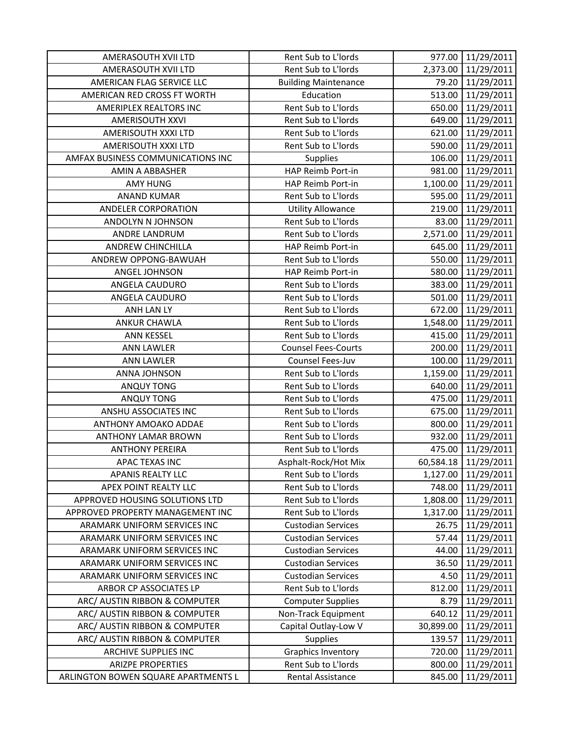| | | | |
|---|---|---|---|
| AMERASOUTH XVII LTD | Rent Sub to L'lords | 977.00 | 11/29/2011 |
| AMERASOUTH XVII LTD | Rent Sub to L'lords | 2,373.00 | 11/29/2011 |
| AMERICAN FLAG SERVICE LLC | Building Maintenance | 79.20 | 11/29/2011 |
| AMERICAN RED CROSS FT WORTH | Education | 513.00 | 11/29/2011 |
| AMERIPLEX REALTORS INC | Rent Sub to L'lords | 650.00 | 11/29/2011 |
| AMERISOUTH XXVI | Rent Sub to L'lords | 649.00 | 11/29/2011 |
| AMERISOUTH XXXI LTD | Rent Sub to L'lords | 621.00 | 11/29/2011 |
| AMERISOUTH XXXI LTD | Rent Sub to L'lords | 590.00 | 11/29/2011 |
| AMFAX BUSINESS COMMUNICATIONS INC | Supplies | 106.00 | 11/29/2011 |
| AMIN A ABBASHER | HAP Reimb Port-in | 981.00 | 11/29/2011 |
| AMY HUNG | HAP Reimb Port-in | 1,100.00 | 11/29/2011 |
| ANAND KUMAR | Rent Sub to L'lords | 595.00 | 11/29/2011 |
| ANDELER CORPORATION | Utility Allowance | 219.00 | 11/29/2011 |
| ANDOLYN N JOHNSON | Rent Sub to L'lords | 83.00 | 11/29/2011 |
| ANDRE LANDRUM | Rent Sub to L'lords | 2,571.00 | 11/29/2011 |
| ANDREW CHINCHILLA | HAP Reimb Port-in | 645.00 | 11/29/2011 |
| ANDREW OPPONG-BAWUAH | Rent Sub to L'lords | 550.00 | 11/29/2011 |
| ANGEL JOHNSON | HAP Reimb Port-in | 580.00 | 11/29/2011 |
| ANGELA CAUDURO | Rent Sub to L'lords | 383.00 | 11/29/2011 |
| ANGELA CAUDURO | Rent Sub to L'lords | 501.00 | 11/29/2011 |
| ANH LAN LY | Rent Sub to L'lords | 672.00 | 11/29/2011 |
| ANKUR CHAWLA | Rent Sub to L'lords | 1,548.00 | 11/29/2011 |
| ANN KESSEL | Rent Sub to L'lords | 415.00 | 11/29/2011 |
| ANN LAWLER | Counsel Fees-Courts | 200.00 | 11/29/2011 |
| ANN LAWLER | Counsel Fees-Juv | 100.00 | 11/29/2011 |
| ANNA JOHNSON | Rent Sub to L'lords | 1,159.00 | 11/29/2011 |
| ANQUY TONG | Rent Sub to L'lords | 640.00 | 11/29/2011 |
| ANQUY TONG | Rent Sub to L'lords | 475.00 | 11/29/2011 |
| ANSHU ASSOCIATES INC | Rent Sub to L'lords | 675.00 | 11/29/2011 |
| ANTHONY AMOAKO ADDAE | Rent Sub to L'lords | 800.00 | 11/29/2011 |
| ANTHONY LAMAR BROWN | Rent Sub to L'lords | 932.00 | 11/29/2011 |
| ANTHONY PEREIRA | Rent Sub to L'lords | 475.00 | 11/29/2011 |
| APAC TEXAS INC | Asphalt-Rock/Hot Mix | 60,584.18 | 11/29/2011 |
| APANIS REALTY LLC | Rent Sub to L'lords | 1,127.00 | 11/29/2011 |
| APEX POINT REALTY LLC | Rent Sub to L'lords | 748.00 | 11/29/2011 |
| APPROVED HOUSING SOLUTIONS LTD | Rent Sub to L'lords | 1,808.00 | 11/29/2011 |
| APPROVED PROPERTY MANAGEMENT INC | Rent Sub to L'lords | 1,317.00 | 11/29/2011 |
| ARAMARK UNIFORM SERVICES INC | Custodian Services | 26.75 | 11/29/2011 |
| ARAMARK UNIFORM SERVICES INC | Custodian Services | 57.44 | 11/29/2011 |
| ARAMARK UNIFORM SERVICES INC | Custodian Services | 44.00 | 11/29/2011 |
| ARAMARK UNIFORM SERVICES INC | Custodian Services | 36.50 | 11/29/2011 |
| ARAMARK UNIFORM SERVICES INC | Custodian Services | 4.50 | 11/29/2011 |
| ARBOR CP ASSOCIATES LP | Rent Sub to L'lords | 812.00 | 11/29/2011 |
| ARC/ AUSTIN RIBBON & COMPUTER | Computer Supplies | 8.79 | 11/29/2011 |
| ARC/ AUSTIN RIBBON & COMPUTER | Non-Track Equipment | 640.12 | 11/29/2011 |
| ARC/ AUSTIN RIBBON & COMPUTER | Capital Outlay-Low V | 30,899.00 | 11/29/2011 |
| ARC/ AUSTIN RIBBON & COMPUTER | Supplies | 139.57 | 11/29/2011 |
| ARCHIVE SUPPLIES INC | Graphics Inventory | 720.00 | 11/29/2011 |
| ARIZPE PROPERTIES | Rent Sub to L'lords | 800.00 | 11/29/2011 |
| ARLINGTON BOWEN SQUARE APARTMENTS L | Rental Assistance | 845.00 | 11/29/2011 |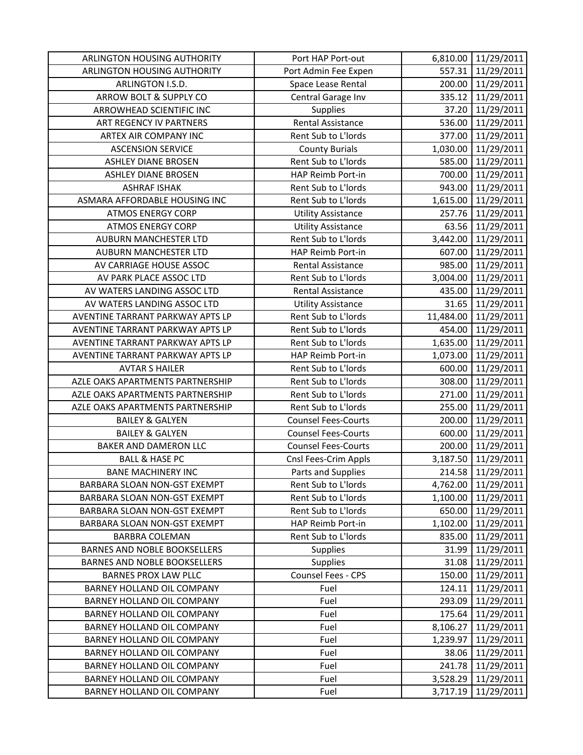| ARLINGTON HOUSING AUTHORITY | Port HAP Port-out | 6,810.00 | 11/29/2011 |
|---|---|---|---|
| ARLINGTON HOUSING AUTHORITY | Port Admin Fee Expen | 557.31 | 11/29/2011 |
| ARLINGTON I.S.D. | Space Lease Rental | 200.00 | 11/29/2011 |
| ARROW BOLT & SUPPLY CO | Central Garage Inv | 335.12 | 11/29/2011 |
| ARROWHEAD SCIENTIFIC INC | Supplies | 37.20 | 11/29/2011 |
| ART REGENCY IV PARTNERS | Rental Assistance | 536.00 | 11/29/2011 |
| ARTEX AIR COMPANY INC | Rent Sub to L'lords | 377.00 | 11/29/2011 |
| ASCENSION SERVICE | County Burials | 1,030.00 | 11/29/2011 |
| ASHLEY DIANE BROSEN | Rent Sub to L'lords | 585.00 | 11/29/2011 |
| ASHLEY DIANE BROSEN | HAP Reimb Port-in | 700.00 | 11/29/2011 |
| ASHRAF ISHAK | Rent Sub to L'lords | 943.00 | 11/29/2011 |
| ASMARA AFFORDABLE HOUSING INC | Rent Sub to L'lords | 1,615.00 | 11/29/2011 |
| ATMOS ENERGY CORP | Utility Assistance | 257.76 | 11/29/2011 |
| ATMOS ENERGY CORP | Utility Assistance | 63.56 | 11/29/2011 |
| AUBURN MANCHESTER LTD | Rent Sub to L'lords | 3,442.00 | 11/29/2011 |
| AUBURN MANCHESTER LTD | HAP Reimb Port-in | 607.00 | 11/29/2011 |
| AV CARRIAGE HOUSE ASSOC | Rental Assistance | 985.00 | 11/29/2011 |
| AV PARK PLACE ASSOC LTD | Rent Sub to L'lords | 3,004.00 | 11/29/2011 |
| AV WATERS LANDING ASSOC LTD | Rental Assistance | 435.00 | 11/29/2011 |
| AV WATERS LANDING ASSOC LTD | Utility Assistance | 31.65 | 11/29/2011 |
| AVENTINE TARRANT PARKWAY APTS LP | Rent Sub to L'lords | 11,484.00 | 11/29/2011 |
| AVENTINE TARRANT PARKWAY APTS LP | Rent Sub to L'lords | 454.00 | 11/29/2011 |
| AVENTINE TARRANT PARKWAY APTS LP | Rent Sub to L'lords | 1,635.00 | 11/29/2011 |
| AVENTINE TARRANT PARKWAY APTS LP | HAP Reimb Port-in | 1,073.00 | 11/29/2011 |
| AVTAR S HAILER | Rent Sub to L'lords | 600.00 | 11/29/2011 |
| AZLE OAKS APARTMENTS PARTNERSHIP | Rent Sub to L'lords | 308.00 | 11/29/2011 |
| AZLE OAKS APARTMENTS PARTNERSHIP | Rent Sub to L'lords | 271.00 | 11/29/2011 |
| AZLE OAKS APARTMENTS PARTNERSHIP | Rent Sub to L'lords | 255.00 | 11/29/2011 |
| BAILEY & GALYEN | Counsel Fees-Courts | 200.00 | 11/29/2011 |
| BAILEY & GALYEN | Counsel Fees-Courts | 600.00 | 11/29/2011 |
| BAKER AND DAMERON LLC | Counsel Fees-Courts | 200.00 | 11/29/2011 |
| BALL & HASE PC | Cnsl Fees-Crim Appls | 3,187.50 | 11/29/2011 |
| BANE MACHINERY INC | Parts and Supplies | 214.58 | 11/29/2011 |
| BARBARA SLOAN NON-GST EXEMPT | Rent Sub to L'lords | 4,762.00 | 11/29/2011 |
| BARBARA SLOAN NON-GST EXEMPT | Rent Sub to L'lords | 1,100.00 | 11/29/2011 |
| BARBARA SLOAN NON-GST EXEMPT | Rent Sub to L'lords | 650.00 | 11/29/2011 |
| BARBARA SLOAN NON-GST EXEMPT | HAP Reimb Port-in | 1,102.00 | 11/29/2011 |
| BARBRA COLEMAN | Rent Sub to L'lords | 835.00 | 11/29/2011 |
| BARNES AND NOBLE BOOKSELLERS | Supplies | 31.99 | 11/29/2011 |
| BARNES AND NOBLE BOOKSELLERS | Supplies | 31.08 | 11/29/2011 |
| BARNES PROX LAW PLLC | Counsel Fees - CPS | 150.00 | 11/29/2011 |
| BARNEY HOLLAND OIL COMPANY | Fuel | 124.11 | 11/29/2011 |
| BARNEY HOLLAND OIL COMPANY | Fuel | 293.09 | 11/29/2011 |
| BARNEY HOLLAND OIL COMPANY | Fuel | 175.64 | 11/29/2011 |
| BARNEY HOLLAND OIL COMPANY | Fuel | 8,106.27 | 11/29/2011 |
| BARNEY HOLLAND OIL COMPANY | Fuel | 1,239.97 | 11/29/2011 |
| BARNEY HOLLAND OIL COMPANY | Fuel | 38.06 | 11/29/2011 |
| BARNEY HOLLAND OIL COMPANY | Fuel | 241.78 | 11/29/2011 |
| BARNEY HOLLAND OIL COMPANY | Fuel | 3,528.29 | 11/29/2011 |
| BARNEY HOLLAND OIL COMPANY | Fuel | 3,717.19 | 11/29/2011 |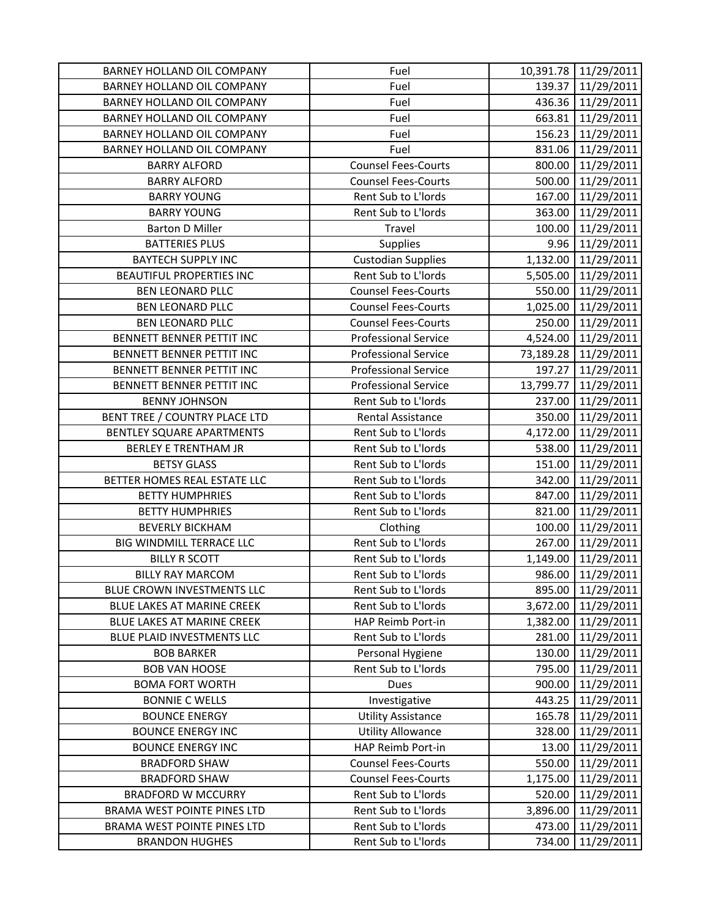| | | | |
|---|---|---|---|
| BARNEY HOLLAND OIL COMPANY | Fuel | 10,391.78 | 11/29/2011 |
| BARNEY HOLLAND OIL COMPANY | Fuel | 139.37 | 11/29/2011 |
| BARNEY HOLLAND OIL COMPANY | Fuel | 436.36 | 11/29/2011 |
| BARNEY HOLLAND OIL COMPANY | Fuel | 663.81 | 11/29/2011 |
| BARNEY HOLLAND OIL COMPANY | Fuel | 156.23 | 11/29/2011 |
| BARNEY HOLLAND OIL COMPANY | Fuel | 831.06 | 11/29/2011 |
| BARRY ALFORD | Counsel Fees-Courts | 800.00 | 11/29/2011 |
| BARRY ALFORD | Counsel Fees-Courts | 500.00 | 11/29/2011 |
| BARRY YOUNG | Rent Sub to L'lords | 167.00 | 11/29/2011 |
| BARRY YOUNG | Rent Sub to L'lords | 363.00 | 11/29/2011 |
| Barton D Miller | Travel | 100.00 | 11/29/2011 |
| BATTERIES PLUS | Supplies | 9.96 | 11/29/2011 |
| BAYTECH SUPPLY INC | Custodian Supplies | 1,132.00 | 11/29/2011 |
| BEAUTIFUL PROPERTIES INC | Rent Sub to L'lords | 5,505.00 | 11/29/2011 |
| BEN LEONARD PLLC | Counsel Fees-Courts | 550.00 | 11/29/2011 |
| BEN LEONARD PLLC | Counsel Fees-Courts | 1,025.00 | 11/29/2011 |
| BEN LEONARD PLLC | Counsel Fees-Courts | 250.00 | 11/29/2011 |
| BENNETT BENNER PETTIT INC | Professional Service | 4,524.00 | 11/29/2011 |
| BENNETT BENNER PETTIT INC | Professional Service | 73,189.28 | 11/29/2011 |
| BENNETT BENNER PETTIT INC | Professional Service | 197.27 | 11/29/2011 |
| BENNETT BENNER PETTIT INC | Professional Service | 13,799.77 | 11/29/2011 |
| BENNY JOHNSON | Rent Sub to L'lords | 237.00 | 11/29/2011 |
| BENT TREE / COUNTRY PLACE LTD | Rental Assistance | 350.00 | 11/29/2011 |
| BENTLEY SQUARE APARTMENTS | Rent Sub to L'lords | 4,172.00 | 11/29/2011 |
| BERLEY E TRENTHAM JR | Rent Sub to L'lords | 538.00 | 11/29/2011 |
| BETSY GLASS | Rent Sub to L'lords | 151.00 | 11/29/2011 |
| BETTER HOMES REAL ESTATE LLC | Rent Sub to L'lords | 342.00 | 11/29/2011 |
| BETTY HUMPHRIES | Rent Sub to L'lords | 847.00 | 11/29/2011 |
| BETTY HUMPHRIES | Rent Sub to L'lords | 821.00 | 11/29/2011 |
| BEVERLY BICKHAM | Clothing | 100.00 | 11/29/2011 |
| BIG WINDMILL TERRACE LLC | Rent Sub to L'lords | 267.00 | 11/29/2011 |
| BILLY R SCOTT | Rent Sub to L'lords | 1,149.00 | 11/29/2011 |
| BILLY RAY MARCOM | Rent Sub to L'lords | 986.00 | 11/29/2011 |
| BLUE CROWN INVESTMENTS LLC | Rent Sub to L'lords | 895.00 | 11/29/2011 |
| BLUE LAKES AT MARINE CREEK | Rent Sub to L'lords | 3,672.00 | 11/29/2011 |
| BLUE LAKES AT MARINE CREEK | HAP Reimb Port-in | 1,382.00 | 11/29/2011 |
| BLUE PLAID INVESTMENTS LLC | Rent Sub to L'lords | 281.00 | 11/29/2011 |
| BOB BARKER | Personal Hygiene | 130.00 | 11/29/2011 |
| BOB VAN HOOSE | Rent Sub to L'lords | 795.00 | 11/29/2011 |
| BOMA FORT WORTH | Dues | 900.00 | 11/29/2011 |
| BONNIE C WELLS | Investigative | 443.25 | 11/29/2011 |
| BOUNCE ENERGY | Utility Assistance | 165.78 | 11/29/2011 |
| BOUNCE ENERGY INC | Utility Allowance | 328.00 | 11/29/2011 |
| BOUNCE ENERGY INC | HAP Reimb Port-in | 13.00 | 11/29/2011 |
| BRADFORD SHAW | Counsel Fees-Courts | 550.00 | 11/29/2011 |
| BRADFORD SHAW | Counsel Fees-Courts | 1,175.00 | 11/29/2011 |
| BRADFORD W MCCURRY | Rent Sub to L'lords | 520.00 | 11/29/2011 |
| BRAMA WEST POINTE PINES LTD | Rent Sub to L'lords | 3,896.00 | 11/29/2011 |
| BRAMA WEST POINTE PINES LTD | Rent Sub to L'lords | 473.00 | 11/29/2011 |
| BRANDON HUGHES | Rent Sub to L'lords | 734.00 | 11/29/2011 |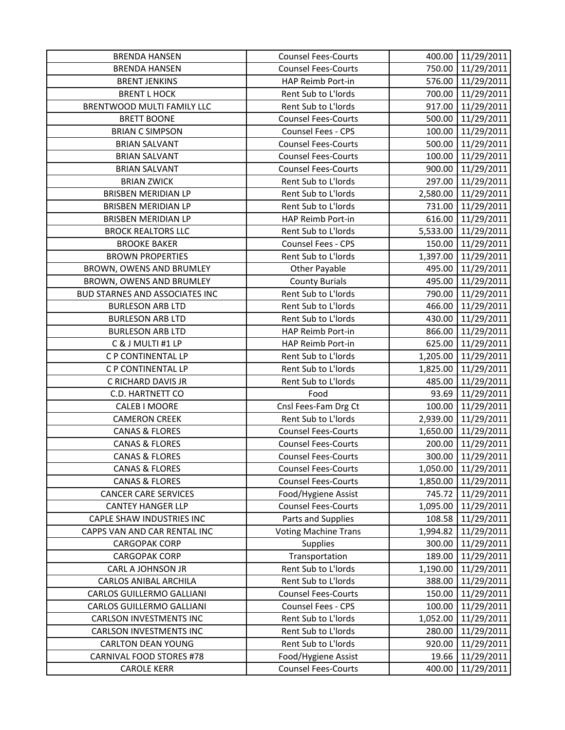| BRENDA HANSEN | Counsel Fees-Courts | 400.00 | 11/29/2011 |
|---|---|---|---|
| BRENDA HANSEN | Counsel Fees-Courts | 750.00 | 11/29/2011 |
| BRENT JENKINS | HAP Reimb Port-in | 576.00 | 11/29/2011 |
| BRENT L HOCK | Rent Sub to L'lords | 700.00 | 11/29/2011 |
| BRENTWOOD MULTI FAMILY LLC | Rent Sub to L'lords | 917.00 | 11/29/2011 |
| BRETT BOONE | Counsel Fees-Courts | 500.00 | 11/29/2011 |
| BRIAN C SIMPSON | Counsel Fees - CPS | 100.00 | 11/29/2011 |
| BRIAN SALVANT | Counsel Fees-Courts | 500.00 | 11/29/2011 |
| BRIAN SALVANT | Counsel Fees-Courts | 100.00 | 11/29/2011 |
| BRIAN SALVANT | Counsel Fees-Courts | 900.00 | 11/29/2011 |
| BRIAN ZWICK | Rent Sub to L'lords | 297.00 | 11/29/2011 |
| BRISBEN MERIDIAN LP | Rent Sub to L'lords | 2,580.00 | 11/29/2011 |
| BRISBEN MERIDIAN LP | Rent Sub to L'lords | 731.00 | 11/29/2011 |
| BRISBEN MERIDIAN LP | HAP Reimb Port-in | 616.00 | 11/29/2011 |
| BROCK REALTORS LLC | Rent Sub to L'lords | 5,533.00 | 11/29/2011 |
| BROOKE BAKER | Counsel Fees - CPS | 150.00 | 11/29/2011 |
| BROWN PROPERTIES | Rent Sub to L'lords | 1,397.00 | 11/29/2011 |
| BROWN, OWENS AND BRUMLEY | Other Payable | 495.00 | 11/29/2011 |
| BROWN, OWENS AND BRUMLEY | County Burials | 495.00 | 11/29/2011 |
| BUD STARNES AND ASSOCIATES INC | Rent Sub to L'lords | 790.00 | 11/29/2011 |
| BURLESON ARB LTD | Rent Sub to L'lords | 466.00 | 11/29/2011 |
| BURLESON ARB LTD | Rent Sub to L'lords | 430.00 | 11/29/2011 |
| BURLESON ARB LTD | HAP Reimb Port-in | 866.00 | 11/29/2011 |
| C & J MULTI #1 LP | HAP Reimb Port-in | 625.00 | 11/29/2011 |
| C P CONTINENTAL LP | Rent Sub to L'lords | 1,205.00 | 11/29/2011 |
| C P CONTINENTAL LP | Rent Sub to L'lords | 1,825.00 | 11/29/2011 |
| C RICHARD DAVIS JR | Rent Sub to L'lords | 485.00 | 11/29/2011 |
| C.D. HARTNETT CO | Food | 93.69 | 11/29/2011 |
| CALEB I MOORE | Cnsl Fees-Fam Drg Ct | 100.00 | 11/29/2011 |
| CAMERON CREEK | Rent Sub to L'lords | 2,939.00 | 11/29/2011 |
| CANAS & FLORES | Counsel Fees-Courts | 1,650.00 | 11/29/2011 |
| CANAS & FLORES | Counsel Fees-Courts | 200.00 | 11/29/2011 |
| CANAS & FLORES | Counsel Fees-Courts | 300.00 | 11/29/2011 |
| CANAS & FLORES | Counsel Fees-Courts | 1,050.00 | 11/29/2011 |
| CANAS & FLORES | Counsel Fees-Courts | 1,850.00 | 11/29/2011 |
| CANCER CARE SERVICES | Food/Hygiene Assist | 745.72 | 11/29/2011 |
| CANTEY HANGER LLP | Counsel Fees-Courts | 1,095.00 | 11/29/2011 |
| CAPLE SHAW INDUSTRIES INC | Parts and Supplies | 108.58 | 11/29/2011 |
| CAPPS VAN AND CAR RENTAL INC | Voting Machine Trans | 1,994.82 | 11/29/2011 |
| CARGOPAK CORP | Supplies | 300.00 | 11/29/2011 |
| CARGOPAK CORP | Transportation | 189.00 | 11/29/2011 |
| CARL A JOHNSON JR | Rent Sub to L'lords | 1,190.00 | 11/29/2011 |
| CARLOS ANIBAL ARCHILA | Rent Sub to L'lords | 388.00 | 11/29/2011 |
| CARLOS GUILLERMO GALLIANI | Counsel Fees-Courts | 150.00 | 11/29/2011 |
| CARLOS GUILLERMO GALLIANI | Counsel Fees - CPS | 100.00 | 11/29/2011 |
| CARLSON INVESTMENTS INC | Rent Sub to L'lords | 1,052.00 | 11/29/2011 |
| CARLSON INVESTMENTS INC | Rent Sub to L'lords | 280.00 | 11/29/2011 |
| CARLTON DEAN YOUNG | Rent Sub to L'lords | 920.00 | 11/29/2011 |
| CARNIVAL FOOD STORES #78 | Food/Hygiene Assist | 19.66 | 11/29/2011 |
| CAROLE KERR | Counsel Fees-Courts | 400.00 | 11/29/2011 |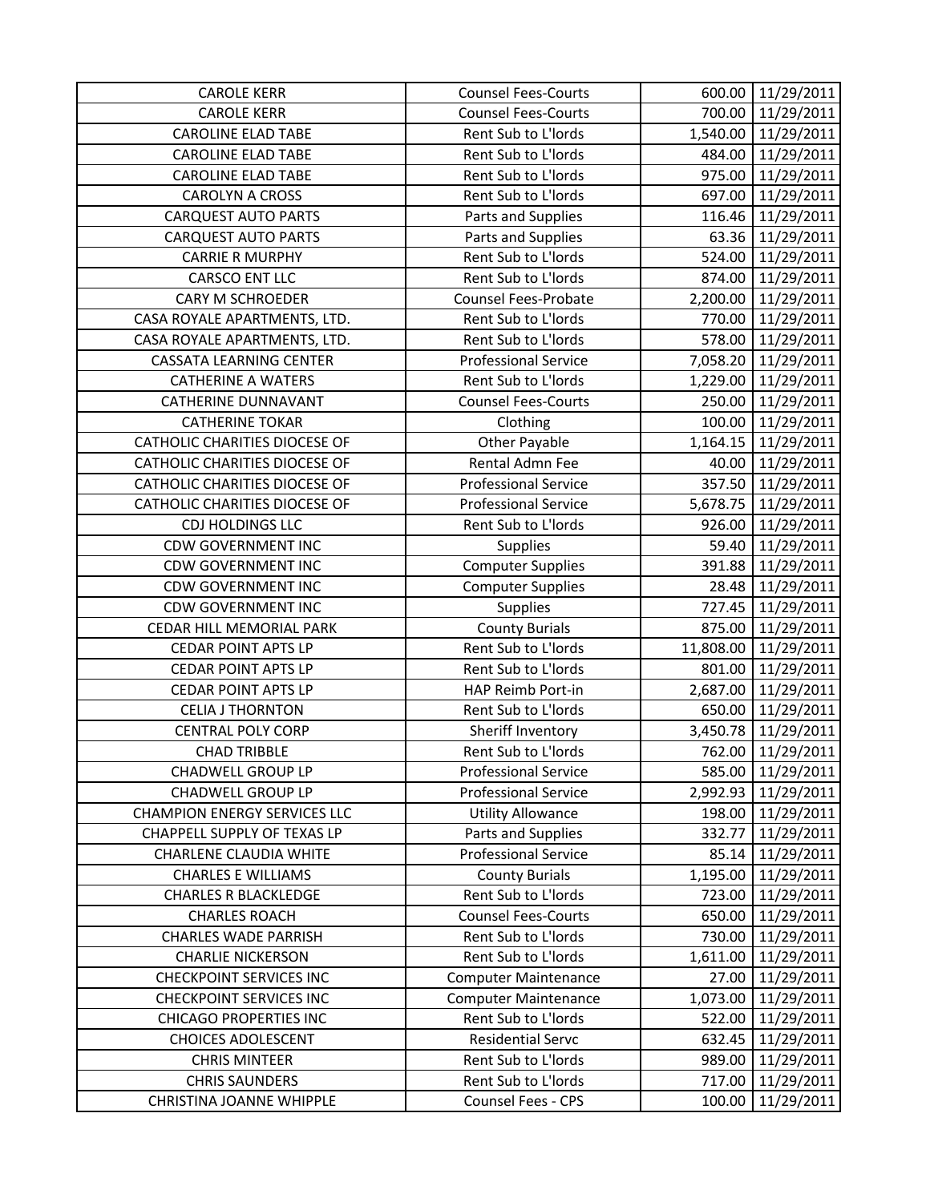| CAROLE KERR | Counsel Fees-Courts | 600.00 | 11/29/2011 |
|---|---|---|---|
| CAROLE KERR | Counsel Fees-Courts | 700.00 | 11/29/2011 |
| CAROLINE ELAD TABE | Rent Sub to L'lords | 1,540.00 | 11/29/2011 |
| CAROLINE ELAD TABE | Rent Sub to L'lords | 484.00 | 11/29/2011 |
| CAROLINE ELAD TABE | Rent Sub to L'lords | 975.00 | 11/29/2011 |
| CAROLYN A CROSS | Rent Sub to L'lords | 697.00 | 11/29/2011 |
| CARQUEST AUTO PARTS | Parts and Supplies | 116.46 | 11/29/2011 |
| CARQUEST AUTO PARTS | Parts and Supplies | 63.36 | 11/29/2011 |
| CARRIE R MURPHY | Rent Sub to L'lords | 524.00 | 11/29/2011 |
| CARSCO ENT LLC | Rent Sub to L'lords | 874.00 | 11/29/2011 |
| CARY M SCHROEDER | Counsel Fees-Probate | 2,200.00 | 11/29/2011 |
| CASA ROYALE APARTMENTS, LTD. | Rent Sub to L'lords | 770.00 | 11/29/2011 |
| CASA ROYALE APARTMENTS, LTD. | Rent Sub to L'lords | 578.00 | 11/29/2011 |
| CASSATA LEARNING CENTER | Professional Service | 7,058.20 | 11/29/2011 |
| CATHERINE A WATERS | Rent Sub to L'lords | 1,229.00 | 11/29/2011 |
| CATHERINE DUNNAVANT | Counsel Fees-Courts | 250.00 | 11/29/2011 |
| CATHERINE TOKAR | Clothing | 100.00 | 11/29/2011 |
| CATHOLIC CHARITIES DIOCESE OF | Other Payable | 1,164.15 | 11/29/2011 |
| CATHOLIC CHARITIES DIOCESE OF | Rental Admn Fee | 40.00 | 11/29/2011 |
| CATHOLIC CHARITIES DIOCESE OF | Professional Service | 357.50 | 11/29/2011 |
| CATHOLIC CHARITIES DIOCESE OF | Professional Service | 5,678.75 | 11/29/2011 |
| CDJ HOLDINGS LLC | Rent Sub to L'lords | 926.00 | 11/29/2011 |
| CDW GOVERNMENT INC | Supplies | 59.40 | 11/29/2011 |
| CDW GOVERNMENT INC | Computer Supplies | 391.88 | 11/29/2011 |
| CDW GOVERNMENT INC | Computer Supplies | 28.48 | 11/29/2011 |
| CDW GOVERNMENT INC | Supplies | 727.45 | 11/29/2011 |
| CEDAR HILL MEMORIAL PARK | County Burials | 875.00 | 11/29/2011 |
| CEDAR POINT APTS LP | Rent Sub to L'lords | 11,808.00 | 11/29/2011 |
| CEDAR POINT APTS LP | Rent Sub to L'lords | 801.00 | 11/29/2011 |
| CEDAR POINT APTS LP | HAP Reimb Port-in | 2,687.00 | 11/29/2011 |
| CELIA J THORNTON | Rent Sub to L'lords | 650.00 | 11/29/2011 |
| CENTRAL POLY CORP | Sheriff Inventory | 3,450.78 | 11/29/2011 |
| CHAD TRIBBLE | Rent Sub to L'lords | 762.00 | 11/29/2011 |
| CHADWELL GROUP LP | Professional Service | 585.00 | 11/29/2011 |
| CHADWELL GROUP LP | Professional Service | 2,992.93 | 11/29/2011 |
| CHAMPION ENERGY SERVICES LLC | Utility Allowance | 198.00 | 11/29/2011 |
| CHAPPELL SUPPLY OF TEXAS LP | Parts and Supplies | 332.77 | 11/29/2011 |
| CHARLENE CLAUDIA WHITE | Professional Service | 85.14 | 11/29/2011 |
| CHARLES E WILLIAMS | County Burials | 1,195.00 | 11/29/2011 |
| CHARLES R BLACKLEDGE | Rent Sub to L'lords | 723.00 | 11/29/2011 |
| CHARLES ROACH | Counsel Fees-Courts | 650.00 | 11/29/2011 |
| CHARLES WADE PARRISH | Rent Sub to L'lords | 730.00 | 11/29/2011 |
| CHARLIE NICKERSON | Rent Sub to L'lords | 1,611.00 | 11/29/2011 |
| CHECKPOINT SERVICES INC | Computer Maintenance | 27.00 | 11/29/2011 |
| CHECKPOINT SERVICES INC | Computer Maintenance | 1,073.00 | 11/29/2011 |
| CHICAGO PROPERTIES INC | Rent Sub to L'lords | 522.00 | 11/29/2011 |
| CHOICES ADOLESCENT | Residential Servc | 632.45 | 11/29/2011 |
| CHRIS MINTEER | Rent Sub to L'lords | 989.00 | 11/29/2011 |
| CHRIS SAUNDERS | Rent Sub to L'lords | 717.00 | 11/29/2011 |
| CHRISTINA JOANNE WHIPPLE | Counsel Fees - CPS | 100.00 | 11/29/2011 |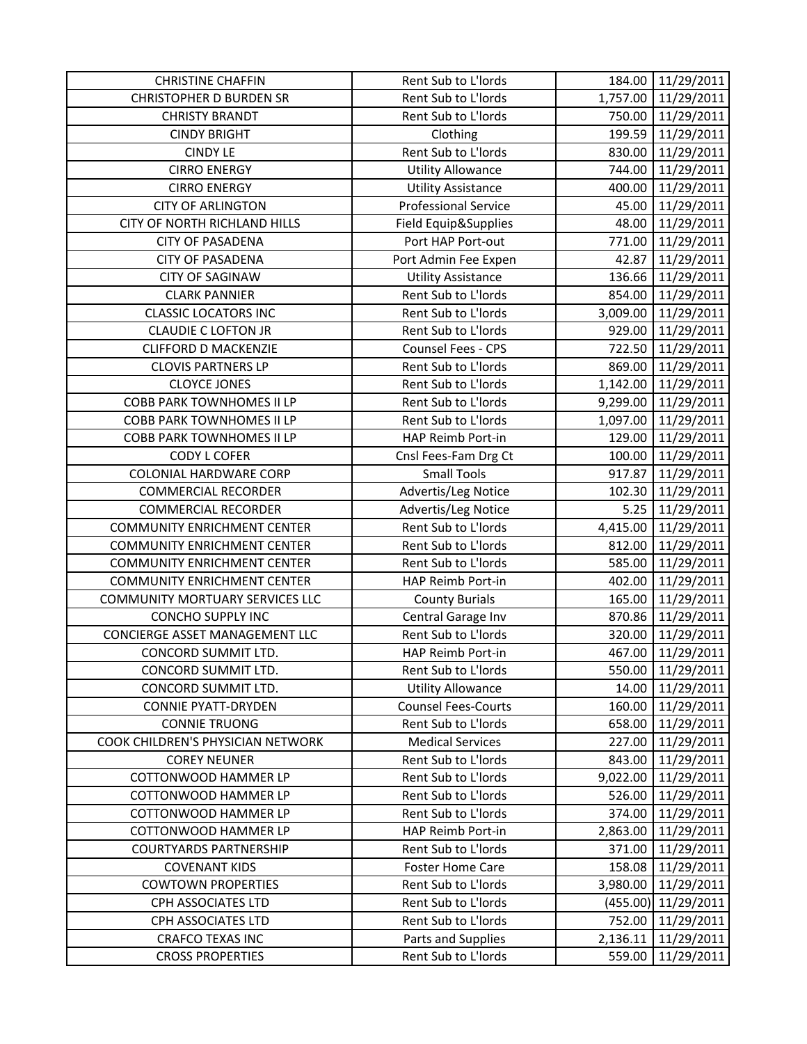| | | | |
|---|---|---|---|
| CHRISTINE CHAFFIN | Rent Sub to L'lords | 184.00 | 11/29/2011 |
| CHRISTOPHER D BURDEN SR | Rent Sub to L'lords | 1,757.00 | 11/29/2011 |
| CHRISTY BRANDT | Rent Sub to L'lords | 750.00 | 11/29/2011 |
| CINDY BRIGHT | Clothing | 199.59 | 11/29/2011 |
| CINDY LE | Rent Sub to L'lords | 830.00 | 11/29/2011 |
| CIRRO ENERGY | Utility Allowance | 744.00 | 11/29/2011 |
| CIRRO ENERGY | Utility Assistance | 400.00 | 11/29/2011 |
| CITY OF ARLINGTON | Professional Service | 45.00 | 11/29/2011 |
| CITY OF NORTH RICHLAND HILLS | Field Equip&Supplies | 48.00 | 11/29/2011 |
| CITY OF PASADENA | Port HAP Port-out | 771.00 | 11/29/2011 |
| CITY OF PASADENA | Port Admin Fee Expen | 42.87 | 11/29/2011 |
| CITY OF SAGINAW | Utility Assistance | 136.66 | 11/29/2011 |
| CLARK PANNIER | Rent Sub to L'lords | 854.00 | 11/29/2011 |
| CLASSIC LOCATORS INC | Rent Sub to L'lords | 3,009.00 | 11/29/2011 |
| CLAUDIE C LOFTON JR | Rent Sub to L'lords | 929.00 | 11/29/2011 |
| CLIFFORD D MACKENZIE | Counsel Fees - CPS | 722.50 | 11/29/2011 |
| CLOVIS PARTNERS LP | Rent Sub to L'lords | 869.00 | 11/29/2011 |
| CLOYCE JONES | Rent Sub to L'lords | 1,142.00 | 11/29/2011 |
| COBB PARK TOWNHOMES II LP | Rent Sub to L'lords | 9,299.00 | 11/29/2011 |
| COBB PARK TOWNHOMES II LP | Rent Sub to L'lords | 1,097.00 | 11/29/2011 |
| COBB PARK TOWNHOMES II LP | HAP Reimb Port-in | 129.00 | 11/29/2011 |
| CODY L COFER | Cnsl Fees-Fam Drg Ct | 100.00 | 11/29/2011 |
| COLONIAL HARDWARE CORP | Small Tools | 917.87 | 11/29/2011 |
| COMMERCIAL RECORDER | Advertis/Leg Notice | 102.30 | 11/29/2011 |
| COMMERCIAL RECORDER | Advertis/Leg Notice | 5.25 | 11/29/2011 |
| COMMUNITY ENRICHMENT CENTER | Rent Sub to L'lords | 4,415.00 | 11/29/2011 |
| COMMUNITY ENRICHMENT CENTER | Rent Sub to L'lords | 812.00 | 11/29/2011 |
| COMMUNITY ENRICHMENT CENTER | Rent Sub to L'lords | 585.00 | 11/29/2011 |
| COMMUNITY ENRICHMENT CENTER | HAP Reimb Port-in | 402.00 | 11/29/2011 |
| COMMUNITY MORTUARY SERVICES LLC | County Burials | 165.00 | 11/29/2011 |
| CONCHO SUPPLY INC | Central Garage Inv | 870.86 | 11/29/2011 |
| CONCIERGE ASSET MANAGEMENT LLC | Rent Sub to L'lords | 320.00 | 11/29/2011 |
| CONCORD SUMMIT LTD. | HAP Reimb Port-in | 467.00 | 11/29/2011 |
| CONCORD SUMMIT LTD. | Rent Sub to L'lords | 550.00 | 11/29/2011 |
| CONCORD SUMMIT LTD. | Utility Allowance | 14.00 | 11/29/2011 |
| CONNIE PYATT-DRYDEN | Counsel Fees-Courts | 160.00 | 11/29/2011 |
| CONNIE TRUONG | Rent Sub to L'lords | 658.00 | 11/29/2011 |
| COOK CHILDREN'S PHYSICIAN NETWORK | Medical Services | 227.00 | 11/29/2011 |
| COREY NEUNER | Rent Sub to L'lords | 843.00 | 11/29/2011 |
| COTTONWOOD HAMMER LP | Rent Sub to L'lords | 9,022.00 | 11/29/2011 |
| COTTONWOOD HAMMER LP | Rent Sub to L'lords | 526.00 | 11/29/2011 |
| COTTONWOOD HAMMER LP | Rent Sub to L'lords | 374.00 | 11/29/2011 |
| COTTONWOOD HAMMER LP | HAP Reimb Port-in | 2,863.00 | 11/29/2011 |
| COURTYARDS PARTNERSHIP | Rent Sub to L'lords | 371.00 | 11/29/2011 |
| COVENANT KIDS | Foster Home Care | 158.08 | 11/29/2011 |
| COWTOWN PROPERTIES | Rent Sub to L'lords | 3,980.00 | 11/29/2011 |
| CPH ASSOCIATES LTD | Rent Sub to L'lords | (455.00) | 11/29/2011 |
| CPH ASSOCIATES LTD | Rent Sub to L'lords | 752.00 | 11/29/2011 |
| CRAFCO TEXAS INC | Parts and Supplies | 2,136.11 | 11/29/2011 |
| CROSS PROPERTIES | Rent Sub to L'lords | 559.00 | 11/29/2011 |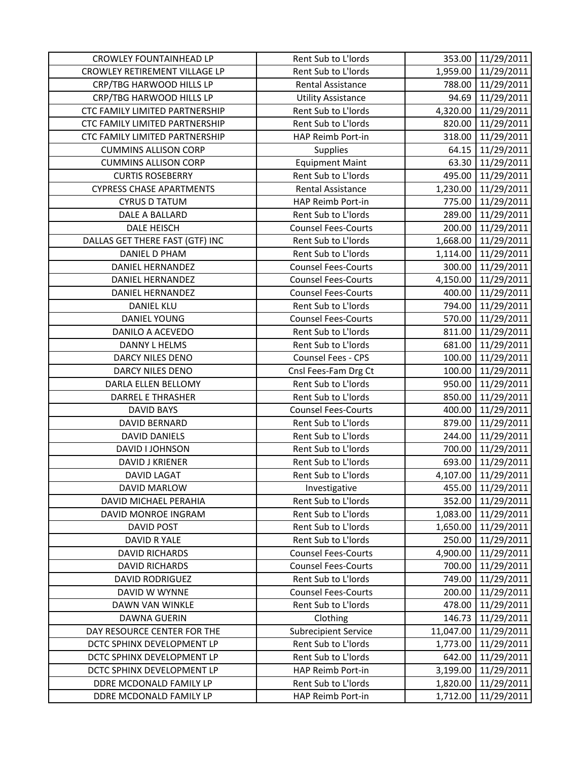| CROWLEY FOUNTAINHEAD LP | Rent Sub to L'lords | 353.00 | 11/29/2011 |
|---|---|---|---|
| CROWLEY RETIREMENT VILLAGE LP | Rent Sub to L'lords | 1,959.00 | 11/29/2011 |
| CRP/TBG HARWOOD HILLS LP | Rental Assistance | 788.00 | 11/29/2011 |
| CRP/TBG HARWOOD HILLS LP | Utility Assistance | 94.69 | 11/29/2011 |
| CTC FAMILY LIMITED PARTNERSHIP | Rent Sub to L'lords | 4,320.00 | 11/29/2011 |
| CTC FAMILY LIMITED PARTNERSHIP | Rent Sub to L'lords | 820.00 | 11/29/2011 |
| CTC FAMILY LIMITED PARTNERSHIP | HAP Reimb Port-in | 318.00 | 11/29/2011 |
| CUMMINS ALLISON CORP | Supplies | 64.15 | 11/29/2011 |
| CUMMINS ALLISON CORP | Equipment Maint | 63.30 | 11/29/2011 |
| CURTIS ROSEBERRY | Rent Sub to L'lords | 495.00 | 11/29/2011 |
| CYPRESS CHASE APARTMENTS | Rental Assistance | 1,230.00 | 11/29/2011 |
| CYRUS D TATUM | HAP Reimb Port-in | 775.00 | 11/29/2011 |
| DALE A BALLARD | Rent Sub to L'lords | 289.00 | 11/29/2011 |
| DALE HEISCH | Counsel Fees-Courts | 200.00 | 11/29/2011 |
| DALLAS GET THERE FAST (GTF) INC | Rent Sub to L'lords | 1,668.00 | 11/29/2011 |
| DANIEL D PHAM | Rent Sub to L'lords | 1,114.00 | 11/29/2011 |
| DANIEL HERNANDEZ | Counsel Fees-Courts | 300.00 | 11/29/2011 |
| DANIEL HERNANDEZ | Counsel Fees-Courts | 4,150.00 | 11/29/2011 |
| DANIEL HERNANDEZ | Counsel Fees-Courts | 400.00 | 11/29/2011 |
| DANIEL KLU | Rent Sub to L'lords | 794.00 | 11/29/2011 |
| DANIEL YOUNG | Counsel Fees-Courts | 570.00 | 11/29/2011 |
| DANILO A ACEVEDO | Rent Sub to L'lords | 811.00 | 11/29/2011 |
| DANNY L HELMS | Rent Sub to L'lords | 681.00 | 11/29/2011 |
| DARCY NILES DENO | Counsel Fees - CPS | 100.00 | 11/29/2011 |
| DARCY NILES DENO | Cnsl Fees-Fam Drg Ct | 100.00 | 11/29/2011 |
| DARLA ELLEN BELLOMY | Rent Sub to L'lords | 950.00 | 11/29/2011 |
| DARREL E THRASHER | Rent Sub to L'lords | 850.00 | 11/29/2011 |
| DAVID BAYS | Counsel Fees-Courts | 400.00 | 11/29/2011 |
| DAVID BERNARD | Rent Sub to L'lords | 879.00 | 11/29/2011 |
| DAVID DANIELS | Rent Sub to L'lords | 244.00 | 11/29/2011 |
| DAVID I JOHNSON | Rent Sub to L'lords | 700.00 | 11/29/2011 |
| DAVID J KRIENER | Rent Sub to L'lords | 693.00 | 11/29/2011 |
| DAVID LAGAT | Rent Sub to L'lords | 4,107.00 | 11/29/2011 |
| DAVID MARLOW | Investigative | 455.00 | 11/29/2011 |
| DAVID MICHAEL PERAHIA | Rent Sub to L'lords | 352.00 | 11/29/2011 |
| DAVID MONROE INGRAM | Rent Sub to L'lords | 1,083.00 | 11/29/2011 |
| DAVID POST | Rent Sub to L'lords | 1,650.00 | 11/29/2011 |
| DAVID R YALE | Rent Sub to L'lords | 250.00 | 11/29/2011 |
| DAVID RICHARDS | Counsel Fees-Courts | 4,900.00 | 11/29/2011 |
| DAVID RICHARDS | Counsel Fees-Courts | 700.00 | 11/29/2011 |
| DAVID RODRIGUEZ | Rent Sub to L'lords | 749.00 | 11/29/2011 |
| DAVID W WYNNE | Counsel Fees-Courts | 200.00 | 11/29/2011 |
| DAWN VAN WINKLE | Rent Sub to L'lords | 478.00 | 11/29/2011 |
| DAWNA GUERIN | Clothing | 146.73 | 11/29/2011 |
| DAY RESOURCE CENTER FOR THE | Subrecipient Service | 11,047.00 | 11/29/2011 |
| DCTC SPHINX DEVELOPMENT LP | Rent Sub to L'lords | 1,773.00 | 11/29/2011 |
| DCTC SPHINX DEVELOPMENT LP | Rent Sub to L'lords | 642.00 | 11/29/2011 |
| DCTC SPHINX DEVELOPMENT LP | HAP Reimb Port-in | 3,199.00 | 11/29/2011 |
| DDRE MCDONALD FAMILY LP | Rent Sub to L'lords | 1,820.00 | 11/29/2011 |
| DDRE MCDONALD FAMILY LP | HAP Reimb Port-in | 1,712.00 | 11/29/2011 |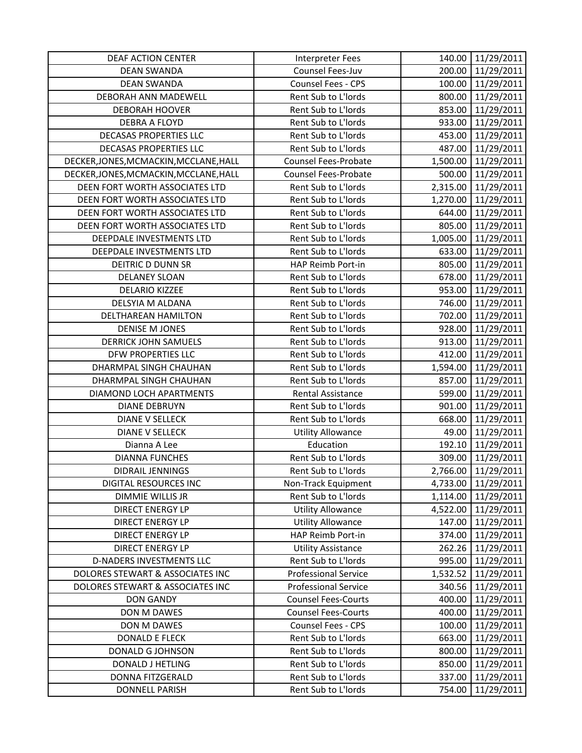| | | | |
|---|---|---|---|
| DEAF ACTION CENTER | Interpreter Fees | 140.00 | 11/29/2011 |
| DEAN SWANDA | Counsel Fees-Juv | 200.00 | 11/29/2011 |
| DEAN SWANDA | Counsel Fees - CPS | 100.00 | 11/29/2011 |
| DEBORAH ANN MADEWELL | Rent Sub to L'lords | 800.00 | 11/29/2011 |
| DEBORAH HOOVER | Rent Sub to L'lords | 853.00 | 11/29/2011 |
| DEBRA A FLOYD | Rent Sub to L'lords | 933.00 | 11/29/2011 |
| DECASAS PROPERTIES LLC | Rent Sub to L'lords | 453.00 | 11/29/2011 |
| DECASAS PROPERTIES LLC | Rent Sub to L'lords | 487.00 | 11/29/2011 |
| DECKER,JONES,MCMACKIN,MCCLANE,HALL | Counsel Fees-Probate | 1,500.00 | 11/29/2011 |
| DECKER,JONES,MCMACKIN,MCCLANE,HALL | Counsel Fees-Probate | 500.00 | 11/29/2011 |
| DEEN FORT WORTH ASSOCIATES LTD | Rent Sub to L'lords | 2,315.00 | 11/29/2011 |
| DEEN FORT WORTH ASSOCIATES LTD | Rent Sub to L'lords | 1,270.00 | 11/29/2011 |
| DEEN FORT WORTH ASSOCIATES LTD | Rent Sub to L'lords | 644.00 | 11/29/2011 |
| DEEN FORT WORTH ASSOCIATES LTD | Rent Sub to L'lords | 805.00 | 11/29/2011 |
| DEEPDALE INVESTMENTS LTD | Rent Sub to L'lords | 1,005.00 | 11/29/2011 |
| DEEPDALE INVESTMENTS LTD | Rent Sub to L'lords | 633.00 | 11/29/2011 |
| DEITRIC D DUNN SR | HAP Reimb Port-in | 805.00 | 11/29/2011 |
| DELANEY SLOAN | Rent Sub to L'lords | 678.00 | 11/29/2011 |
| DELARIO KIZZEE | Rent Sub to L'lords | 953.00 | 11/29/2011 |
| DELSYIA M ALDANA | Rent Sub to L'lords | 746.00 | 11/29/2011 |
| DELTHAREAN HAMILTON | Rent Sub to L'lords | 702.00 | 11/29/2011 |
| DENISE M JONES | Rent Sub to L'lords | 928.00 | 11/29/2011 |
| DERRICK JOHN SAMUELS | Rent Sub to L'lords | 913.00 | 11/29/2011 |
| DFW PROPERTIES LLC | Rent Sub to L'lords | 412.00 | 11/29/2011 |
| DHARMPAL SINGH CHAUHAN | Rent Sub to L'lords | 1,594.00 | 11/29/2011 |
| DHARMPAL SINGH CHAUHAN | Rent Sub to L'lords | 857.00 | 11/29/2011 |
| DIAMOND LOCH APARTMENTS | Rental Assistance | 599.00 | 11/29/2011 |
| DIANE DEBRUYN | Rent Sub to L'lords | 901.00 | 11/29/2011 |
| DIANE V SELLECK | Rent Sub to L'lords | 668.00 | 11/29/2011 |
| DIANE V SELLECK | Utility Allowance | 49.00 | 11/29/2011 |
| Dianna A Lee | Education | 192.10 | 11/29/2011 |
| DIANNA FUNCHES | Rent Sub to L'lords | 309.00 | 11/29/2011 |
| DIDRAIL JENNINGS | Rent Sub to L'lords | 2,766.00 | 11/29/2011 |
| DIGITAL RESOURCES INC | Non-Track Equipment | 4,733.00 | 11/29/2011 |
| DIMMIE WILLIS JR | Rent Sub to L'lords | 1,114.00 | 11/29/2011 |
| DIRECT ENERGY LP | Utility Allowance | 4,522.00 | 11/29/2011 |
| DIRECT ENERGY LP | Utility Allowance | 147.00 | 11/29/2011 |
| DIRECT ENERGY LP | HAP Reimb Port-in | 374.00 | 11/29/2011 |
| DIRECT ENERGY LP | Utility Assistance | 262.26 | 11/29/2011 |
| D-NADERS INVESTMENTS LLC | Rent Sub to L'lords | 995.00 | 11/29/2011 |
| DOLORES STEWART & ASSOCIATES INC | Professional Service | 1,532.52 | 11/29/2011 |
| DOLORES STEWART & ASSOCIATES INC | Professional Service | 340.56 | 11/29/2011 |
| DON GANDY | Counsel Fees-Courts | 400.00 | 11/29/2011 |
| DON M DAWES | Counsel Fees-Courts | 400.00 | 11/29/2011 |
| DON M DAWES | Counsel Fees - CPS | 100.00 | 11/29/2011 |
| DONALD E FLECK | Rent Sub to L'lords | 663.00 | 11/29/2011 |
| DONALD G JOHNSON | Rent Sub to L'lords | 800.00 | 11/29/2011 |
| DONALD J HETLING | Rent Sub to L'lords | 850.00 | 11/29/2011 |
| DONNA FITZGERALD | Rent Sub to L'lords | 337.00 | 11/29/2011 |
| DONNELL PARISH | Rent Sub to L'lords | 754.00 | 11/29/2011 |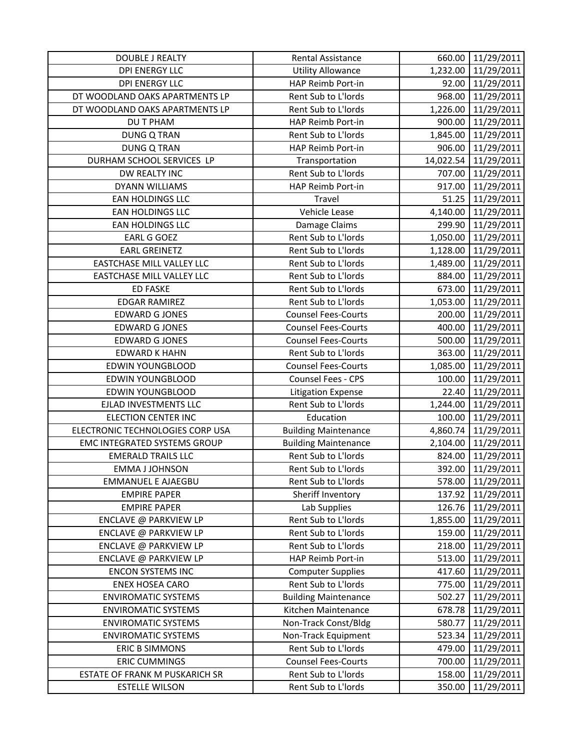| | | | |
|---|---|---|---|
| DOUBLE J REALTY | Rental Assistance | 660.00 | 11/29/2011 |
| DPI ENERGY LLC | Utility Allowance | 1,232.00 | 11/29/2011 |
| DPI ENERGY LLC | HAP Reimb Port-in | 92.00 | 11/29/2011 |
| DT WOODLAND OAKS APARTMENTS LP | Rent Sub to L'lords | 968.00 | 11/29/2011 |
| DT WOODLAND OAKS APARTMENTS LP | Rent Sub to L'lords | 1,226.00 | 11/29/2011 |
| DU T PHAM | HAP Reimb Port-in | 900.00 | 11/29/2011 |
| DUNG Q TRAN | Rent Sub to L'lords | 1,845.00 | 11/29/2011 |
| DUNG Q TRAN | HAP Reimb Port-in | 906.00 | 11/29/2011 |
| DURHAM SCHOOL SERVICES LP | Transportation | 14,022.54 | 11/29/2011 |
| DW REALTY INC | Rent Sub to L'lords | 707.00 | 11/29/2011 |
| DYANN WILLIAMS | HAP Reimb Port-in | 917.00 | 11/29/2011 |
| EAN HOLDINGS LLC | Travel | 51.25 | 11/29/2011 |
| EAN HOLDINGS LLC | Vehicle Lease | 4,140.00 | 11/29/2011 |
| EAN HOLDINGS LLC | Damage Claims | 299.90 | 11/29/2011 |
| EARL G GOEZ | Rent Sub to L'lords | 1,050.00 | 11/29/2011 |
| EARL GREINETZ | Rent Sub to L'lords | 1,128.00 | 11/29/2011 |
| EASTCHASE MILL VALLEY LLC | Rent Sub to L'lords | 1,489.00 | 11/29/2011 |
| EASTCHASE MILL VALLEY LLC | Rent Sub to L'lords | 884.00 | 11/29/2011 |
| ED FASKE | Rent Sub to L'lords | 673.00 | 11/29/2011 |
| EDGAR RAMIREZ | Rent Sub to L'lords | 1,053.00 | 11/29/2011 |
| EDWARD G JONES | Counsel Fees-Courts | 200.00 | 11/29/2011 |
| EDWARD G JONES | Counsel Fees-Courts | 400.00 | 11/29/2011 |
| EDWARD G JONES | Counsel Fees-Courts | 500.00 | 11/29/2011 |
| EDWARD K HAHN | Rent Sub to L'lords | 363.00 | 11/29/2011 |
| EDWIN YOUNGBLOOD | Counsel Fees-Courts | 1,085.00 | 11/29/2011 |
| EDWIN YOUNGBLOOD | Counsel Fees - CPS | 100.00 | 11/29/2011 |
| EDWIN YOUNGBLOOD | Litigation Expense | 22.40 | 11/29/2011 |
| EJLAD INVESTMENTS LLC | Rent Sub to L'lords | 1,244.00 | 11/29/2011 |
| ELECTION CENTER INC | Education | 100.00 | 11/29/2011 |
| ELECTRONIC TECHNOLOGIES CORP USA | Building Maintenance | 4,860.74 | 11/29/2011 |
| EMC INTEGRATED SYSTEMS GROUP | Building Maintenance | 2,104.00 | 11/29/2011 |
| EMERALD TRAILS LLC | Rent Sub to L'lords | 824.00 | 11/29/2011 |
| EMMA J JOHNSON | Rent Sub to L'lords | 392.00 | 11/29/2011 |
| EMMANUEL E AJAEGBU | Rent Sub to L'lords | 578.00 | 11/29/2011 |
| EMPIRE PAPER | Sheriff Inventory | 137.92 | 11/29/2011 |
| EMPIRE PAPER | Lab Supplies | 126.76 | 11/29/2011 |
| ENCLAVE @ PARKVIEW LP | Rent Sub to L'lords | 1,855.00 | 11/29/2011 |
| ENCLAVE @ PARKVIEW LP | Rent Sub to L'lords | 159.00 | 11/29/2011 |
| ENCLAVE @ PARKVIEW LP | Rent Sub to L'lords | 218.00 | 11/29/2011 |
| ENCLAVE @ PARKVIEW LP | HAP Reimb Port-in | 513.00 | 11/29/2011 |
| ENCON SYSTEMS INC | Computer Supplies | 417.60 | 11/29/2011 |
| ENEX HOSEA CARO | Rent Sub to L'lords | 775.00 | 11/29/2011 |
| ENVIROMATIC SYSTEMS | Building Maintenance | 502.27 | 11/29/2011 |
| ENVIROMATIC SYSTEMS | Kitchen Maintenance | 678.78 | 11/29/2011 |
| ENVIROMATIC SYSTEMS | Non-Track Const/Bldg | 580.77 | 11/29/2011 |
| ENVIROMATIC SYSTEMS | Non-Track Equipment | 523.34 | 11/29/2011 |
| ERIC B SIMMONS | Rent Sub to L'lords | 479.00 | 11/29/2011 |
| ERIC CUMMINGS | Counsel Fees-Courts | 700.00 | 11/29/2011 |
| ESTATE OF FRANK M PUSKARICH SR | Rent Sub to L'lords | 158.00 | 11/29/2011 |
| ESTELLE WILSON | Rent Sub to L'lords | 350.00 | 11/29/2011 |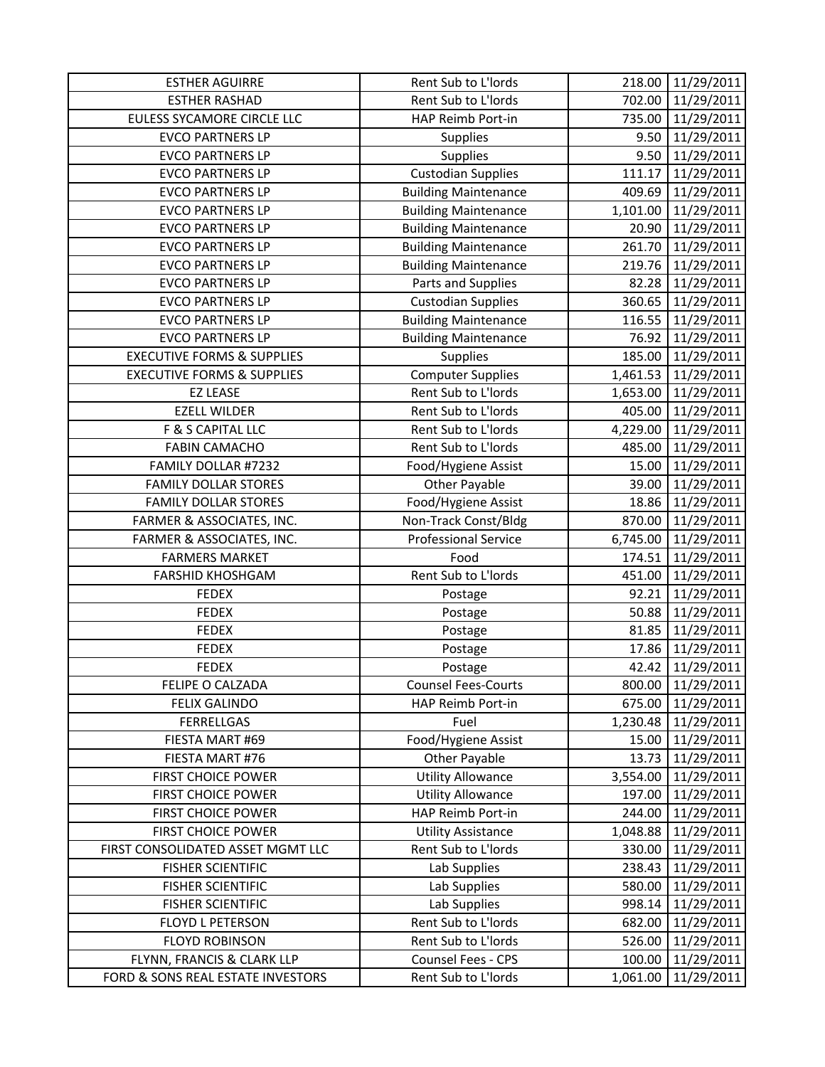| ESTHER AGUIRRE | Rent Sub to L'lords | 218.00 | 11/29/2011 |
|---|---|---|---|
| ESTHER RASHAD | Rent Sub to L'lords | 702.00 | 11/29/2011 |
| EULESS SYCAMORE CIRCLE LLC | HAP Reimb Port-in | 735.00 | 11/29/2011 |
| EVCO PARTNERS LP | Supplies | 9.50 | 11/29/2011 |
| EVCO PARTNERS LP | Supplies | 9.50 | 11/29/2011 |
| EVCO PARTNERS LP | Custodian Supplies | 111.17 | 11/29/2011 |
| EVCO PARTNERS LP | Building Maintenance | 409.69 | 11/29/2011 |
| EVCO PARTNERS LP | Building Maintenance | 1,101.00 | 11/29/2011 |
| EVCO PARTNERS LP | Building Maintenance | 20.90 | 11/29/2011 |
| EVCO PARTNERS LP | Building Maintenance | 261.70 | 11/29/2011 |
| EVCO PARTNERS LP | Building Maintenance | 219.76 | 11/29/2011 |
| EVCO PARTNERS LP | Parts and Supplies | 82.28 | 11/29/2011 |
| EVCO PARTNERS LP | Custodian Supplies | 360.65 | 11/29/2011 |
| EVCO PARTNERS LP | Building Maintenance | 116.55 | 11/29/2011 |
| EVCO PARTNERS LP | Building Maintenance | 76.92 | 11/29/2011 |
| EXECUTIVE FORMS & SUPPLIES | Supplies | 185.00 | 11/29/2011 |
| EXECUTIVE FORMS & SUPPLIES | Computer Supplies | 1,461.53 | 11/29/2011 |
| EZ LEASE | Rent Sub to L'lords | 1,653.00 | 11/29/2011 |
| EZELL WILDER | Rent Sub to L'lords | 405.00 | 11/29/2011 |
| F & S CAPITAL LLC | Rent Sub to L'lords | 4,229.00 | 11/29/2011 |
| FABIN CAMACHO | Rent Sub to L'lords | 485.00 | 11/29/2011 |
| FAMILY DOLLAR #7232 | Food/Hygiene Assist | 15.00 | 11/29/2011 |
| FAMILY DOLLAR STORES | Other Payable | 39.00 | 11/29/2011 |
| FAMILY DOLLAR STORES | Food/Hygiene Assist | 18.86 | 11/29/2011 |
| FARMER & ASSOCIATES, INC. | Non-Track Const/Bldg | 870.00 | 11/29/2011 |
| FARMER & ASSOCIATES, INC. | Professional Service | 6,745.00 | 11/29/2011 |
| FARMERS MARKET | Food | 174.51 | 11/29/2011 |
| FARSHID KHOSHGAM | Rent Sub to L'lords | 451.00 | 11/29/2011 |
| FEDEX | Postage | 92.21 | 11/29/2011 |
| FEDEX | Postage | 50.88 | 11/29/2011 |
| FEDEX | Postage | 81.85 | 11/29/2011 |
| FEDEX | Postage | 17.86 | 11/29/2011 |
| FEDEX | Postage | 42.42 | 11/29/2011 |
| FELIPE O CALZADA | Counsel Fees-Courts | 800.00 | 11/29/2011 |
| FELIX GALINDO | HAP Reimb Port-in | 675.00 | 11/29/2011 |
| FERRELLGAS | Fuel | 1,230.48 | 11/29/2011 |
| FIESTA MART #69 | Food/Hygiene Assist | 15.00 | 11/29/2011 |
| FIESTA MART #76 | Other Payable | 13.73 | 11/29/2011 |
| FIRST CHOICE POWER | Utility Allowance | 3,554.00 | 11/29/2011 |
| FIRST CHOICE POWER | Utility Allowance | 197.00 | 11/29/2011 |
| FIRST CHOICE POWER | HAP Reimb Port-in | 244.00 | 11/29/2011 |
| FIRST CHOICE POWER | Utility Assistance | 1,048.88 | 11/29/2011 |
| FIRST CONSOLIDATED ASSET MGMT LLC | Rent Sub to L'lords | 330.00 | 11/29/2011 |
| FISHER SCIENTIFIC | Lab Supplies | 238.43 | 11/29/2011 |
| FISHER SCIENTIFIC | Lab Supplies | 580.00 | 11/29/2011 |
| FISHER SCIENTIFIC | Lab Supplies | 998.14 | 11/29/2011 |
| FLOYD L PETERSON | Rent Sub to L'lords | 682.00 | 11/29/2011 |
| FLOYD ROBINSON | Rent Sub to L'lords | 526.00 | 11/29/2011 |
| FLYNN, FRANCIS & CLARK LLP | Counsel Fees - CPS | 100.00 | 11/29/2011 |
| FORD & SONS REAL ESTATE INVESTORS | Rent Sub to L'lords | 1,061.00 | 11/29/2011 |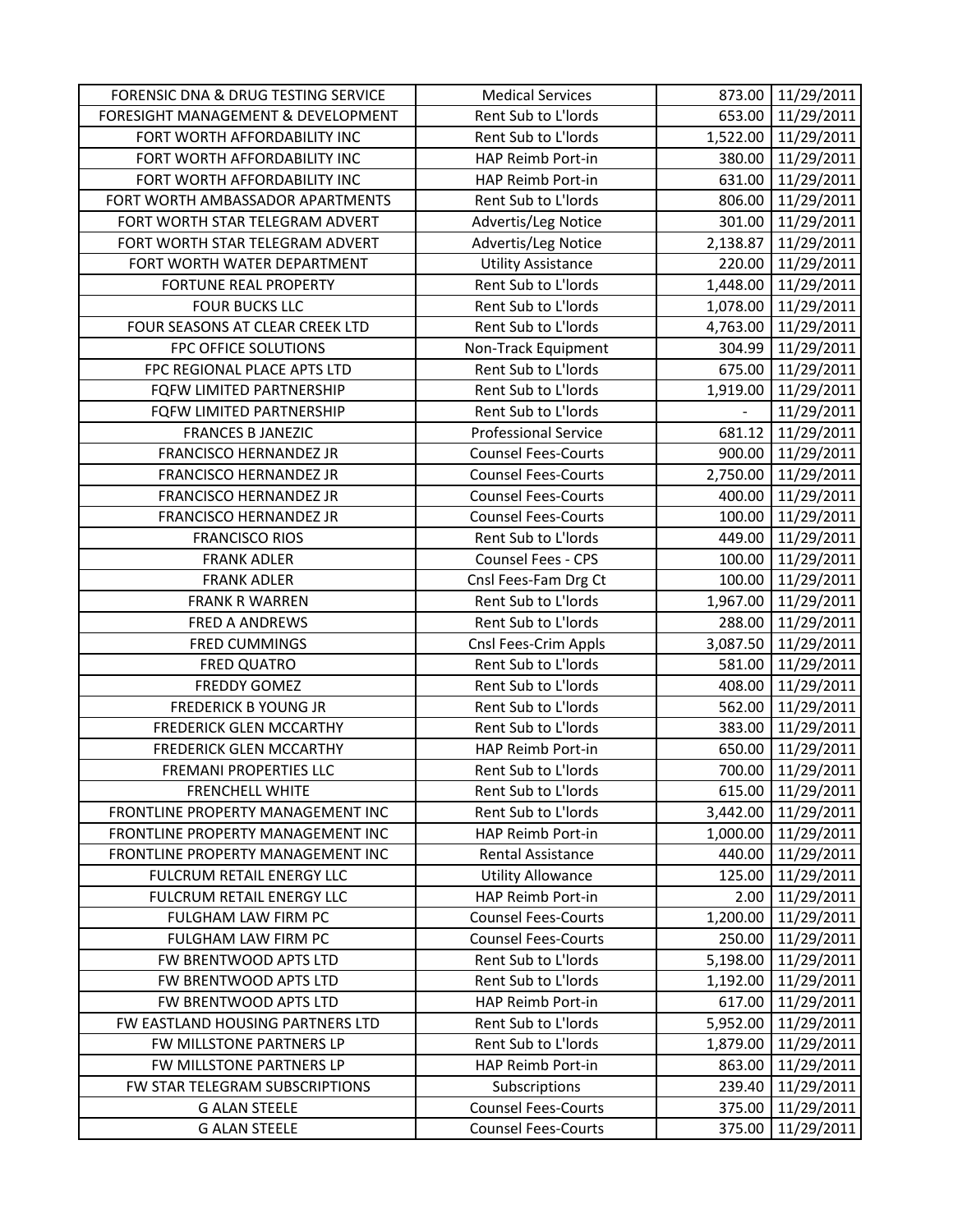| | | | |
|---|---|---|---|
| FORENSIC DNA & DRUG TESTING SERVICE | Medical Services | 873.00 | 11/29/2011 |
| FORESIGHT MANAGEMENT & DEVELOPMENT | Rent Sub to L'lords | 653.00 | 11/29/2011 |
| FORT WORTH AFFORDABILITY INC | Rent Sub to L'lords | 1,522.00 | 11/29/2011 |
| FORT WORTH AFFORDABILITY INC | HAP Reimb Port-in | 380.00 | 11/29/2011 |
| FORT WORTH AFFORDABILITY INC | HAP Reimb Port-in | 631.00 | 11/29/2011 |
| FORT WORTH AMBASSADOR APARTMENTS | Rent Sub to L'lords | 806.00 | 11/29/2011 |
| FORT WORTH STAR TELEGRAM ADVERT | Advertis/Leg Notice | 301.00 | 11/29/2011 |
| FORT WORTH STAR TELEGRAM ADVERT | Advertis/Leg Notice | 2,138.87 | 11/29/2011 |
| FORT WORTH WATER DEPARTMENT | Utility Assistance | 220.00 | 11/29/2011 |
| FORTUNE REAL PROPERTY | Rent Sub to L'lords | 1,448.00 | 11/29/2011 |
| FOUR BUCKS LLC | Rent Sub to L'lords | 1,078.00 | 11/29/2011 |
| FOUR SEASONS AT CLEAR CREEK LTD | Rent Sub to L'lords | 4,763.00 | 11/29/2011 |
| FPC OFFICE SOLUTIONS | Non-Track Equipment | 304.99 | 11/29/2011 |
| FPC REGIONAL PLACE APTS LTD | Rent Sub to L'lords | 675.00 | 11/29/2011 |
| FQFW LIMITED PARTNERSHIP | Rent Sub to L'lords | 1,919.00 | 11/29/2011 |
| FQFW LIMITED PARTNERSHIP | Rent Sub to L'lords | - | 11/29/2011 |
| FRANCES B JANEZIC | Professional Service | 681.12 | 11/29/2011 |
| FRANCISCO HERNANDEZ JR | Counsel Fees-Courts | 900.00 | 11/29/2011 |
| FRANCISCO HERNANDEZ JR | Counsel Fees-Courts | 2,750.00 | 11/29/2011 |
| FRANCISCO HERNANDEZ JR | Counsel Fees-Courts | 400.00 | 11/29/2011 |
| FRANCISCO HERNANDEZ JR | Counsel Fees-Courts | 100.00 | 11/29/2011 |
| FRANCISCO RIOS | Rent Sub to L'lords | 449.00 | 11/29/2011 |
| FRANK ADLER | Counsel Fees - CPS | 100.00 | 11/29/2011 |
| FRANK ADLER | Cnsl Fees-Fam Drg Ct | 100.00 | 11/29/2011 |
| FRANK R WARREN | Rent Sub to L'lords | 1,967.00 | 11/29/2011 |
| FRED A ANDREWS | Rent Sub to L'lords | 288.00 | 11/29/2011 |
| FRED CUMMINGS | Cnsl Fees-Crim Appls | 3,087.50 | 11/29/2011 |
| FRED QUATRO | Rent Sub to L'lords | 581.00 | 11/29/2011 |
| FREDDY GOMEZ | Rent Sub to L'lords | 408.00 | 11/29/2011 |
| FREDERICK B YOUNG JR | Rent Sub to L'lords | 562.00 | 11/29/2011 |
| FREDERICK GLEN MCCARTHY | Rent Sub to L'lords | 383.00 | 11/29/2011 |
| FREDERICK GLEN MCCARTHY | HAP Reimb Port-in | 650.00 | 11/29/2011 |
| FREMANI PROPERTIES LLC | Rent Sub to L'lords | 700.00 | 11/29/2011 |
| FRENCHELL WHITE | Rent Sub to L'lords | 615.00 | 11/29/2011 |
| FRONTLINE PROPERTY MANAGEMENT INC | Rent Sub to L'lords | 3,442.00 | 11/29/2011 |
| FRONTLINE PROPERTY MANAGEMENT INC | HAP Reimb Port-in | 1,000.00 | 11/29/2011 |
| FRONTLINE PROPERTY MANAGEMENT INC | Rental Assistance | 440.00 | 11/29/2011 |
| FULCRUM RETAIL ENERGY LLC | Utility Allowance | 125.00 | 11/29/2011 |
| FULCRUM RETAIL ENERGY LLC | HAP Reimb Port-in | 2.00 | 11/29/2011 |
| FULGHAM LAW FIRM PC | Counsel Fees-Courts | 1,200.00 | 11/29/2011 |
| FULGHAM LAW FIRM PC | Counsel Fees-Courts | 250.00 | 11/29/2011 |
| FW BRENTWOOD APTS LTD | Rent Sub to L'lords | 5,198.00 | 11/29/2011 |
| FW BRENTWOOD APTS LTD | Rent Sub to L'lords | 1,192.00 | 11/29/2011 |
| FW BRENTWOOD APTS LTD | HAP Reimb Port-in | 617.00 | 11/29/2011 |
| FW EASTLAND HOUSING PARTNERS LTD | Rent Sub to L'lords | 5,952.00 | 11/29/2011 |
| FW MILLSTONE PARTNERS LP | Rent Sub to L'lords | 1,879.00 | 11/29/2011 |
| FW MILLSTONE PARTNERS LP | HAP Reimb Port-in | 863.00 | 11/29/2011 |
| FW STAR TELEGRAM SUBSCRIPTIONS | Subscriptions | 239.40 | 11/29/2011 |
| G ALAN STEELE | Counsel Fees-Courts | 375.00 | 11/29/2011 |
| G ALAN STEELE | Counsel Fees-Courts | 375.00 | 11/29/2011 |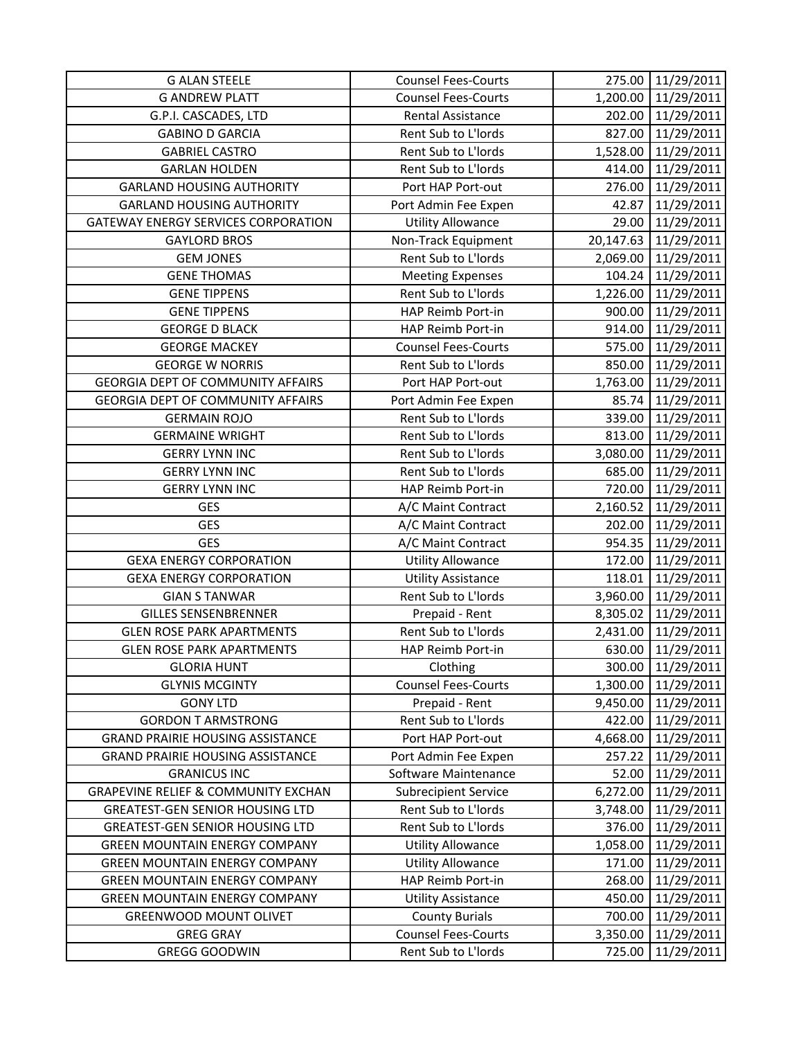| G ALAN STEELE | Counsel Fees-Courts | 275.00 | 11/29/2011 |
|---|---|---|---|
| G ANDREW PLATT | Counsel Fees-Courts | 1,200.00 | 11/29/2011 |
| G.P.I. CASCADES, LTD | Rental Assistance | 202.00 | 11/29/2011 |
| GABINO D GARCIA | Rent Sub to L'lords | 827.00 | 11/29/2011 |
| GABRIEL CASTRO | Rent Sub to L'lords | 1,528.00 | 11/29/2011 |
| GARLAN HOLDEN | Rent Sub to L'lords | 414.00 | 11/29/2011 |
| GARLAND HOUSING AUTHORITY | Port HAP Port-out | 276.00 | 11/29/2011 |
| GARLAND HOUSING AUTHORITY | Port Admin Fee Expen | 42.87 | 11/29/2011 |
| GATEWAY ENERGY SERVICES CORPORATION | Utility Allowance | 29.00 | 11/29/2011 |
| GAYLORD BROS | Non-Track Equipment | 20,147.63 | 11/29/2011 |
| GEM JONES | Rent Sub to L'lords | 2,069.00 | 11/29/2011 |
| GENE THOMAS | Meeting Expenses | 104.24 | 11/29/2011 |
| GENE TIPPENS | Rent Sub to L'lords | 1,226.00 | 11/29/2011 |
| GENE TIPPENS | HAP Reimb Port-in | 900.00 | 11/29/2011 |
| GEORGE D BLACK | HAP Reimb Port-in | 914.00 | 11/29/2011 |
| GEORGE MACKEY | Counsel Fees-Courts | 575.00 | 11/29/2011 |
| GEORGE W NORRIS | Rent Sub to L'lords | 850.00 | 11/29/2011 |
| GEORGIA DEPT OF COMMUNITY AFFAIRS | Port HAP Port-out | 1,763.00 | 11/29/2011 |
| GEORGIA DEPT OF COMMUNITY AFFAIRS | Port Admin Fee Expen | 85.74 | 11/29/2011 |
| GERMAIN ROJO | Rent Sub to L'lords | 339.00 | 11/29/2011 |
| GERMAINE WRIGHT | Rent Sub to L'lords | 813.00 | 11/29/2011 |
| GERRY LYNN INC | Rent Sub to L'lords | 3,080.00 | 11/29/2011 |
| GERRY LYNN INC | Rent Sub to L'lords | 685.00 | 11/29/2011 |
| GERRY LYNN INC | HAP Reimb Port-in | 720.00 | 11/29/2011 |
| GES | A/C Maint Contract | 2,160.52 | 11/29/2011 |
| GES | A/C Maint Contract | 202.00 | 11/29/2011 |
| GES | A/C Maint Contract | 954.35 | 11/29/2011 |
| GEXA ENERGY CORPORATION | Utility Allowance | 172.00 | 11/29/2011 |
| GEXA ENERGY CORPORATION | Utility Assistance | 118.01 | 11/29/2011 |
| GIAN S TANWAR | Rent Sub to L'lords | 3,960.00 | 11/29/2011 |
| GILLES SENSENBRENNER | Prepaid - Rent | 8,305.02 | 11/29/2011 |
| GLEN ROSE PARK APARTMENTS | Rent Sub to L'lords | 2,431.00 | 11/29/2011 |
| GLEN ROSE PARK APARTMENTS | HAP Reimb Port-in | 630.00 | 11/29/2011 |
| GLORIA HUNT | Clothing | 300.00 | 11/29/2011 |
| GLYNIS MCGINTY | Counsel Fees-Courts | 1,300.00 | 11/29/2011 |
| GONY LTD | Prepaid - Rent | 9,450.00 | 11/29/2011 |
| GORDON T ARMSTRONG | Rent Sub to L'lords | 422.00 | 11/29/2011 |
| GRAND PRAIRIE HOUSING ASSISTANCE | Port HAP Port-out | 4,668.00 | 11/29/2011 |
| GRAND PRAIRIE HOUSING ASSISTANCE | Port Admin Fee Expen | 257.22 | 11/29/2011 |
| GRANICUS INC | Software Maintenance | 52.00 | 11/29/2011 |
| GRAPEVINE RELIEF & COMMUNITY EXCHAN | Subrecipient Service | 6,272.00 | 11/29/2011 |
| GREATEST-GEN SENIOR HOUSING LTD | Rent Sub to L'lords | 3,748.00 | 11/29/2011 |
| GREATEST-GEN SENIOR HOUSING LTD | Rent Sub to L'lords | 376.00 | 11/29/2011 |
| GREEN MOUNTAIN ENERGY COMPANY | Utility Allowance | 1,058.00 | 11/29/2011 |
| GREEN MOUNTAIN ENERGY COMPANY | Utility Allowance | 171.00 | 11/29/2011 |
| GREEN MOUNTAIN ENERGY COMPANY | HAP Reimb Port-in | 268.00 | 11/29/2011 |
| GREEN MOUNTAIN ENERGY COMPANY | Utility Assistance | 450.00 | 11/29/2011 |
| GREENWOOD MOUNT OLIVET | County Burials | 700.00 | 11/29/2011 |
| GREG GRAY | Counsel Fees-Courts | 3,350.00 | 11/29/2011 |
| GREGG GOODWIN | Rent Sub to L'lords | 725.00 | 11/29/2011 |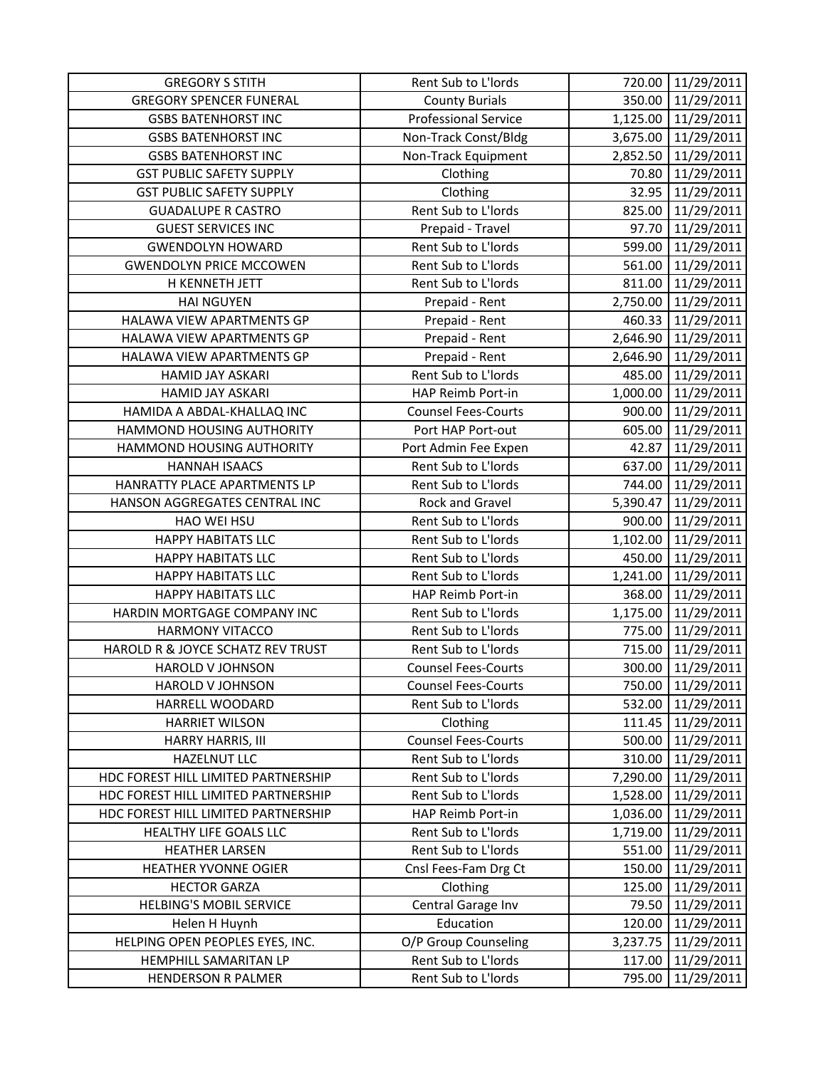| | | | |
|---|---|---|---|
| GREGORY S STITH | Rent Sub to L'lords | 720.00 | 11/29/2011 |
| GREGORY SPENCER FUNERAL | County Burials | 350.00 | 11/29/2011 |
| GSBS BATENHORST INC | Professional Service | 1,125.00 | 11/29/2011 |
| GSBS BATENHORST INC | Non-Track Const/Bldg | 3,675.00 | 11/29/2011 |
| GSBS BATENHORST INC | Non-Track Equipment | 2,852.50 | 11/29/2011 |
| GST PUBLIC SAFETY SUPPLY | Clothing | 70.80 | 11/29/2011 |
| GST PUBLIC SAFETY SUPPLY | Clothing | 32.95 | 11/29/2011 |
| GUADALUPE R CASTRO | Rent Sub to L'lords | 825.00 | 11/29/2011 |
| GUEST SERVICES INC | Prepaid - Travel | 97.70 | 11/29/2011 |
| GWENDOLYN HOWARD | Rent Sub to L'lords | 599.00 | 11/29/2011 |
| GWENDOLYN PRICE MCCOWEN | Rent Sub to L'lords | 561.00 | 11/29/2011 |
| H KENNETH JETT | Rent Sub to L'lords | 811.00 | 11/29/2011 |
| HAI NGUYEN | Prepaid - Rent | 2,750.00 | 11/29/2011 |
| HALAWA VIEW APARTMENTS GP | Prepaid - Rent | 460.33 | 11/29/2011 |
| HALAWA VIEW APARTMENTS GP | Prepaid - Rent | 2,646.90 | 11/29/2011 |
| HALAWA VIEW APARTMENTS GP | Prepaid - Rent | 2,646.90 | 11/29/2011 |
| HAMID JAY ASKARI | Rent Sub to L'lords | 485.00 | 11/29/2011 |
| HAMID JAY ASKARI | HAP Reimb Port-in | 1,000.00 | 11/29/2011 |
| HAMIDA A ABDAL-KHALLAQ INC | Counsel Fees-Courts | 900.00 | 11/29/2011 |
| HAMMOND HOUSING AUTHORITY | Port HAP Port-out | 605.00 | 11/29/2011 |
| HAMMOND HOUSING AUTHORITY | Port Admin Fee Expen | 42.87 | 11/29/2011 |
| HANNAH ISAACS | Rent Sub to L'lords | 637.00 | 11/29/2011 |
| HANRATTY PLACE APARTMENTS LP | Rent Sub to L'lords | 744.00 | 11/29/2011 |
| HANSON AGGREGATES CENTRAL INC | Rock and Gravel | 5,390.47 | 11/29/2011 |
| HAO WEI HSU | Rent Sub to L'lords | 900.00 | 11/29/2011 |
| HAPPY HABITATS LLC | Rent Sub to L'lords | 1,102.00 | 11/29/2011 |
| HAPPY HABITATS LLC | Rent Sub to L'lords | 450.00 | 11/29/2011 |
| HAPPY HABITATS LLC | Rent Sub to L'lords | 1,241.00 | 11/29/2011 |
| HAPPY HABITATS LLC | HAP Reimb Port-in | 368.00 | 11/29/2011 |
| HARDIN MORTGAGE COMPANY INC | Rent Sub to L'lords | 1,175.00 | 11/29/2011 |
| HARMONY VITACCO | Rent Sub to L'lords | 775.00 | 11/29/2011 |
| HAROLD R & JOYCE SCHATZ REV TRUST | Rent Sub to L'lords | 715.00 | 11/29/2011 |
| HAROLD V JOHNSON | Counsel Fees-Courts | 300.00 | 11/29/2011 |
| HAROLD V JOHNSON | Counsel Fees-Courts | 750.00 | 11/29/2011 |
| HARRELL WOODARD | Rent Sub to L'lords | 532.00 | 11/29/2011 |
| HARRIET WILSON | Clothing | 111.45 | 11/29/2011 |
| HARRY HARRIS, III | Counsel Fees-Courts | 500.00 | 11/29/2011 |
| HAZELNUT LLC | Rent Sub to L'lords | 310.00 | 11/29/2011 |
| HDC FOREST HILL LIMITED PARTNERSHIP | Rent Sub to L'lords | 7,290.00 | 11/29/2011 |
| HDC FOREST HILL LIMITED PARTNERSHIP | Rent Sub to L'lords | 1,528.00 | 11/29/2011 |
| HDC FOREST HILL LIMITED PARTNERSHIP | HAP Reimb Port-in | 1,036.00 | 11/29/2011 |
| HEALTHY LIFE GOALS LLC | Rent Sub to L'lords | 1,719.00 | 11/29/2011 |
| HEATHER LARSEN | Rent Sub to L'lords | 551.00 | 11/29/2011 |
| HEATHER YVONNE OGIER | Cnsl Fees-Fam Drg Ct | 150.00 | 11/29/2011 |
| HECTOR GARZA | Clothing | 125.00 | 11/29/2011 |
| HELBING'S MOBIL SERVICE | Central Garage Inv | 79.50 | 11/29/2011 |
| Helen H Huynh | Education | 120.00 | 11/29/2011 |
| HELPING OPEN PEOPLES EYES, INC. | O/P Group Counseling | 3,237.75 | 11/29/2011 |
| HEMPHILL SAMARITAN LP | Rent Sub to L'lords | 117.00 | 11/29/2011 |
| HENDERSON R PALMER | Rent Sub to L'lords | 795.00 | 11/29/2011 |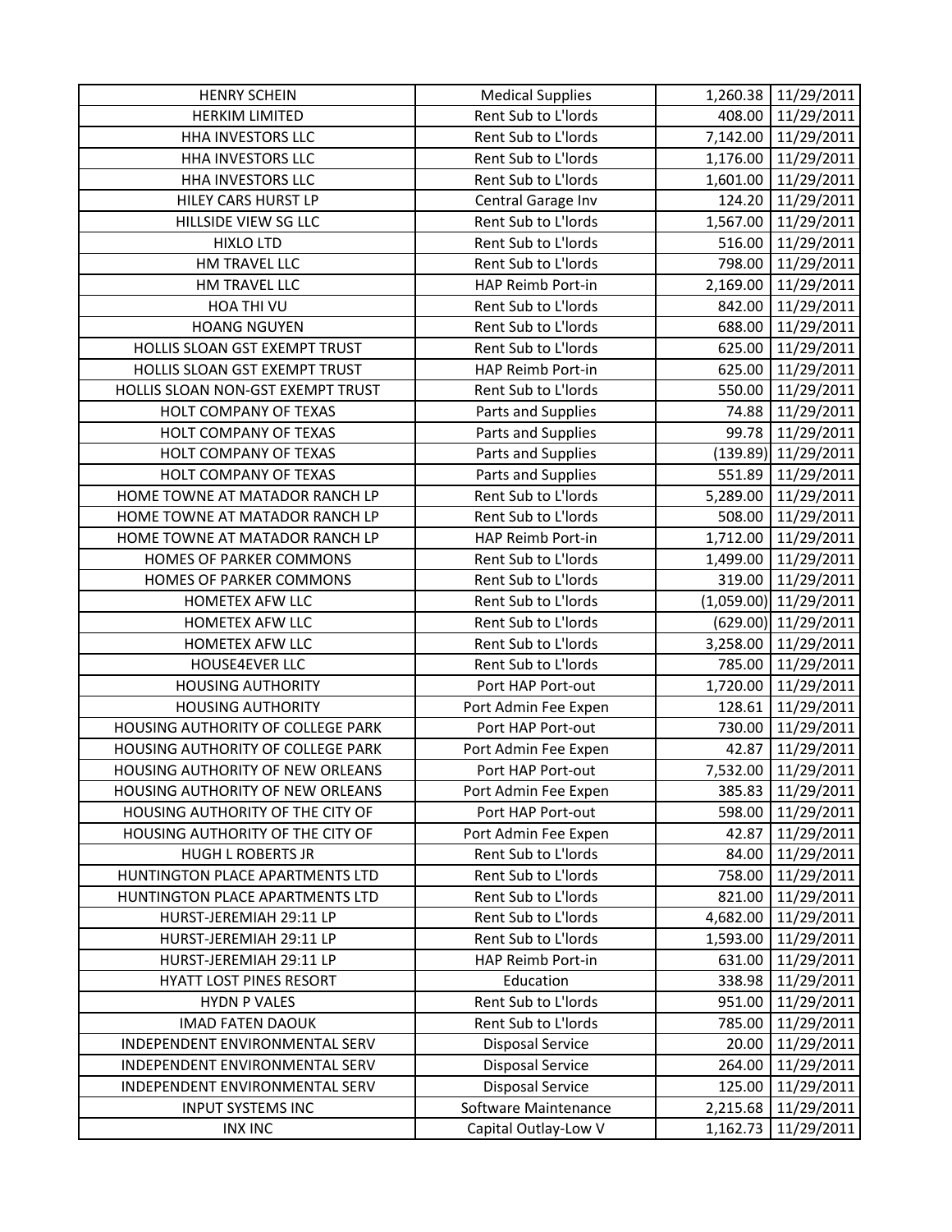| HENRY SCHEIN | Medical Supplies | 1,260.38 | 11/29/2011 |
|---|---|---|---|
| HERKIM LIMITED | Rent Sub to L'lords | 408.00 | 11/29/2011 |
| HHA INVESTORS LLC | Rent Sub to L'lords | 7,142.00 | 11/29/2011 |
| HHA INVESTORS LLC | Rent Sub to L'lords | 1,176.00 | 11/29/2011 |
| HHA INVESTORS LLC | Rent Sub to L'lords | 1,601.00 | 11/29/2011 |
| HILEY CARS HURST LP | Central Garage Inv | 124.20 | 11/29/2011 |
| HILLSIDE VIEW SG LLC | Rent Sub to L'lords | 1,567.00 | 11/29/2011 |
| HIXLO LTD | Rent Sub to L'lords | 516.00 | 11/29/2011 |
| HM TRAVEL LLC | Rent Sub to L'lords | 798.00 | 11/29/2011 |
| HM TRAVEL LLC | HAP Reimb Port-in | 2,169.00 | 11/29/2011 |
| HOA THI VU | Rent Sub to L'lords | 842.00 | 11/29/2011 |
| HOANG NGUYEN | Rent Sub to L'lords | 688.00 | 11/29/2011 |
| HOLLIS SLOAN GST EXEMPT TRUST | Rent Sub to L'lords | 625.00 | 11/29/2011 |
| HOLLIS SLOAN GST EXEMPT TRUST | HAP Reimb Port-in | 625.00 | 11/29/2011 |
| HOLLIS SLOAN NON-GST EXEMPT TRUST | Rent Sub to L'lords | 550.00 | 11/29/2011 |
| HOLT COMPANY OF TEXAS | Parts and Supplies | 74.88 | 11/29/2011 |
| HOLT COMPANY OF TEXAS | Parts and Supplies | 99.78 | 11/29/2011 |
| HOLT COMPANY OF TEXAS | Parts and Supplies | (139.89) | 11/29/2011 |
| HOLT COMPANY OF TEXAS | Parts and Supplies | 551.89 | 11/29/2011 |
| HOME TOWNE AT MATADOR RANCH LP | Rent Sub to L'lords | 5,289.00 | 11/29/2011 |
| HOME TOWNE AT MATADOR RANCH LP | Rent Sub to L'lords | 508.00 | 11/29/2011 |
| HOME TOWNE AT MATADOR RANCH LP | HAP Reimb Port-in | 1,712.00 | 11/29/2011 |
| HOMES OF PARKER COMMONS | Rent Sub to L'lords | 1,499.00 | 11/29/2011 |
| HOMES OF PARKER COMMONS | Rent Sub to L'lords | 319.00 | 11/29/2011 |
| HOMETEX AFW LLC | Rent Sub to L'lords | (1,059.00) | 11/29/2011 |
| HOMETEX AFW LLC | Rent Sub to L'lords | (629.00) | 11/29/2011 |
| HOMETEX AFW LLC | Rent Sub to L'lords | 3,258.00 | 11/29/2011 |
| HOUSE4EVER LLC | Rent Sub to L'lords | 785.00 | 11/29/2011 |
| HOUSING AUTHORITY | Port HAP Port-out | 1,720.00 | 11/29/2011 |
| HOUSING AUTHORITY | Port Admin Fee Expen | 128.61 | 11/29/2011 |
| HOUSING AUTHORITY OF COLLEGE PARK | Port HAP Port-out | 730.00 | 11/29/2011 |
| HOUSING AUTHORITY OF COLLEGE PARK | Port Admin Fee Expen | 42.87 | 11/29/2011 |
| HOUSING AUTHORITY OF NEW ORLEANS | Port HAP Port-out | 7,532.00 | 11/29/2011 |
| HOUSING AUTHORITY OF NEW ORLEANS | Port Admin Fee Expen | 385.83 | 11/29/2011 |
| HOUSING AUTHORITY OF THE CITY OF | Port HAP Port-out | 598.00 | 11/29/2011 |
| HOUSING AUTHORITY OF THE CITY OF | Port Admin Fee Expen | 42.87 | 11/29/2011 |
| HUGH L ROBERTS JR | Rent Sub to L'lords | 84.00 | 11/29/2011 |
| HUNTINGTON PLACE APARTMENTS LTD | Rent Sub to L'lords | 758.00 | 11/29/2011 |
| HUNTINGTON PLACE APARTMENTS LTD | Rent Sub to L'lords | 821.00 | 11/29/2011 |
| HURST-JEREMIAH 29:11 LP | Rent Sub to L'lords | 4,682.00 | 11/29/2011 |
| HURST-JEREMIAH 29:11 LP | Rent Sub to L'lords | 1,593.00 | 11/29/2011 |
| HURST-JEREMIAH 29:11 LP | HAP Reimb Port-in | 631.00 | 11/29/2011 |
| HYATT LOST PINES RESORT | Education | 338.98 | 11/29/2011 |
| HYDN P VALES | Rent Sub to L'lords | 951.00 | 11/29/2011 |
| IMAD FATEN DAOUK | Rent Sub to L'lords | 785.00 | 11/29/2011 |
| INDEPENDENT ENVIRONMENTAL SERV | Disposal Service | 20.00 | 11/29/2011 |
| INDEPENDENT ENVIRONMENTAL SERV | Disposal Service | 264.00 | 11/29/2011 |
| INDEPENDENT ENVIRONMENTAL SERV | Disposal Service | 125.00 | 11/29/2011 |
| INPUT SYSTEMS INC | Software Maintenance | 2,215.68 | 11/29/2011 |
| INX INC | Capital Outlay-Low V | 1,162.73 | 11/29/2011 |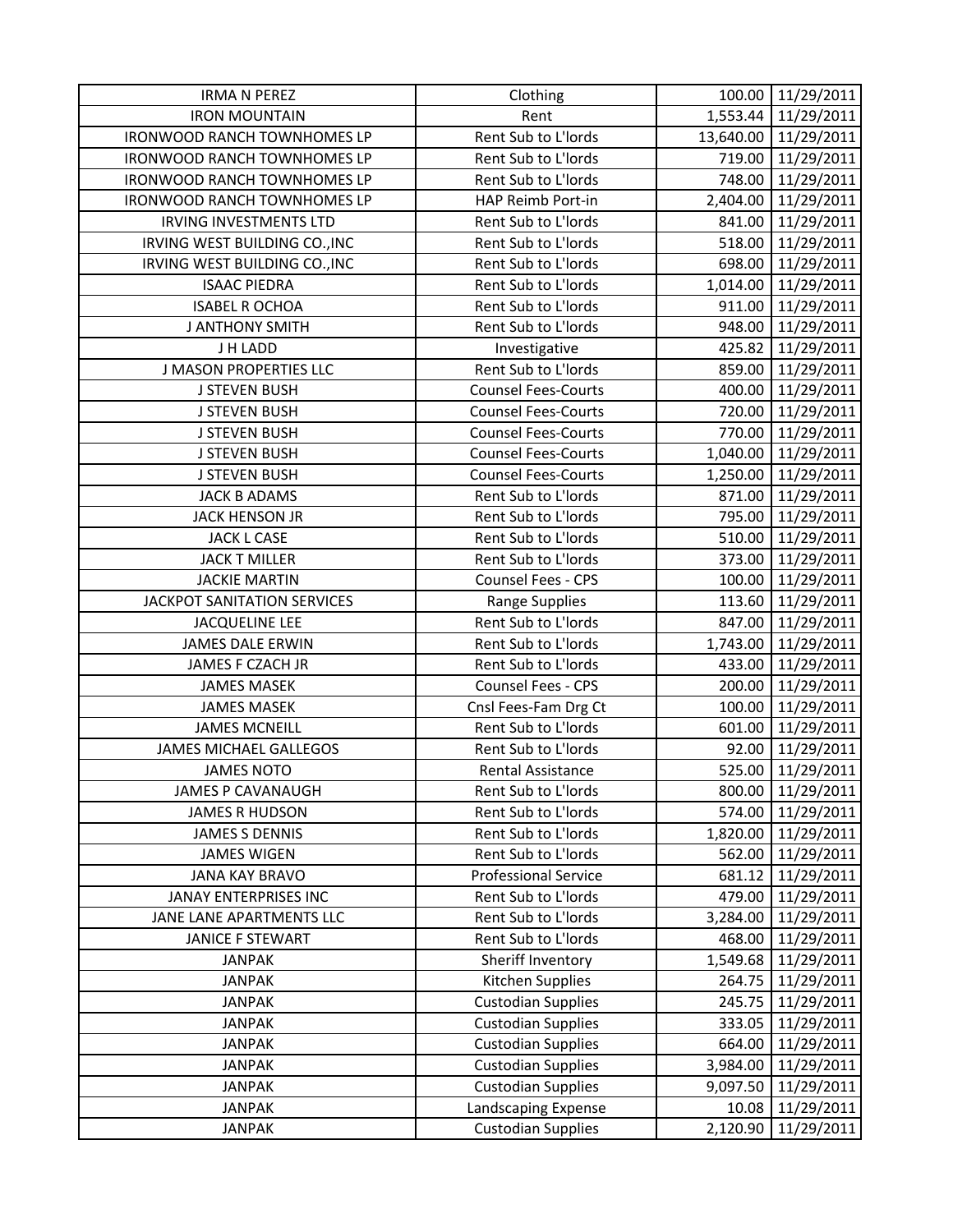| IRMA N PEREZ | Clothing | 100.00 | 11/29/2011 |
|---|---|---|---|
| IRON MOUNTAIN | Rent | 1,553.44 | 11/29/2011 |
| IRONWOOD RANCH TOWNHOMES LP | Rent Sub to L'lords | 13,640.00 | 11/29/2011 |
| IRONWOOD RANCH TOWNHOMES LP | Rent Sub to L'lords | 719.00 | 11/29/2011 |
| IRONWOOD RANCH TOWNHOMES LP | Rent Sub to L'lords | 748.00 | 11/29/2011 |
| IRONWOOD RANCH TOWNHOMES LP | HAP Reimb Port-in | 2,404.00 | 11/29/2011 |
| IRVING INVESTMENTS LTD | Rent Sub to L'lords | 841.00 | 11/29/2011 |
| IRVING WEST BUILDING CO.,INC | Rent Sub to L'lords | 518.00 | 11/29/2011 |
| IRVING WEST BUILDING CO.,INC | Rent Sub to L'lords | 698.00 | 11/29/2011 |
| ISAAC PIEDRA | Rent Sub to L'lords | 1,014.00 | 11/29/2011 |
| ISABEL R OCHOA | Rent Sub to L'lords | 911.00 | 11/29/2011 |
| J ANTHONY SMITH | Rent Sub to L'lords | 948.00 | 11/29/2011 |
| J H LADD | Investigative | 425.82 | 11/29/2011 |
| J MASON PROPERTIES LLC | Rent Sub to L'lords | 859.00 | 11/29/2011 |
| J STEVEN BUSH | Counsel Fees-Courts | 400.00 | 11/29/2011 |
| J STEVEN BUSH | Counsel Fees-Courts | 720.00 | 11/29/2011 |
| J STEVEN BUSH | Counsel Fees-Courts | 770.00 | 11/29/2011 |
| J STEVEN BUSH | Counsel Fees-Courts | 1,040.00 | 11/29/2011 |
| J STEVEN BUSH | Counsel Fees-Courts | 1,250.00 | 11/29/2011 |
| JACK B ADAMS | Rent Sub to L'lords | 871.00 | 11/29/2011 |
| JACK HENSON JR | Rent Sub to L'lords | 795.00 | 11/29/2011 |
| JACK L CASE | Rent Sub to L'lords | 510.00 | 11/29/2011 |
| JACK T MILLER | Rent Sub to L'lords | 373.00 | 11/29/2011 |
| JACKIE MARTIN | Counsel Fees - CPS | 100.00 | 11/29/2011 |
| JACKPOT SANITATION SERVICES | Range Supplies | 113.60 | 11/29/2011 |
| JACQUELINE LEE | Rent Sub to L'lords | 847.00 | 11/29/2011 |
| JAMES DALE ERWIN | Rent Sub to L'lords | 1,743.00 | 11/29/2011 |
| JAMES F CZACH JR | Rent Sub to L'lords | 433.00 | 11/29/2011 |
| JAMES MASEK | Counsel Fees - CPS | 200.00 | 11/29/2011 |
| JAMES MASEK | Cnsl Fees-Fam Drg Ct | 100.00 | 11/29/2011 |
| JAMES MCNEILL | Rent Sub to L'lords | 601.00 | 11/29/2011 |
| JAMES MICHAEL GALLEGOS | Rent Sub to L'lords | 92.00 | 11/29/2011 |
| JAMES NOTO | Rental Assistance | 525.00 | 11/29/2011 |
| JAMES P CAVANAUGH | Rent Sub to L'lords | 800.00 | 11/29/2011 |
| JAMES R HUDSON | Rent Sub to L'lords | 574.00 | 11/29/2011 |
| JAMES S DENNIS | Rent Sub to L'lords | 1,820.00 | 11/29/2011 |
| JAMES WIGEN | Rent Sub to L'lords | 562.00 | 11/29/2011 |
| JANA KAY BRAVO | Professional Service | 681.12 | 11/29/2011 |
| JANAY ENTERPRISES INC | Rent Sub to L'lords | 479.00 | 11/29/2011 |
| JANE LANE APARTMENTS LLC | Rent Sub to L'lords | 3,284.00 | 11/29/2011 |
| JANICE F STEWART | Rent Sub to L'lords | 468.00 | 11/29/2011 |
| JANPAK | Sheriff Inventory | 1,549.68 | 11/29/2011 |
| JANPAK | Kitchen Supplies | 264.75 | 11/29/2011 |
| JANPAK | Custodian Supplies | 245.75 | 11/29/2011 |
| JANPAK | Custodian Supplies | 333.05 | 11/29/2011 |
| JANPAK | Custodian Supplies | 664.00 | 11/29/2011 |
| JANPAK | Custodian Supplies | 3,984.00 | 11/29/2011 |
| JANPAK | Custodian Supplies | 9,097.50 | 11/29/2011 |
| JANPAK | Landscaping Expense | 10.08 | 11/29/2011 |
| JANPAK | Custodian Supplies | 2,120.90 | 11/29/2011 |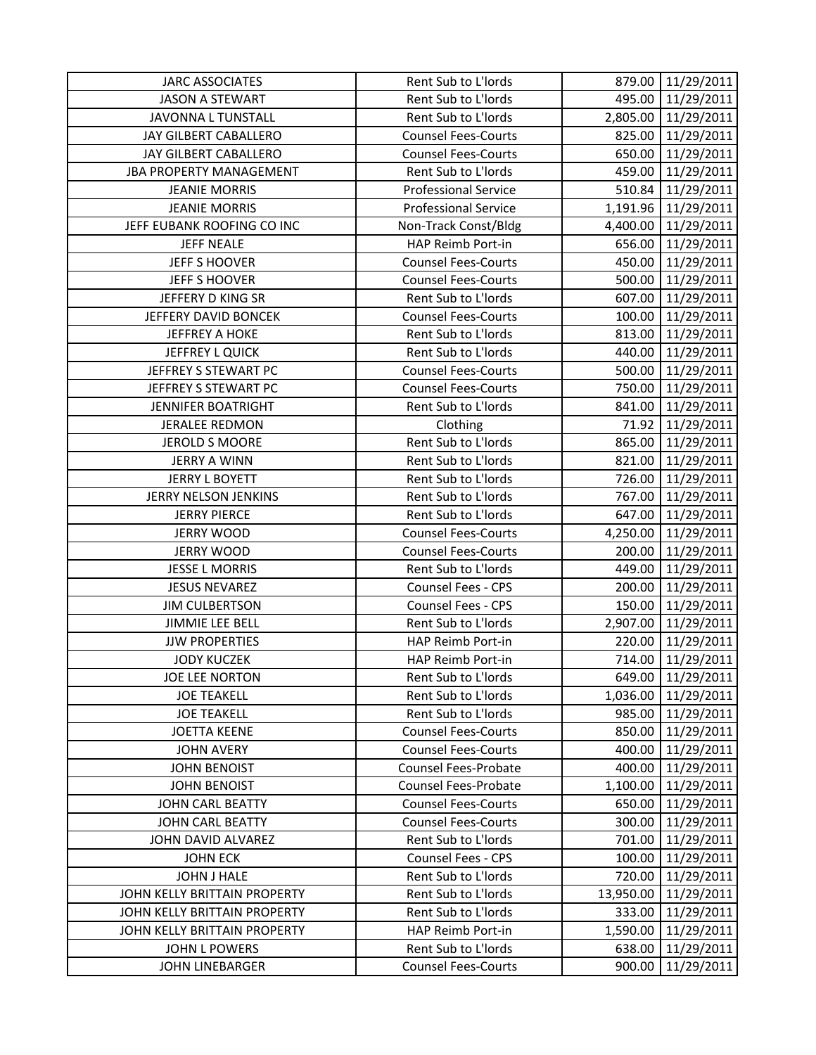| JARC ASSOCIATES | Rent Sub to L'lords | 879.00 | 11/29/2011 |
|---|---|---|---|
| JASON A STEWART | Rent Sub to L'lords | 495.00 | 11/29/2011 |
| JAVONNA L TUNSTALL | Rent Sub to L'lords | 2,805.00 | 11/29/2011 |
| JAY GILBERT CABALLERO | Counsel Fees-Courts | 825.00 | 11/29/2011 |
| JAY GILBERT CABALLERO | Counsel Fees-Courts | 650.00 | 11/29/2011 |
| JBA PROPERTY MANAGEMENT | Rent Sub to L'lords | 459.00 | 11/29/2011 |
| JEANIE MORRIS | Professional Service | 510.84 | 11/29/2011 |
| JEANIE MORRIS | Professional Service | 1,191.96 | 11/29/2011 |
| JEFF EUBANK ROOFING CO INC | Non-Track Const/Bldg | 4,400.00 | 11/29/2011 |
| JEFF NEALE | HAP Reimb Port-in | 656.00 | 11/29/2011 |
| JEFF S HOOVER | Counsel Fees-Courts | 450.00 | 11/29/2011 |
| JEFF S HOOVER | Counsel Fees-Courts | 500.00 | 11/29/2011 |
| JEFFERY D KING SR | Rent Sub to L'lords | 607.00 | 11/29/2011 |
| JEFFERY DAVID BONCEK | Counsel Fees-Courts | 100.00 | 11/29/2011 |
| JEFFREY A HOKE | Rent Sub to L'lords | 813.00 | 11/29/2011 |
| JEFFREY L QUICK | Rent Sub to L'lords | 440.00 | 11/29/2011 |
| JEFFREY S STEWART PC | Counsel Fees-Courts | 500.00 | 11/29/2011 |
| JEFFREY S STEWART PC | Counsel Fees-Courts | 750.00 | 11/29/2011 |
| JENNIFER BOATRIGHT | Rent Sub to L'lords | 841.00 | 11/29/2011 |
| JERALEE REDMON | Clothing | 71.92 | 11/29/2011 |
| JEROLD S MOORE | Rent Sub to L'lords | 865.00 | 11/29/2011 |
| JERRY A WINN | Rent Sub to L'lords | 821.00 | 11/29/2011 |
| JERRY L BOYETT | Rent Sub to L'lords | 726.00 | 11/29/2011 |
| JERRY NELSON JENKINS | Rent Sub to L'lords | 767.00 | 11/29/2011 |
| JERRY PIERCE | Rent Sub to L'lords | 647.00 | 11/29/2011 |
| JERRY WOOD | Counsel Fees-Courts | 4,250.00 | 11/29/2011 |
| JERRY WOOD | Counsel Fees-Courts | 200.00 | 11/29/2011 |
| JESSE L MORRIS | Rent Sub to L'lords | 449.00 | 11/29/2011 |
| JESUS NEVAREZ | Counsel Fees - CPS | 200.00 | 11/29/2011 |
| JIM CULBERTSON | Counsel Fees - CPS | 150.00 | 11/29/2011 |
| JIMMIE LEE BELL | Rent Sub to L'lords | 2,907.00 | 11/29/2011 |
| JJW PROPERTIES | HAP Reimb Port-in | 220.00 | 11/29/2011 |
| JODY KUCZEK | HAP Reimb Port-in | 714.00 | 11/29/2011 |
| JOE LEE NORTON | Rent Sub to L'lords | 649.00 | 11/29/2011 |
| JOE TEAKELL | Rent Sub to L'lords | 1,036.00 | 11/29/2011 |
| JOE TEAKELL | Rent Sub to L'lords | 985.00 | 11/29/2011 |
| JOETTA KEENE | Counsel Fees-Courts | 850.00 | 11/29/2011 |
| JOHN AVERY | Counsel Fees-Courts | 400.00 | 11/29/2011 |
| JOHN BENOIST | Counsel Fees-Probate | 400.00 | 11/29/2011 |
| JOHN BENOIST | Counsel Fees-Probate | 1,100.00 | 11/29/2011 |
| JOHN CARL BEATTY | Counsel Fees-Courts | 650.00 | 11/29/2011 |
| JOHN CARL BEATTY | Counsel Fees-Courts | 300.00 | 11/29/2011 |
| JOHN DAVID ALVAREZ | Rent Sub to L'lords | 701.00 | 11/29/2011 |
| JOHN ECK | Counsel Fees - CPS | 100.00 | 11/29/2011 |
| JOHN J HALE | Rent Sub to L'lords | 720.00 | 11/29/2011 |
| JOHN KELLY BRITTAIN PROPERTY | Rent Sub to L'lords | 13,950.00 | 11/29/2011 |
| JOHN KELLY BRITTAIN PROPERTY | Rent Sub to L'lords | 333.00 | 11/29/2011 |
| JOHN KELLY BRITTAIN PROPERTY | HAP Reimb Port-in | 1,590.00 | 11/29/2011 |
| JOHN L POWERS | Rent Sub to L'lords | 638.00 | 11/29/2011 |
| JOHN LINEBARGER | Counsel Fees-Courts | 900.00 | 11/29/2011 |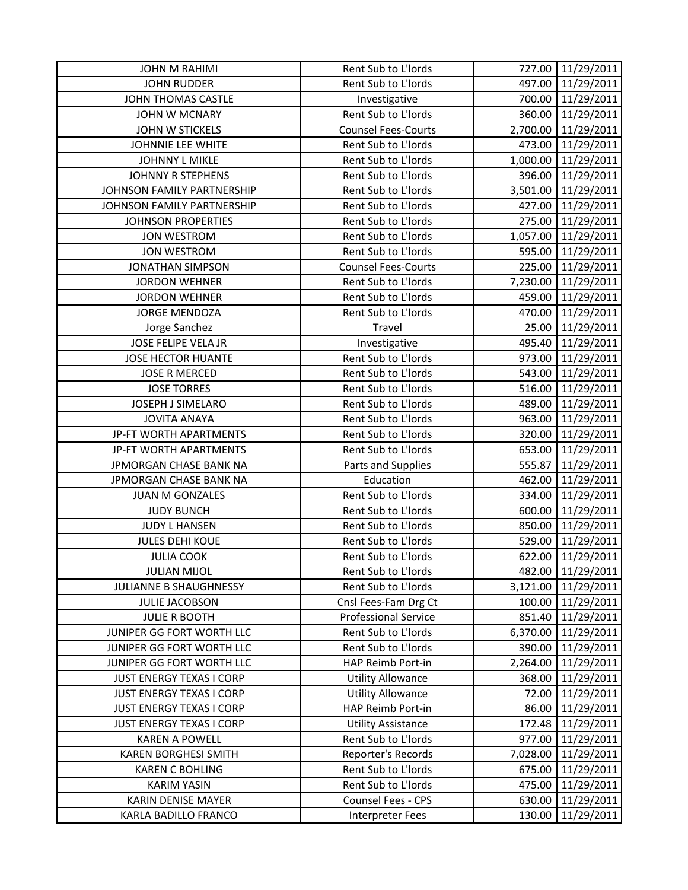| JOHN M RAHIMI | Rent Sub to L'lords | 727.00 | 11/29/2011 |
|---|---|---|---|
| JOHN RUDDER | Rent Sub to L'lords | 497.00 | 11/29/2011 |
| JOHN THOMAS CASTLE | Investigative | 700.00 | 11/29/2011 |
| JOHN W MCNARY | Rent Sub to L'lords | 360.00 | 11/29/2011 |
| JOHN W STICKELS | Counsel Fees-Courts | 2,700.00 | 11/29/2011 |
| JOHNNIE LEE WHITE | Rent Sub to L'lords | 473.00 | 11/29/2011 |
| JOHNNY L MIKLE | Rent Sub to L'lords | 1,000.00 | 11/29/2011 |
| JOHNNY R STEPHENS | Rent Sub to L'lords | 396.00 | 11/29/2011 |
| JOHNSON FAMILY PARTNERSHIP | Rent Sub to L'lords | 3,501.00 | 11/29/2011 |
| JOHNSON FAMILY PARTNERSHIP | Rent Sub to L'lords | 427.00 | 11/29/2011 |
| JOHNSON PROPERTIES | Rent Sub to L'lords | 275.00 | 11/29/2011 |
| JON WESTROM | Rent Sub to L'lords | 1,057.00 | 11/29/2011 |
| JON WESTROM | Rent Sub to L'lords | 595.00 | 11/29/2011 |
| JONATHAN SIMPSON | Counsel Fees-Courts | 225.00 | 11/29/2011 |
| JORDON WEHNER | Rent Sub to L'lords | 7,230.00 | 11/29/2011 |
| JORDON WEHNER | Rent Sub to L'lords | 459.00 | 11/29/2011 |
| JORGE MENDOZA | Rent Sub to L'lords | 470.00 | 11/29/2011 |
| Jorge Sanchez | Travel | 25.00 | 11/29/2011 |
| JOSE FELIPE VELA JR | Investigative | 495.40 | 11/29/2011 |
| JOSE HECTOR HUANTE | Rent Sub to L'lords | 973.00 | 11/29/2011 |
| JOSE R MERCED | Rent Sub to L'lords | 543.00 | 11/29/2011 |
| JOSE TORRES | Rent Sub to L'lords | 516.00 | 11/29/2011 |
| JOSEPH J SIMELARO | Rent Sub to L'lords | 489.00 | 11/29/2011 |
| JOVITA ANAYA | Rent Sub to L'lords | 963.00 | 11/29/2011 |
| JP-FT WORTH APARTMENTS | Rent Sub to L'lords | 320.00 | 11/29/2011 |
| JP-FT WORTH APARTMENTS | Rent Sub to L'lords | 653.00 | 11/29/2011 |
| JPMORGAN CHASE BANK NA | Parts and Supplies | 555.87 | 11/29/2011 |
| JPMORGAN CHASE BANK NA | Education | 462.00 | 11/29/2011 |
| JUAN M GONZALES | Rent Sub to L'lords | 334.00 | 11/29/2011 |
| JUDY BUNCH | Rent Sub to L'lords | 600.00 | 11/29/2011 |
| JUDY L HANSEN | Rent Sub to L'lords | 850.00 | 11/29/2011 |
| JULES DEHI KOUE | Rent Sub to L'lords | 529.00 | 11/29/2011 |
| JULIA COOK | Rent Sub to L'lords | 622.00 | 11/29/2011 |
| JULIAN MIJOL | Rent Sub to L'lords | 482.00 | 11/29/2011 |
| JULIANNE B SHAUGHNESSY | Rent Sub to L'lords | 3,121.00 | 11/29/2011 |
| JULIE JACOBSON | Cnsl Fees-Fam Drg Ct | 100.00 | 11/29/2011 |
| JULIE R BOOTH | Professional Service | 851.40 | 11/29/2011 |
| JUNIPER GG FORT WORTH LLC | Rent Sub to L'lords | 6,370.00 | 11/29/2011 |
| JUNIPER GG FORT WORTH LLC | Rent Sub to L'lords | 390.00 | 11/29/2011 |
| JUNIPER GG FORT WORTH LLC | HAP Reimb Port-in | 2,264.00 | 11/29/2011 |
| JUST ENERGY TEXAS I CORP | Utility Allowance | 368.00 | 11/29/2011 |
| JUST ENERGY TEXAS I CORP | Utility Allowance | 72.00 | 11/29/2011 |
| JUST ENERGY TEXAS I CORP | HAP Reimb Port-in | 86.00 | 11/29/2011 |
| JUST ENERGY TEXAS I CORP | Utility Assistance | 172.48 | 11/29/2011 |
| KAREN A POWELL | Rent Sub to L'lords | 977.00 | 11/29/2011 |
| KAREN BORGHESI SMITH | Reporter's Records | 7,028.00 | 11/29/2011 |
| KAREN C BOHLING | Rent Sub to L'lords | 675.00 | 11/29/2011 |
| KARIM YASIN | Rent Sub to L'lords | 475.00 | 11/29/2011 |
| KARIN DENISE MAYER | Counsel Fees - CPS | 630.00 | 11/29/2011 |
| KARLA BADILLO FRANCO | Interpreter Fees | 130.00 | 11/29/2011 |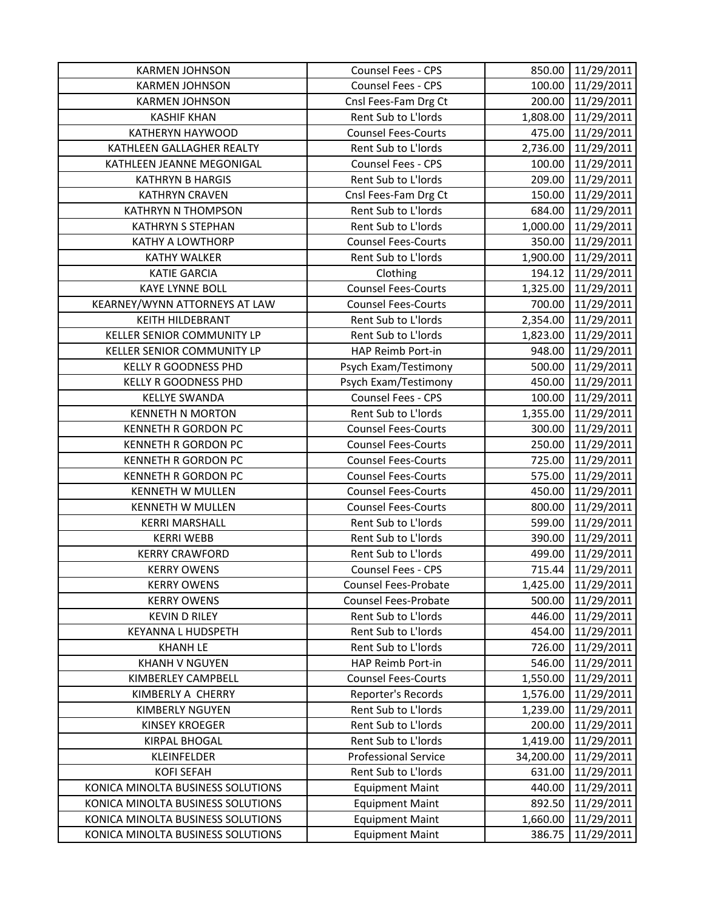| KARMEN JOHNSON | Counsel Fees - CPS | 850.00 | 11/29/2011 |
|---|---|---|---|
| KARMEN JOHNSON | Counsel Fees - CPS | 100.00 | 11/29/2011 |
| KARMEN JOHNSON | Cnsl Fees-Fam Drg Ct | 200.00 | 11/29/2011 |
| KASHIF KHAN | Rent Sub to L'lords | 1,808.00 | 11/29/2011 |
| KATHERYN HAYWOOD | Counsel Fees-Courts | 475.00 | 11/29/2011 |
| KATHLEEN GALLAGHER REALTY | Rent Sub to L'lords | 2,736.00 | 11/29/2011 |
| KATHLEEN JEANNE MEGONIGAL | Counsel Fees - CPS | 100.00 | 11/29/2011 |
| KATHRYN B HARGIS | Rent Sub to L'lords | 209.00 | 11/29/2011 |
| KATHRYN CRAVEN | Cnsl Fees-Fam Drg Ct | 150.00 | 11/29/2011 |
| KATHRYN N THOMPSON | Rent Sub to L'lords | 684.00 | 11/29/2011 |
| KATHRYN S STEPHAN | Rent Sub to L'lords | 1,000.00 | 11/29/2011 |
| KATHY A LOWTHORP | Counsel Fees-Courts | 350.00 | 11/29/2011 |
| KATHY WALKER | Rent Sub to L'lords | 1,900.00 | 11/29/2011 |
| KATIE GARCIA | Clothing | 194.12 | 11/29/2011 |
| KAYE LYNNE BOLL | Counsel Fees-Courts | 1,325.00 | 11/29/2011 |
| KEARNEY/WYNN ATTORNEYS AT LAW | Counsel Fees-Courts | 700.00 | 11/29/2011 |
| KEITH HILDEBRANT | Rent Sub to L'lords | 2,354.00 | 11/29/2011 |
| KELLER SENIOR COMMUNITY LP | Rent Sub to L'lords | 1,823.00 | 11/29/2011 |
| KELLER SENIOR COMMUNITY LP | HAP Reimb Port-in | 948.00 | 11/29/2011 |
| KELLY R GOODNESS PHD | Psych Exam/Testimony | 500.00 | 11/29/2011 |
| KELLY R GOODNESS PHD | Psych Exam/Testimony | 450.00 | 11/29/2011 |
| KELLYE SWANDA | Counsel Fees - CPS | 100.00 | 11/29/2011 |
| KENNETH N MORTON | Rent Sub to L'lords | 1,355.00 | 11/29/2011 |
| KENNETH R GORDON PC | Counsel Fees-Courts | 300.00 | 11/29/2011 |
| KENNETH R GORDON PC | Counsel Fees-Courts | 250.00 | 11/29/2011 |
| KENNETH R GORDON PC | Counsel Fees-Courts | 725.00 | 11/29/2011 |
| KENNETH R GORDON PC | Counsel Fees-Courts | 575.00 | 11/29/2011 |
| KENNETH W MULLEN | Counsel Fees-Courts | 450.00 | 11/29/2011 |
| KENNETH W MULLEN | Counsel Fees-Courts | 800.00 | 11/29/2011 |
| KERRI MARSHALL | Rent Sub to L'lords | 599.00 | 11/29/2011 |
| KERRI WEBB | Rent Sub to L'lords | 390.00 | 11/29/2011 |
| KERRY CRAWFORD | Rent Sub to L'lords | 499.00 | 11/29/2011 |
| KERRY OWENS | Counsel Fees - CPS | 715.44 | 11/29/2011 |
| KERRY OWENS | Counsel Fees-Probate | 1,425.00 | 11/29/2011 |
| KERRY OWENS | Counsel Fees-Probate | 500.00 | 11/29/2011 |
| KEVIN D RILEY | Rent Sub to L'lords | 446.00 | 11/29/2011 |
| KEYANNA L HUDSPETH | Rent Sub to L'lords | 454.00 | 11/29/2011 |
| KHANH LE | Rent Sub to L'lords | 726.00 | 11/29/2011 |
| KHANH V NGUYEN | HAP Reimb Port-in | 546.00 | 11/29/2011 |
| KIMBERLEY CAMPBELL | Counsel Fees-Courts | 1,550.00 | 11/29/2011 |
| KIMBERLY A CHERRY | Reporter's Records | 1,576.00 | 11/29/2011 |
| KIMBERLY NGUYEN | Rent Sub to L'lords | 1,239.00 | 11/29/2011 |
| KINSEY KROEGER | Rent Sub to L'lords | 200.00 | 11/29/2011 |
| KIRPAL BHOGAL | Rent Sub to L'lords | 1,419.00 | 11/29/2011 |
| KLEINFELDER | Professional Service | 34,200.00 | 11/29/2011 |
| KOFI SEFAH | Rent Sub to L'lords | 631.00 | 11/29/2011 |
| KONICA MINOLTA BUSINESS SOLUTIONS | Equipment Maint | 440.00 | 11/29/2011 |
| KONICA MINOLTA BUSINESS SOLUTIONS | Equipment Maint | 892.50 | 11/29/2011 |
| KONICA MINOLTA BUSINESS SOLUTIONS | Equipment Maint | 1,660.00 | 11/29/2011 |
| KONICA MINOLTA BUSINESS SOLUTIONS | Equipment Maint | 386.75 | 11/29/2011 |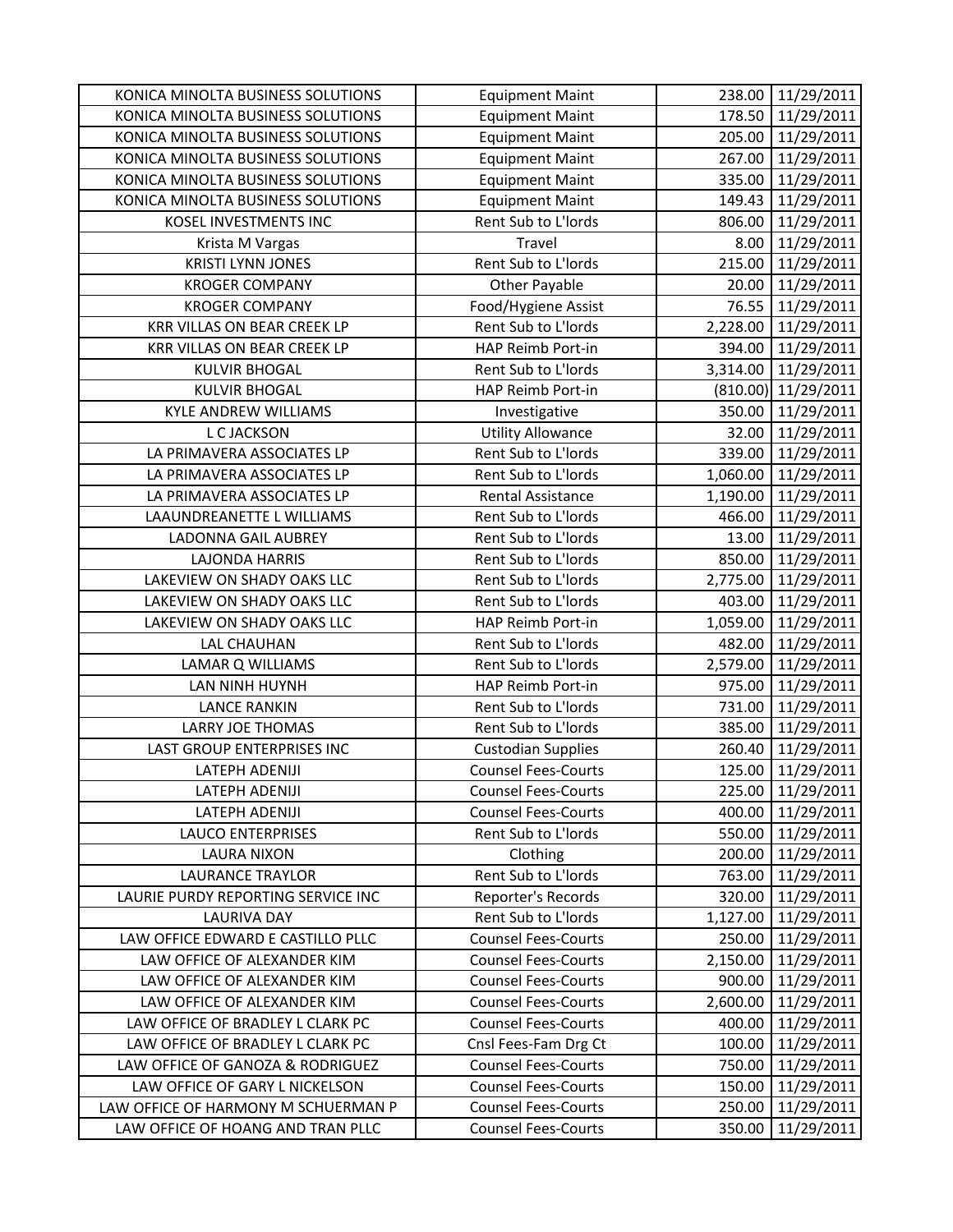| KONICA MINOLTA BUSINESS SOLUTIONS | Equipment Maint | 238.00 | 11/29/2011 |
|---|---|---|---|
| KONICA MINOLTA BUSINESS SOLUTIONS | Equipment Maint | 178.50 | 11/29/2011 |
| KONICA MINOLTA BUSINESS SOLUTIONS | Equipment Maint | 205.00 | 11/29/2011 |
| KONICA MINOLTA BUSINESS SOLUTIONS | Equipment Maint | 267.00 | 11/29/2011 |
| KONICA MINOLTA BUSINESS SOLUTIONS | Equipment Maint | 335.00 | 11/29/2011 |
| KONICA MINOLTA BUSINESS SOLUTIONS | Equipment Maint | 149.43 | 11/29/2011 |
| KOSEL INVESTMENTS INC | Rent Sub to L'lords | 806.00 | 11/29/2011 |
| Krista M Vargas | Travel | 8.00 | 11/29/2011 |
| KRISTI LYNN JONES | Rent Sub to L'lords | 215.00 | 11/29/2011 |
| KROGER COMPANY | Other Payable | 20.00 | 11/29/2011 |
| KROGER COMPANY | Food/Hygiene Assist | 76.55 | 11/29/2011 |
| KRR VILLAS ON BEAR CREEK LP | Rent Sub to L'lords | 2,228.00 | 11/29/2011 |
| KRR VILLAS ON BEAR CREEK LP | HAP Reimb Port-in | 394.00 | 11/29/2011 |
| KULVIR BHOGAL | Rent Sub to L'lords | 3,314.00 | 11/29/2011 |
| KULVIR BHOGAL | HAP Reimb Port-in | (810.00) | 11/29/2011 |
| KYLE ANDREW WILLIAMS | Investigative | 350.00 | 11/29/2011 |
| L C JACKSON | Utility Allowance | 32.00 | 11/29/2011 |
| LA PRIMAVERA ASSOCIATES LP | Rent Sub to L'lords | 339.00 | 11/29/2011 |
| LA PRIMAVERA ASSOCIATES LP | Rent Sub to L'lords | 1,060.00 | 11/29/2011 |
| LA PRIMAVERA ASSOCIATES LP | Rental Assistance | 1,190.00 | 11/29/2011 |
| LAAUNDREANETTE L WILLIAMS | Rent Sub to L'lords | 466.00 | 11/29/2011 |
| LADONNA GAIL AUBREY | Rent Sub to L'lords | 13.00 | 11/29/2011 |
| LAJONDA HARRIS | Rent Sub to L'lords | 850.00 | 11/29/2011 |
| LAKEVIEW ON SHADY OAKS LLC | Rent Sub to L'lords | 2,775.00 | 11/29/2011 |
| LAKEVIEW ON SHADY OAKS LLC | Rent Sub to L'lords | 403.00 | 11/29/2011 |
| LAKEVIEW ON SHADY OAKS LLC | HAP Reimb Port-in | 1,059.00 | 11/29/2011 |
| LAL CHAUHAN | Rent Sub to L'lords | 482.00 | 11/29/2011 |
| LAMAR Q WILLIAMS | Rent Sub to L'lords | 2,579.00 | 11/29/2011 |
| LAN NINH HUYNH | HAP Reimb Port-in | 975.00 | 11/29/2011 |
| LANCE RANKIN | Rent Sub to L'lords | 731.00 | 11/29/2011 |
| LARRY JOE THOMAS | Rent Sub to L'lords | 385.00 | 11/29/2011 |
| LAST GROUP ENTERPRISES INC | Custodian Supplies | 260.40 | 11/29/2011 |
| LATEPH ADENIJI | Counsel Fees-Courts | 125.00 | 11/29/2011 |
| LATEPH ADENIJI | Counsel Fees-Courts | 225.00 | 11/29/2011 |
| LATEPH ADENIJI | Counsel Fees-Courts | 400.00 | 11/29/2011 |
| LAUCO ENTERPRISES | Rent Sub to L'lords | 550.00 | 11/29/2011 |
| LAURA NIXON | Clothing | 200.00 | 11/29/2011 |
| LAURANCE TRAYLOR | Rent Sub to L'lords | 763.00 | 11/29/2011 |
| LAURIE PURDY REPORTING SERVICE INC | Reporter's Records | 320.00 | 11/29/2011 |
| LAURIVA DAY | Rent Sub to L'lords | 1,127.00 | 11/29/2011 |
| LAW OFFICE EDWARD E CASTILLO PLLC | Counsel Fees-Courts | 250.00 | 11/29/2011 |
| LAW OFFICE OF ALEXANDER KIM | Counsel Fees-Courts | 2,150.00 | 11/29/2011 |
| LAW OFFICE OF ALEXANDER KIM | Counsel Fees-Courts | 900.00 | 11/29/2011 |
| LAW OFFICE OF ALEXANDER KIM | Counsel Fees-Courts | 2,600.00 | 11/29/2011 |
| LAW OFFICE OF BRADLEY L CLARK PC | Counsel Fees-Courts | 400.00 | 11/29/2011 |
| LAW OFFICE OF BRADLEY L CLARK PC | Cnsl Fees-Fam Drg Ct | 100.00 | 11/29/2011 |
| LAW OFFICE OF GANOZA & RODRIGUEZ | Counsel Fees-Courts | 750.00 | 11/29/2011 |
| LAW OFFICE OF GARY L NICKELSON | Counsel Fees-Courts | 150.00 | 11/29/2011 |
| LAW OFFICE OF HARMONY M SCHUERMAN P | Counsel Fees-Courts | 250.00 | 11/29/2011 |
| LAW OFFICE OF HOANG AND TRAN PLLC | Counsel Fees-Courts | 350.00 | 11/29/2011 |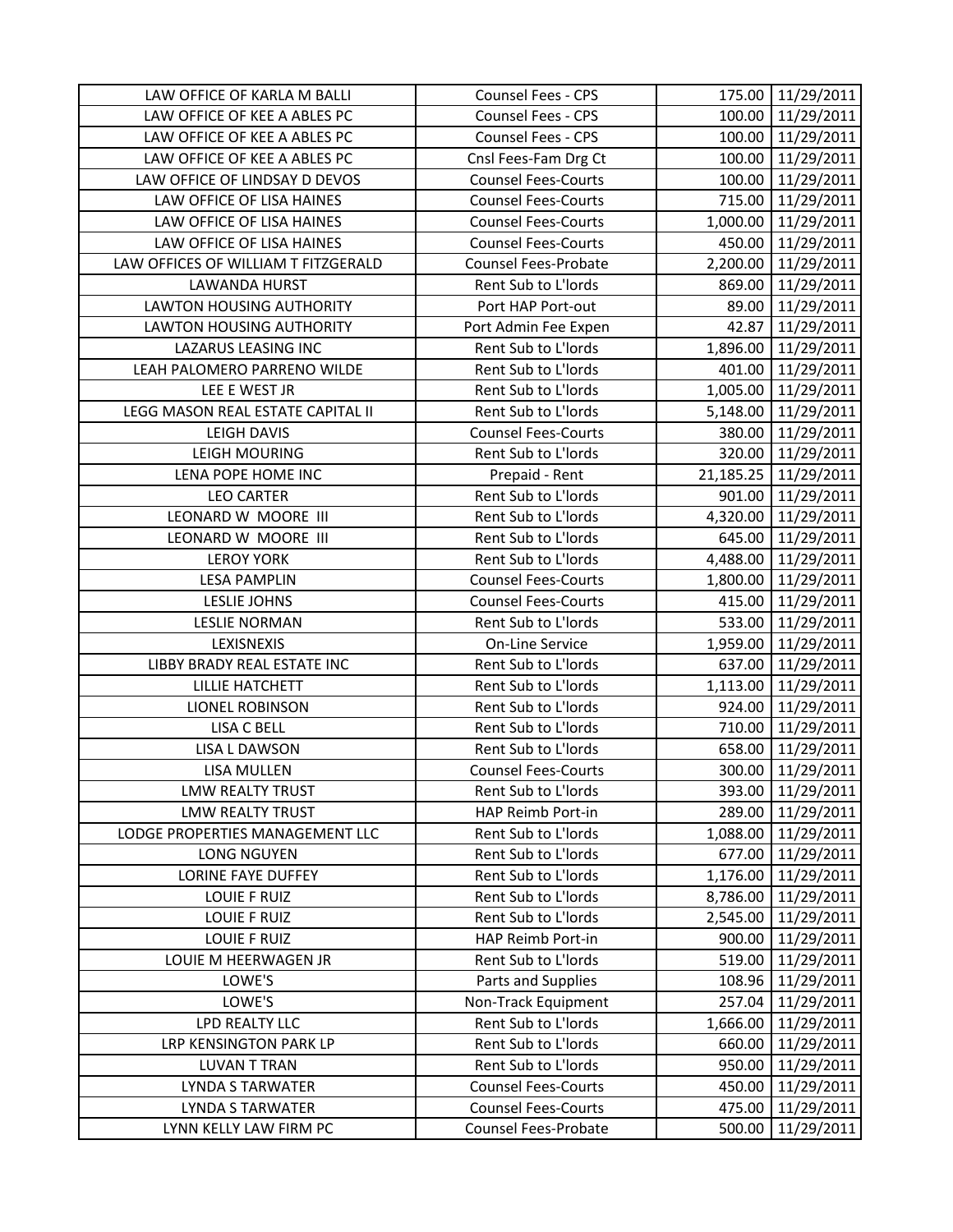| LAW OFFICE OF KARLA M BALLI | Counsel Fees - CPS | 175.00 | 11/29/2011 |
|---|---|---|---|
| LAW OFFICE OF KEE A ABLES PC | Counsel Fees - CPS | 100.00 | 11/29/2011 |
| LAW OFFICE OF KEE A ABLES PC | Counsel Fees - CPS | 100.00 | 11/29/2011 |
| LAW OFFICE OF KEE A ABLES PC | Cnsl Fees-Fam Drg Ct | 100.00 | 11/29/2011 |
| LAW OFFICE OF LINDSAY D DEVOS | Counsel Fees-Courts | 100.00 | 11/29/2011 |
| LAW OFFICE OF LISA HAINES | Counsel Fees-Courts | 715.00 | 11/29/2011 |
| LAW OFFICE OF LISA HAINES | Counsel Fees-Courts | 1,000.00 | 11/29/2011 |
| LAW OFFICE OF LISA HAINES | Counsel Fees-Courts | 450.00 | 11/29/2011 |
| LAW OFFICES OF WILLIAM T FITZGERALD | Counsel Fees-Probate | 2,200.00 | 11/29/2011 |
| LAWANDA HURST | Rent Sub to L'lords | 869.00 | 11/29/2011 |
| LAWTON HOUSING AUTHORITY | Port HAP Port-out | 89.00 | 11/29/2011 |
| LAWTON HOUSING AUTHORITY | Port Admin Fee Expen | 42.87 | 11/29/2011 |
| LAZARUS LEASING INC | Rent Sub to L'lords | 1,896.00 | 11/29/2011 |
| LEAH PALOMERO PARRENO WILDE | Rent Sub to L'lords | 401.00 | 11/29/2011 |
| LEE E WEST JR | Rent Sub to L'lords | 1,005.00 | 11/29/2011 |
| LEGG MASON REAL ESTATE CAPITAL II | Rent Sub to L'lords | 5,148.00 | 11/29/2011 |
| LEIGH DAVIS | Counsel Fees-Courts | 380.00 | 11/29/2011 |
| LEIGH MOURING | Rent Sub to L'lords | 320.00 | 11/29/2011 |
| LENA POPE HOME INC | Prepaid - Rent | 21,185.25 | 11/29/2011 |
| LEO CARTER | Rent Sub to L'lords | 901.00 | 11/29/2011 |
| LEONARD W MOORE III | Rent Sub to L'lords | 4,320.00 | 11/29/2011 |
| LEONARD W MOORE III | Rent Sub to L'lords | 645.00 | 11/29/2011 |
| LEROY YORK | Rent Sub to L'lords | 4,488.00 | 11/29/2011 |
| LESA PAMPLIN | Counsel Fees-Courts | 1,800.00 | 11/29/2011 |
| LESLIE JOHNS | Counsel Fees-Courts | 415.00 | 11/29/2011 |
| LESLIE NORMAN | Rent Sub to L'lords | 533.00 | 11/29/2011 |
| LEXISNEXIS | On-Line Service | 1,959.00 | 11/29/2011 |
| LIBBY BRADY REAL ESTATE INC | Rent Sub to L'lords | 637.00 | 11/29/2011 |
| LILLIE HATCHETT | Rent Sub to L'lords | 1,113.00 | 11/29/2011 |
| LIONEL ROBINSON | Rent Sub to L'lords | 924.00 | 11/29/2011 |
| LISA C BELL | Rent Sub to L'lords | 710.00 | 11/29/2011 |
| LISA L DAWSON | Rent Sub to L'lords | 658.00 | 11/29/2011 |
| LISA MULLEN | Counsel Fees-Courts | 300.00 | 11/29/2011 |
| LMW REALTY TRUST | Rent Sub to L'lords | 393.00 | 11/29/2011 |
| LMW REALTY TRUST | HAP Reimb Port-in | 289.00 | 11/29/2011 |
| LODGE PROPERTIES MANAGEMENT LLC | Rent Sub to L'lords | 1,088.00 | 11/29/2011 |
| LONG NGUYEN | Rent Sub to L'lords | 677.00 | 11/29/2011 |
| LORINE FAYE DUFFEY | Rent Sub to L'lords | 1,176.00 | 11/29/2011 |
| LOUIE F RUIZ | Rent Sub to L'lords | 8,786.00 | 11/29/2011 |
| LOUIE F RUIZ | Rent Sub to L'lords | 2,545.00 | 11/29/2011 |
| LOUIE F RUIZ | HAP Reimb Port-in | 900.00 | 11/29/2011 |
| LOUIE M HEERWAGEN JR | Rent Sub to L'lords | 519.00 | 11/29/2011 |
| LOWE'S | Parts and Supplies | 108.96 | 11/29/2011 |
| LOWE'S | Non-Track Equipment | 257.04 | 11/29/2011 |
| LPD REALTY LLC | Rent Sub to L'lords | 1,666.00 | 11/29/2011 |
| LRP KENSINGTON PARK LP | Rent Sub to L'lords | 660.00 | 11/29/2011 |
| LUVAN T TRAN | Rent Sub to L'lords | 950.00 | 11/29/2011 |
| LYNDA S TARWATER | Counsel Fees-Courts | 450.00 | 11/29/2011 |
| LYNDA S TARWATER | Counsel Fees-Courts | 475.00 | 11/29/2011 |
| LYNN KELLY LAW FIRM PC | Counsel Fees-Probate | 500.00 | 11/29/2011 |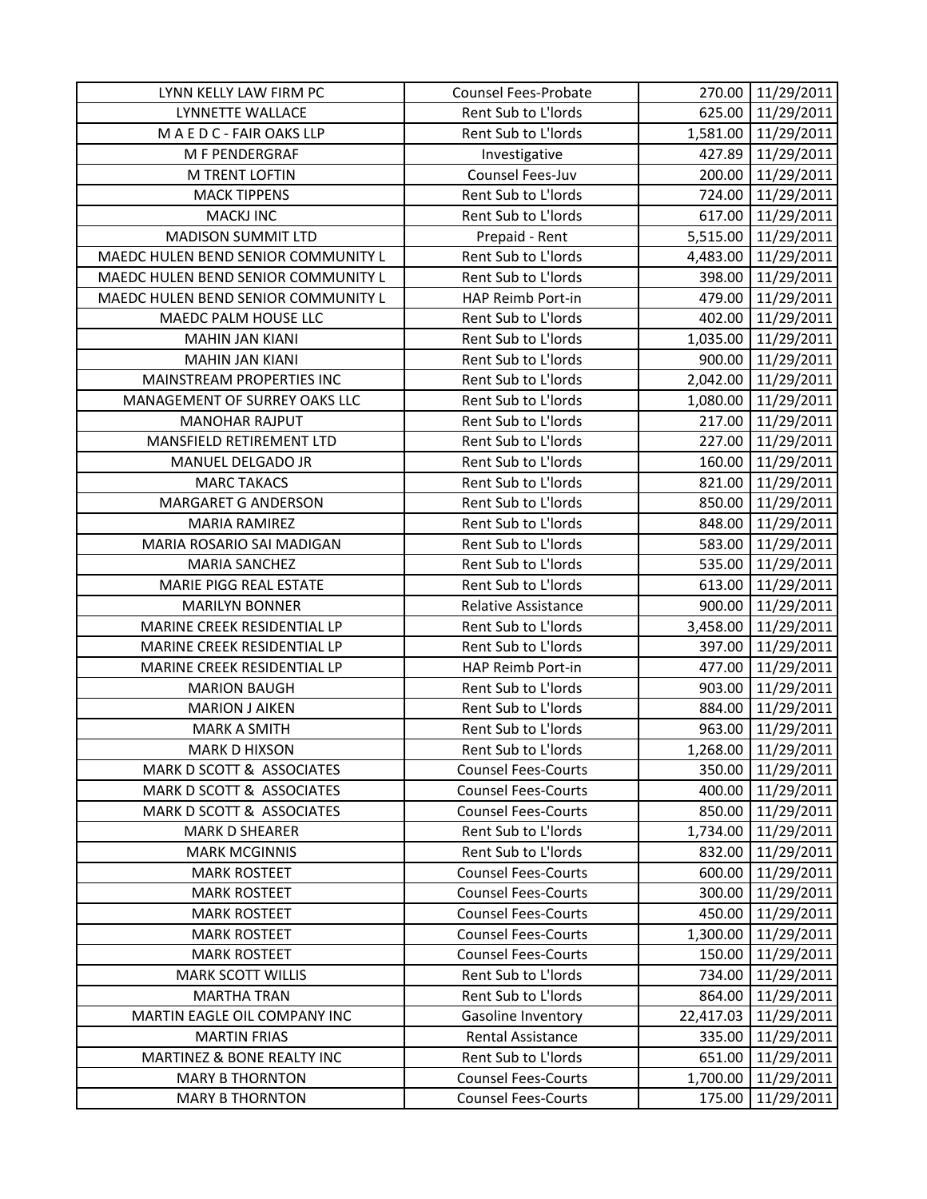| | | | |
|---|---|---|---|
| LYNN KELLY LAW FIRM PC | Counsel Fees-Probate | 270.00 | 11/29/2011 |
| LYNNETTE WALLACE | Rent Sub to L'lords | 625.00 | 11/29/2011 |
| M A E D C - FAIR OAKS LLP | Rent Sub to L'lords | 1,581.00 | 11/29/2011 |
| M F PENDERGRAF | Investigative | 427.89 | 11/29/2011 |
| M TRENT LOFTIN | Counsel Fees-Juv | 200.00 | 11/29/2011 |
| MACK TIPPENS | Rent Sub to L'lords | 724.00 | 11/29/2011 |
| MACKJ INC | Rent Sub to L'lords | 617.00 | 11/29/2011 |
| MADISON SUMMIT LTD | Prepaid - Rent | 5,515.00 | 11/29/2011 |
| MAEDC HULEN BEND SENIOR COMMUNITY L | Rent Sub to L'lords | 4,483.00 | 11/29/2011 |
| MAEDC HULEN BEND SENIOR COMMUNITY L | Rent Sub to L'lords | 398.00 | 11/29/2011 |
| MAEDC HULEN BEND SENIOR COMMUNITY L | HAP Reimb Port-in | 479.00 | 11/29/2011 |
| MAEDC PALM HOUSE LLC | Rent Sub to L'lords | 402.00 | 11/29/2011 |
| MAHIN JAN KIANI | Rent Sub to L'lords | 1,035.00 | 11/29/2011 |
| MAHIN JAN KIANI | Rent Sub to L'lords | 900.00 | 11/29/2011 |
| MAINSTREAM PROPERTIES INC | Rent Sub to L'lords | 2,042.00 | 11/29/2011 |
| MANAGEMENT OF SURREY OAKS LLC | Rent Sub to L'lords | 1,080.00 | 11/29/2011 |
| MANOHAR RAJPUT | Rent Sub to L'lords | 217.00 | 11/29/2011 |
| MANSFIELD RETIREMENT LTD | Rent Sub to L'lords | 227.00 | 11/29/2011 |
| MANUEL DELGADO JR | Rent Sub to L'lords | 160.00 | 11/29/2011 |
| MARC TAKACS | Rent Sub to L'lords | 821.00 | 11/29/2011 |
| MARGARET G ANDERSON | Rent Sub to L'lords | 850.00 | 11/29/2011 |
| MARIA RAMIREZ | Rent Sub to L'lords | 848.00 | 11/29/2011 |
| MARIA ROSARIO SAI MADIGAN | Rent Sub to L'lords | 583.00 | 11/29/2011 |
| MARIA SANCHEZ | Rent Sub to L'lords | 535.00 | 11/29/2011 |
| MARIE PIGG REAL ESTATE | Rent Sub to L'lords | 613.00 | 11/29/2011 |
| MARILYN BONNER | Relative Assistance | 900.00 | 11/29/2011 |
| MARINE CREEK RESIDENTIAL LP | Rent Sub to L'lords | 3,458.00 | 11/29/2011 |
| MARINE CREEK RESIDENTIAL LP | Rent Sub to L'lords | 397.00 | 11/29/2011 |
| MARINE CREEK RESIDENTIAL LP | HAP Reimb Port-in | 477.00 | 11/29/2011 |
| MARION BAUGH | Rent Sub to L'lords | 903.00 | 11/29/2011 |
| MARION J AIKEN | Rent Sub to L'lords | 884.00 | 11/29/2011 |
| MARK A SMITH | Rent Sub to L'lords | 963.00 | 11/29/2011 |
| MARK D HIXSON | Rent Sub to L'lords | 1,268.00 | 11/29/2011 |
| MARK D SCOTT & ASSOCIATES | Counsel Fees-Courts | 350.00 | 11/29/2011 |
| MARK D SCOTT & ASSOCIATES | Counsel Fees-Courts | 400.00 | 11/29/2011 |
| MARK D SCOTT & ASSOCIATES | Counsel Fees-Courts | 850.00 | 11/29/2011 |
| MARK D SHEARER | Rent Sub to L'lords | 1,734.00 | 11/29/2011 |
| MARK MCGINNIS | Rent Sub to L'lords | 832.00 | 11/29/2011 |
| MARK ROSTEET | Counsel Fees-Courts | 600.00 | 11/29/2011 |
| MARK ROSTEET | Counsel Fees-Courts | 300.00 | 11/29/2011 |
| MARK ROSTEET | Counsel Fees-Courts | 450.00 | 11/29/2011 |
| MARK ROSTEET | Counsel Fees-Courts | 1,300.00 | 11/29/2011 |
| MARK ROSTEET | Counsel Fees-Courts | 150.00 | 11/29/2011 |
| MARK SCOTT WILLIS | Rent Sub to L'lords | 734.00 | 11/29/2011 |
| MARTHA TRAN | Rent Sub to L'lords | 864.00 | 11/29/2011 |
| MARTIN EAGLE OIL COMPANY INC | Gasoline Inventory | 22,417.03 | 11/29/2011 |
| MARTIN FRIAS | Rental Assistance | 335.00 | 11/29/2011 |
| MARTINEZ & BONE REALTY INC | Rent Sub to L'lords | 651.00 | 11/29/2011 |
| MARY B THORNTON | Counsel Fees-Courts | 1,700.00 | 11/29/2011 |
| MARY B THORNTON | Counsel Fees-Courts | 175.00 | 11/29/2011 |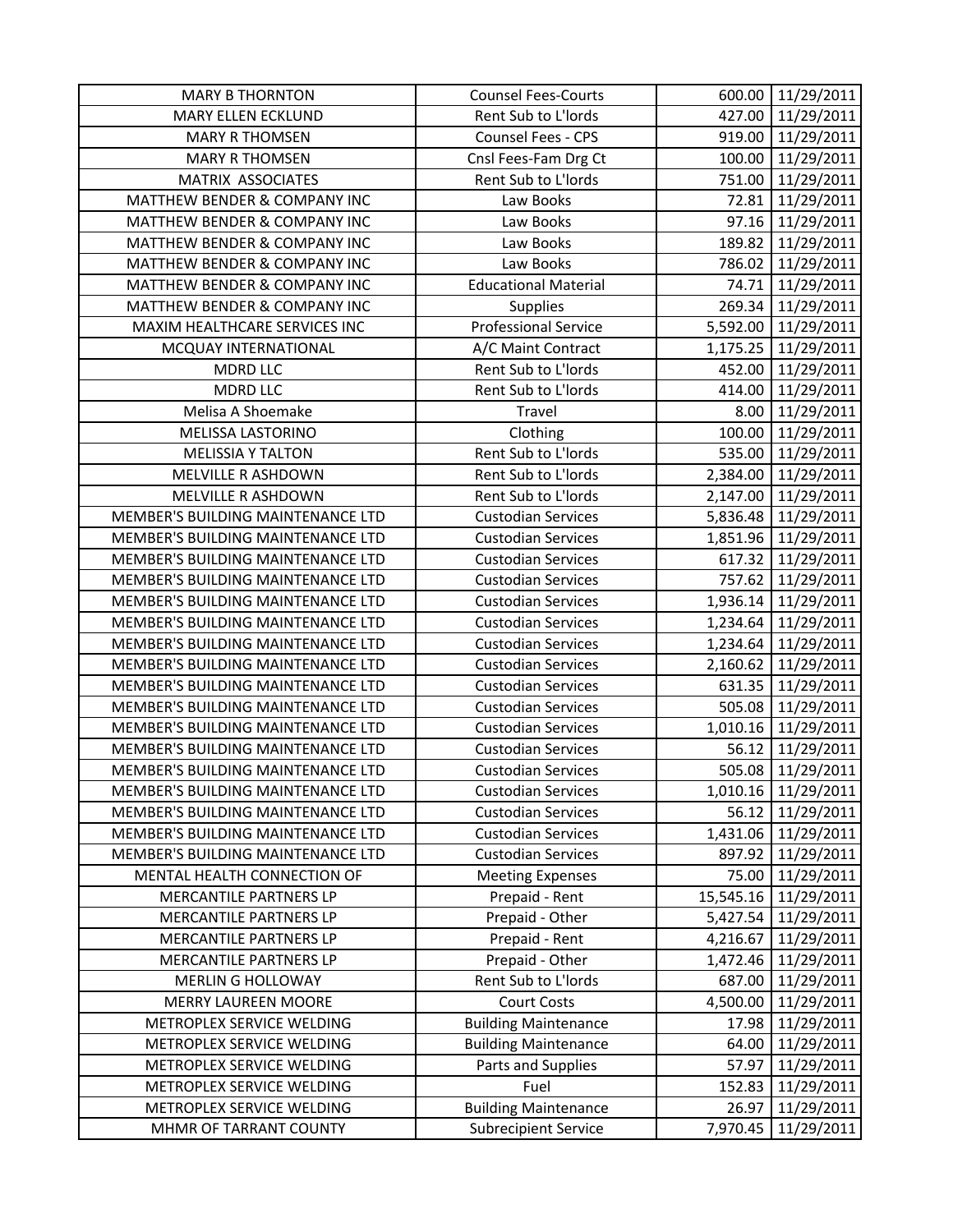| | | | |
|---|---|---|---|
| MARY B THORNTON | Counsel Fees-Courts | 600.00 | 11/29/2011 |
| MARY ELLEN ECKLUND | Rent Sub to L'lords | 427.00 | 11/29/2011 |
| MARY R THOMSEN | Counsel Fees - CPS | 919.00 | 11/29/2011 |
| MARY R THOMSEN | Cnsl Fees-Fam Drg Ct | 100.00 | 11/29/2011 |
| MATRIX ASSOCIATES | Rent Sub to L'lords | 751.00 | 11/29/2011 |
| MATTHEW BENDER & COMPANY INC | Law Books | 72.81 | 11/29/2011 |
| MATTHEW BENDER & COMPANY INC | Law Books | 97.16 | 11/29/2011 |
| MATTHEW BENDER & COMPANY INC | Law Books | 189.82 | 11/29/2011 |
| MATTHEW BENDER & COMPANY INC | Law Books | 786.02 | 11/29/2011 |
| MATTHEW BENDER & COMPANY INC | Educational Material | 74.71 | 11/29/2011 |
| MATTHEW BENDER & COMPANY INC | Supplies | 269.34 | 11/29/2011 |
| MAXIM HEALTHCARE SERVICES INC | Professional Service | 5,592.00 | 11/29/2011 |
| MCQUAY INTERNATIONAL | A/C Maint Contract | 1,175.25 | 11/29/2011 |
| MDRD LLC | Rent Sub to L'lords | 452.00 | 11/29/2011 |
| MDRD LLC | Rent Sub to L'lords | 414.00 | 11/29/2011 |
| Melisa A Shoemake | Travel | 8.00 | 11/29/2011 |
| MELISSA LASTORINO | Clothing | 100.00 | 11/29/2011 |
| MELISSIA Y TALTON | Rent Sub to L'lords | 535.00 | 11/29/2011 |
| MELVILLE R ASHDOWN | Rent Sub to L'lords | 2,384.00 | 11/29/2011 |
| MELVILLE R ASHDOWN | Rent Sub to L'lords | 2,147.00 | 11/29/2011 |
| MEMBER'S BUILDING MAINTENANCE LTD | Custodian Services | 5,836.48 | 11/29/2011 |
| MEMBER'S BUILDING MAINTENANCE LTD | Custodian Services | 1,851.96 | 11/29/2011 |
| MEMBER'S BUILDING MAINTENANCE LTD | Custodian Services | 617.32 | 11/29/2011 |
| MEMBER'S BUILDING MAINTENANCE LTD | Custodian Services | 757.62 | 11/29/2011 |
| MEMBER'S BUILDING MAINTENANCE LTD | Custodian Services | 1,936.14 | 11/29/2011 |
| MEMBER'S BUILDING MAINTENANCE LTD | Custodian Services | 1,234.64 | 11/29/2011 |
| MEMBER'S BUILDING MAINTENANCE LTD | Custodian Services | 1,234.64 | 11/29/2011 |
| MEMBER'S BUILDING MAINTENANCE LTD | Custodian Services | 2,160.62 | 11/29/2011 |
| MEMBER'S BUILDING MAINTENANCE LTD | Custodian Services | 631.35 | 11/29/2011 |
| MEMBER'S BUILDING MAINTENANCE LTD | Custodian Services | 505.08 | 11/29/2011 |
| MEMBER'S BUILDING MAINTENANCE LTD | Custodian Services | 1,010.16 | 11/29/2011 |
| MEMBER'S BUILDING MAINTENANCE LTD | Custodian Services | 56.12 | 11/29/2011 |
| MEMBER'S BUILDING MAINTENANCE LTD | Custodian Services | 505.08 | 11/29/2011 |
| MEMBER'S BUILDING MAINTENANCE LTD | Custodian Services | 1,010.16 | 11/29/2011 |
| MEMBER'S BUILDING MAINTENANCE LTD | Custodian Services | 56.12 | 11/29/2011 |
| MEMBER'S BUILDING MAINTENANCE LTD | Custodian Services | 1,431.06 | 11/29/2011 |
| MEMBER'S BUILDING MAINTENANCE LTD | Custodian Services | 897.92 | 11/29/2011 |
| MENTAL HEALTH CONNECTION OF | Meeting Expenses | 75.00 | 11/29/2011 |
| MERCANTILE PARTNERS LP | Prepaid - Rent | 15,545.16 | 11/29/2011 |
| MERCANTILE PARTNERS LP | Prepaid - Other | 5,427.54 | 11/29/2011 |
| MERCANTILE PARTNERS LP | Prepaid - Rent | 4,216.67 | 11/29/2011 |
| MERCANTILE PARTNERS LP | Prepaid - Other | 1,472.46 | 11/29/2011 |
| MERLIN G HOLLOWAY | Rent Sub to L'lords | 687.00 | 11/29/2011 |
| MERRY LAUREEN MOORE | Court Costs | 4,500.00 | 11/29/2011 |
| METROPLEX SERVICE WELDING | Building Maintenance | 17.98 | 11/29/2011 |
| METROPLEX SERVICE WELDING | Building Maintenance | 64.00 | 11/29/2011 |
| METROPLEX SERVICE WELDING | Parts and Supplies | 57.97 | 11/29/2011 |
| METROPLEX SERVICE WELDING | Fuel | 152.83 | 11/29/2011 |
| METROPLEX SERVICE WELDING | Building Maintenance | 26.97 | 11/29/2011 |
| MHMR OF TARRANT COUNTY | Subrecipient Service | 7,970.45 | 11/29/2011 |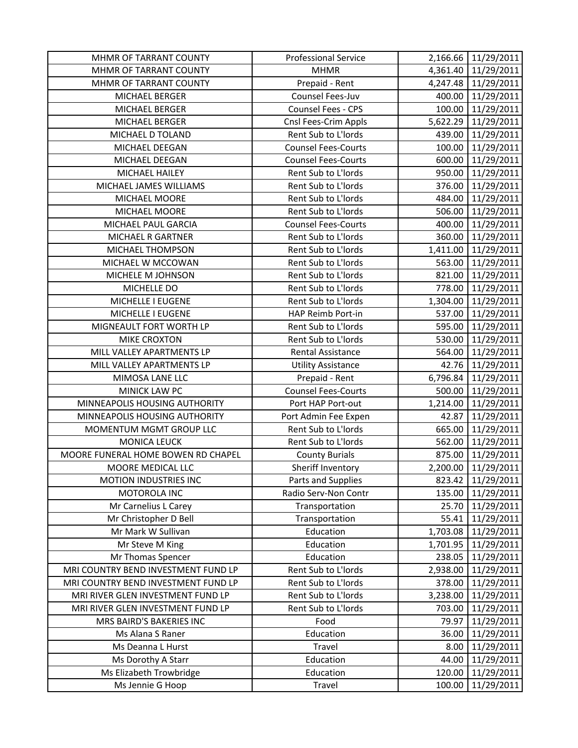| | | | |
|---|---|---|---|
| MHMR OF TARRANT COUNTY | Professional Service | 2,166.66 | 11/29/2011 |
| MHMR OF TARRANT COUNTY | MHMR | 4,361.40 | 11/29/2011 |
| MHMR OF TARRANT COUNTY | Prepaid - Rent | 4,247.48 | 11/29/2011 |
| MICHAEL BERGER | Counsel Fees-Juv | 400.00 | 11/29/2011 |
| MICHAEL BERGER | Counsel Fees - CPS | 100.00 | 11/29/2011 |
| MICHAEL BERGER | Cnsl Fees-Crim Appls | 5,622.29 | 11/29/2011 |
| MICHAEL D TOLAND | Rent Sub to L'lords | 439.00 | 11/29/2011 |
| MICHAEL DEEGAN | Counsel Fees-Courts | 100.00 | 11/29/2011 |
| MICHAEL DEEGAN | Counsel Fees-Courts | 600.00 | 11/29/2011 |
| MICHAEL HAILEY | Rent Sub to L'lords | 950.00 | 11/29/2011 |
| MICHAEL JAMES WILLIAMS | Rent Sub to L'lords | 376.00 | 11/29/2011 |
| MICHAEL MOORE | Rent Sub to L'lords | 484.00 | 11/29/2011 |
| MICHAEL MOORE | Rent Sub to L'lords | 506.00 | 11/29/2011 |
| MICHAEL PAUL GARCIA | Counsel Fees-Courts | 400.00 | 11/29/2011 |
| MICHAEL R GARTNER | Rent Sub to L'lords | 360.00 | 11/29/2011 |
| MICHAEL THOMPSON | Rent Sub to L'lords | 1,411.00 | 11/29/2011 |
| MICHAEL W MCCOWAN | Rent Sub to L'lords | 563.00 | 11/29/2011 |
| MICHELE M JOHNSON | Rent Sub to L'lords | 821.00 | 11/29/2011 |
| MICHELLE DO | Rent Sub to L'lords | 778.00 | 11/29/2011 |
| MICHELLE I EUGENE | Rent Sub to L'lords | 1,304.00 | 11/29/2011 |
| MICHELLE I EUGENE | HAP Reimb Port-in | 537.00 | 11/29/2011 |
| MIGNEAULT FORT WORTH LP | Rent Sub to L'lords | 595.00 | 11/29/2011 |
| MIKE CROXTON | Rent Sub to L'lords | 530.00 | 11/29/2011 |
| MILL VALLEY APARTMENTS LP | Rental Assistance | 564.00 | 11/29/2011 |
| MILL VALLEY APARTMENTS LP | Utility Assistance | 42.76 | 11/29/2011 |
| MIMOSA LANE LLC | Prepaid - Rent | 6,796.84 | 11/29/2011 |
| MINICK LAW PC | Counsel Fees-Courts | 500.00 | 11/29/2011 |
| MINNEAPOLIS HOUSING AUTHORITY | Port HAP Port-out | 1,214.00 | 11/29/2011 |
| MINNEAPOLIS HOUSING AUTHORITY | Port Admin Fee Expen | 42.87 | 11/29/2011 |
| MOMENTUM MGMT GROUP LLC | Rent Sub to L'lords | 665.00 | 11/29/2011 |
| MONICA LEUCK | Rent Sub to L'lords | 562.00 | 11/29/2011 |
| MOORE FUNERAL HOME BOWEN RD CHAPEL | County Burials | 875.00 | 11/29/2011 |
| MOORE MEDICAL LLC | Sheriff Inventory | 2,200.00 | 11/29/2011 |
| MOTION INDUSTRIES INC | Parts and Supplies | 823.42 | 11/29/2011 |
| MOTOROLA INC | Radio Serv-Non Contr | 135.00 | 11/29/2011 |
| Mr Carnelius L Carey | Transportation | 25.70 | 11/29/2011 |
| Mr Christopher D Bell | Transportation | 55.41 | 11/29/2011 |
| Mr Mark W Sullivan | Education | 1,703.08 | 11/29/2011 |
| Mr Steve M King | Education | 1,701.95 | 11/29/2011 |
| Mr Thomas Spencer | Education | 238.05 | 11/29/2011 |
| MRI COUNTRY BEND INVESTMENT FUND LP | Rent Sub to L'lords | 2,938.00 | 11/29/2011 |
| MRI COUNTRY BEND INVESTMENT FUND LP | Rent Sub to L'lords | 378.00 | 11/29/2011 |
| MRI RIVER GLEN INVESTMENT FUND LP | Rent Sub to L'lords | 3,238.00 | 11/29/2011 |
| MRI RIVER GLEN INVESTMENT FUND LP | Rent Sub to L'lords | 703.00 | 11/29/2011 |
| MRS BAIRD'S BAKERIES INC | Food | 79.97 | 11/29/2011 |
| Ms Alana S Raner | Education | 36.00 | 11/29/2011 |
| Ms Deanna L Hurst | Travel | 8.00 | 11/29/2011 |
| Ms Dorothy A Starr | Education | 44.00 | 11/29/2011 |
| Ms Elizabeth Trowbridge | Education | 120.00 | 11/29/2011 |
| Ms Jennie G Hoop | Travel | 100.00 | 11/29/2011 |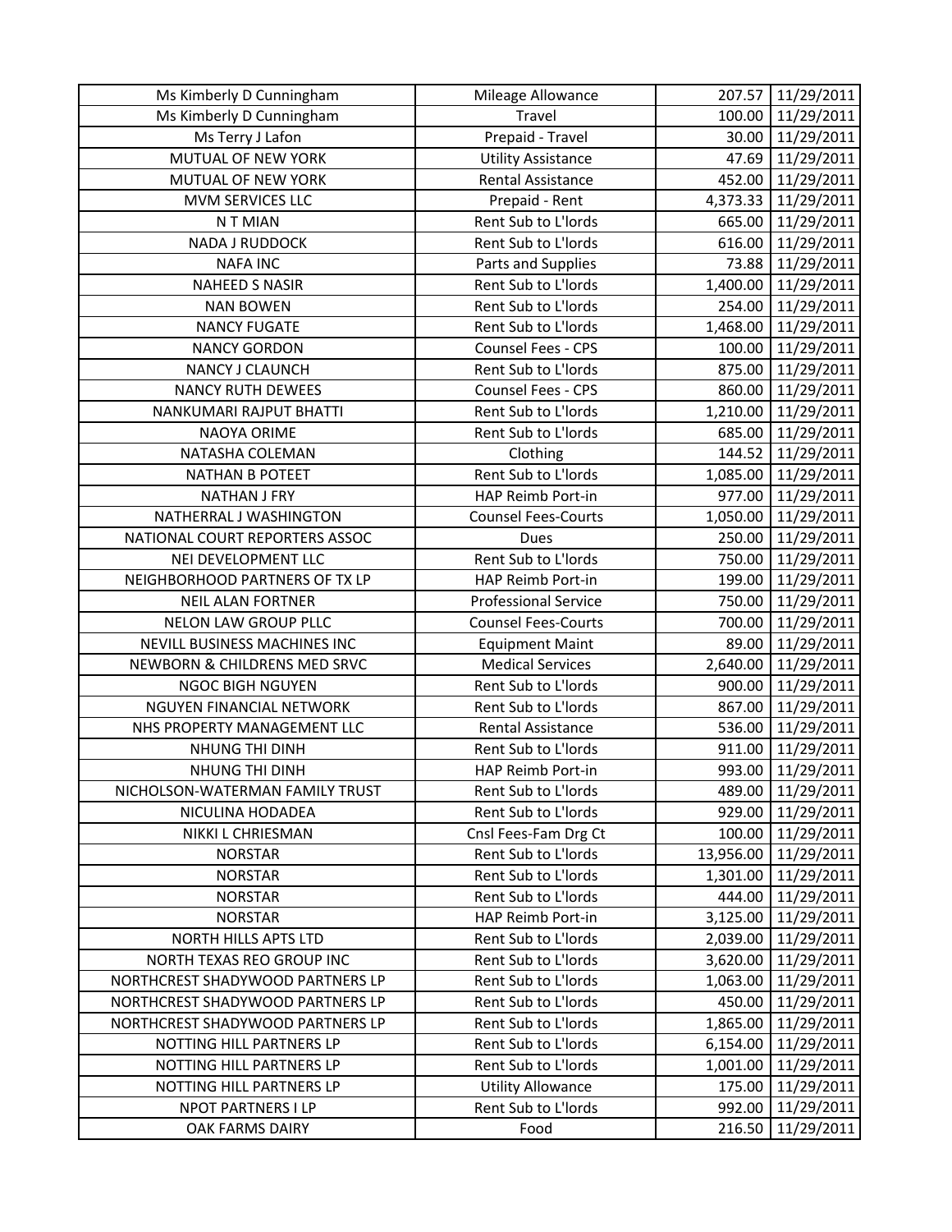| | | | |
|---|---|---|---|
| Ms Kimberly D Cunningham | Mileage Allowance | 207.57 | 11/29/2011 |
| Ms Kimberly D Cunningham | Travel | 100.00 | 11/29/2011 |
| Ms Terry J Lafon | Prepaid - Travel | 30.00 | 11/29/2011 |
| MUTUAL OF NEW YORK | Utility Assistance | 47.69 | 11/29/2011 |
| MUTUAL OF NEW YORK | Rental Assistance | 452.00 | 11/29/2011 |
| MVM SERVICES LLC | Prepaid - Rent | 4,373.33 | 11/29/2011 |
| N T MIAN | Rent Sub to L'lords | 665.00 | 11/29/2011 |
| NADA J RUDDOCK | Rent Sub to L'lords | 616.00 | 11/29/2011 |
| NAFA INC | Parts and Supplies | 73.88 | 11/29/2011 |
| NAHEED S NASIR | Rent Sub to L'lords | 1,400.00 | 11/29/2011 |
| NAN BOWEN | Rent Sub to L'lords | 254.00 | 11/29/2011 |
| NANCY FUGATE | Rent Sub to L'lords | 1,468.00 | 11/29/2011 |
| NANCY GORDON | Counsel Fees - CPS | 100.00 | 11/29/2011 |
| NANCY J CLAUNCH | Rent Sub to L'lords | 875.00 | 11/29/2011 |
| NANCY RUTH DEWEES | Counsel Fees - CPS | 860.00 | 11/29/2011 |
| NANKUMARI RAJPUT BHATTI | Rent Sub to L'lords | 1,210.00 | 11/29/2011 |
| NAOYA ORIME | Rent Sub to L'lords | 685.00 | 11/29/2011 |
| NATASHA COLEMAN | Clothing | 144.52 | 11/29/2011 |
| NATHAN B POTEET | Rent Sub to L'lords | 1,085.00 | 11/29/2011 |
| NATHAN J FRY | HAP Reimb Port-in | 977.00 | 11/29/2011 |
| NATHERRAL J WASHINGTON | Counsel Fees-Courts | 1,050.00 | 11/29/2011 |
| NATIONAL COURT REPORTERS ASSOC | Dues | 250.00 | 11/29/2011 |
| NEI DEVELOPMENT LLC | Rent Sub to L'lords | 750.00 | 11/29/2011 |
| NEIGHBORHOOD PARTNERS OF TX LP | HAP Reimb Port-in | 199.00 | 11/29/2011 |
| NEIL ALAN FORTNER | Professional Service | 750.00 | 11/29/2011 |
| NELON LAW GROUP PLLC | Counsel Fees-Courts | 700.00 | 11/29/2011 |
| NEVILL BUSINESS MACHINES INC | Equipment Maint | 89.00 | 11/29/2011 |
| NEWBORN & CHILDRENS MED SRVC | Medical Services | 2,640.00 | 11/29/2011 |
| NGOC BIGH NGUYEN | Rent Sub to L'lords | 900.00 | 11/29/2011 |
| NGUYEN FINANCIAL NETWORK | Rent Sub to L'lords | 867.00 | 11/29/2011 |
| NHS PROPERTY MANAGEMENT LLC | Rental Assistance | 536.00 | 11/29/2011 |
| NHUNG THI DINH | Rent Sub to L'lords | 911.00 | 11/29/2011 |
| NHUNG THI DINH | HAP Reimb Port-in | 993.00 | 11/29/2011 |
| NICHOLSON-WATERMAN FAMILY TRUST | Rent Sub to L'lords | 489.00 | 11/29/2011 |
| NICULINA HODADEA | Rent Sub to L'lords | 929.00 | 11/29/2011 |
| NIKKI L CHRIESMAN | Cnsl Fees-Fam Drg Ct | 100.00 | 11/29/2011 |
| NORSTAR | Rent Sub to L'lords | 13,956.00 | 11/29/2011 |
| NORSTAR | Rent Sub to L'lords | 1,301.00 | 11/29/2011 |
| NORSTAR | Rent Sub to L'lords | 444.00 | 11/29/2011 |
| NORSTAR | HAP Reimb Port-in | 3,125.00 | 11/29/2011 |
| NORTH HILLS APTS LTD | Rent Sub to L'lords | 2,039.00 | 11/29/2011 |
| NORTH TEXAS REO GROUP INC | Rent Sub to L'lords | 3,620.00 | 11/29/2011 |
| NORTHCREST SHADYWOOD PARTNERS LP | Rent Sub to L'lords | 1,063.00 | 11/29/2011 |
| NORTHCREST SHADYWOOD PARTNERS LP | Rent Sub to L'lords | 450.00 | 11/29/2011 |
| NORTHCREST SHADYWOOD PARTNERS LP | Rent Sub to L'lords | 1,865.00 | 11/29/2011 |
| NOTTING HILL PARTNERS LP | Rent Sub to L'lords | 6,154.00 | 11/29/2011 |
| NOTTING HILL PARTNERS LP | Rent Sub to L'lords | 1,001.00 | 11/29/2011 |
| NOTTING HILL PARTNERS LP | Utility Allowance | 175.00 | 11/29/2011 |
| NPOT PARTNERS I LP | Rent Sub to L'lords | 992.00 | 11/29/2011 |
| OAK FARMS DAIRY | Food | 216.50 | 11/29/2011 |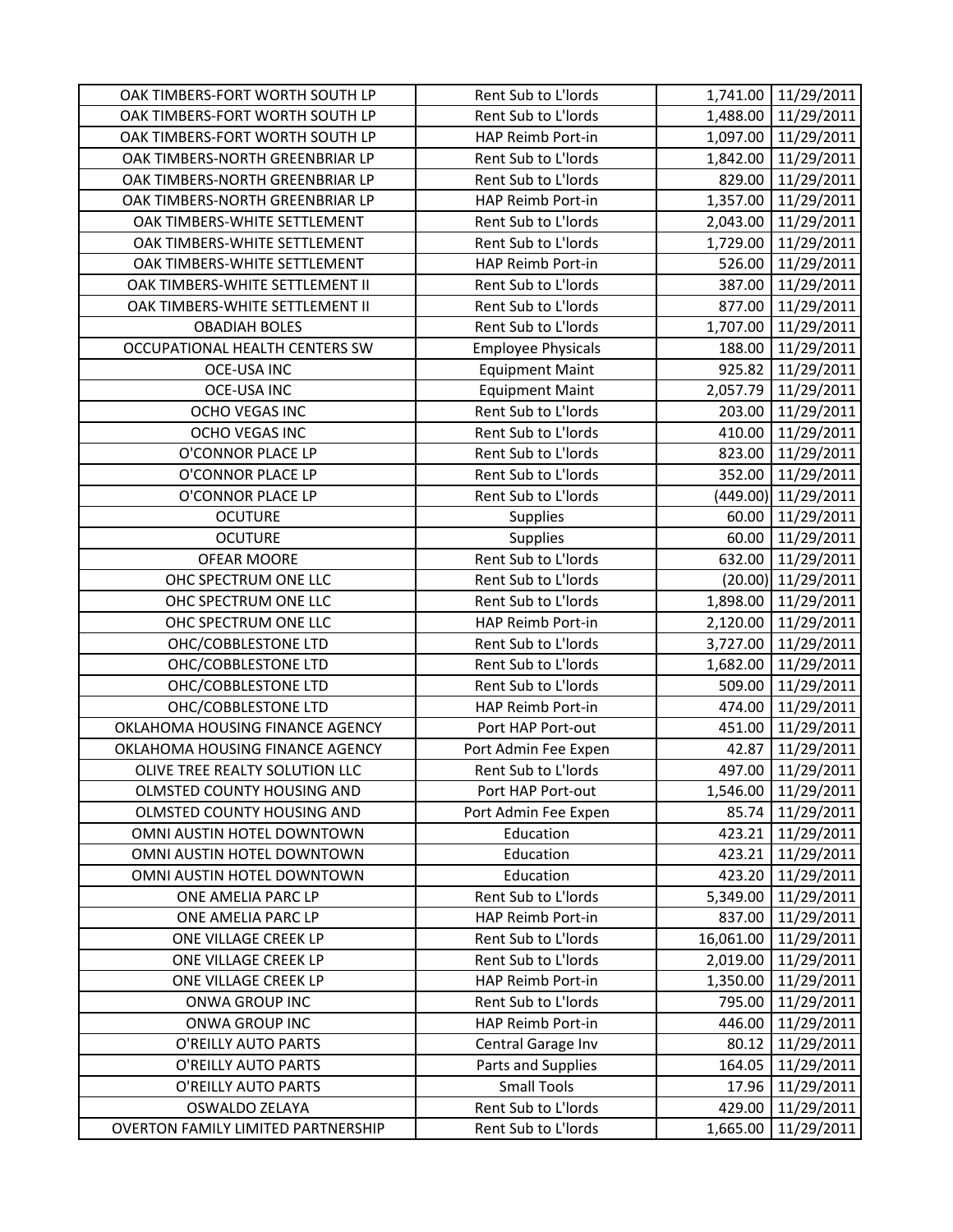| | | | |
|---|---|---|---|
| OAK TIMBERS-FORT WORTH SOUTH LP | Rent Sub to L'lords | 1,741.00 | 11/29/2011 |
| OAK TIMBERS-FORT WORTH SOUTH LP | Rent Sub to L'lords | 1,488.00 | 11/29/2011 |
| OAK TIMBERS-FORT WORTH SOUTH LP | HAP Reimb Port-in | 1,097.00 | 11/29/2011 |
| OAK TIMBERS-NORTH GREENBRIAR LP | Rent Sub to L'lords | 1,842.00 | 11/29/2011 |
| OAK TIMBERS-NORTH GREENBRIAR LP | Rent Sub to L'lords | 829.00 | 11/29/2011 |
| OAK TIMBERS-NORTH GREENBRIAR LP | HAP Reimb Port-in | 1,357.00 | 11/29/2011 |
| OAK TIMBERS-WHITE SETTLEMENT | Rent Sub to L'lords | 2,043.00 | 11/29/2011 |
| OAK TIMBERS-WHITE SETTLEMENT | Rent Sub to L'lords | 1,729.00 | 11/29/2011 |
| OAK TIMBERS-WHITE SETTLEMENT | HAP Reimb Port-in | 526.00 | 11/29/2011 |
| OAK TIMBERS-WHITE SETTLEMENT II | Rent Sub to L'lords | 387.00 | 11/29/2011 |
| OAK TIMBERS-WHITE SETTLEMENT II | Rent Sub to L'lords | 877.00 | 11/29/2011 |
| OBADIAH BOLES | Rent Sub to L'lords | 1,707.00 | 11/29/2011 |
| OCCUPATIONAL HEALTH CENTERS SW | Employee Physicals | 188.00 | 11/29/2011 |
| OCE-USA INC | Equipment Maint | 925.82 | 11/29/2011 |
| OCE-USA INC | Equipment Maint | 2,057.79 | 11/29/2011 |
| OCHO VEGAS INC | Rent Sub to L'lords | 203.00 | 11/29/2011 |
| OCHO VEGAS INC | Rent Sub to L'lords | 410.00 | 11/29/2011 |
| O'CONNOR PLACE LP | Rent Sub to L'lords | 823.00 | 11/29/2011 |
| O'CONNOR PLACE LP | Rent Sub to L'lords | 352.00 | 11/29/2011 |
| O'CONNOR PLACE LP | Rent Sub to L'lords | (449.00) | 11/29/2011 |
| OCUTURE | Supplies | 60.00 | 11/29/2011 |
| OCUTURE | Supplies | 60.00 | 11/29/2011 |
| OFEAR MOORE | Rent Sub to L'lords | 632.00 | 11/29/2011 |
| OHC SPECTRUM ONE LLC | Rent Sub to L'lords | (20.00) | 11/29/2011 |
| OHC SPECTRUM ONE LLC | Rent Sub to L'lords | 1,898.00 | 11/29/2011 |
| OHC SPECTRUM ONE LLC | HAP Reimb Port-in | 2,120.00 | 11/29/2011 |
| OHC/COBBLESTONE LTD | Rent Sub to L'lords | 3,727.00 | 11/29/2011 |
| OHC/COBBLESTONE LTD | Rent Sub to L'lords | 1,682.00 | 11/29/2011 |
| OHC/COBBLESTONE LTD | Rent Sub to L'lords | 509.00 | 11/29/2011 |
| OHC/COBBLESTONE LTD | HAP Reimb Port-in | 474.00 | 11/29/2011 |
| OKLAHOMA HOUSING FINANCE AGENCY | Port HAP Port-out | 451.00 | 11/29/2011 |
| OKLAHOMA HOUSING FINANCE AGENCY | Port Admin Fee Expen | 42.87 | 11/29/2011 |
| OLIVE TREE REALTY SOLUTION LLC | Rent Sub to L'lords | 497.00 | 11/29/2011 |
| OLMSTED COUNTY HOUSING AND | Port HAP Port-out | 1,546.00 | 11/29/2011 |
| OLMSTED COUNTY HOUSING AND | Port Admin Fee Expen | 85.74 | 11/29/2011 |
| OMNI AUSTIN HOTEL DOWNTOWN | Education | 423.21 | 11/29/2011 |
| OMNI AUSTIN HOTEL DOWNTOWN | Education | 423.21 | 11/29/2011 |
| OMNI AUSTIN HOTEL DOWNTOWN | Education | 423.20 | 11/29/2011 |
| ONE AMELIA PARC LP | Rent Sub to L'lords | 5,349.00 | 11/29/2011 |
| ONE AMELIA PARC LP | HAP Reimb Port-in | 837.00 | 11/29/2011 |
| ONE VILLAGE CREEK LP | Rent Sub to L'lords | 16,061.00 | 11/29/2011 |
| ONE VILLAGE CREEK LP | Rent Sub to L'lords | 2,019.00 | 11/29/2011 |
| ONE VILLAGE CREEK LP | HAP Reimb Port-in | 1,350.00 | 11/29/2011 |
| ONWA GROUP INC | Rent Sub to L'lords | 795.00 | 11/29/2011 |
| ONWA GROUP INC | HAP Reimb Port-in | 446.00 | 11/29/2011 |
| O'REILLY AUTO PARTS | Central Garage Inv | 80.12 | 11/29/2011 |
| O'REILLY AUTO PARTS | Parts and Supplies | 164.05 | 11/29/2011 |
| O'REILLY AUTO PARTS | Small Tools | 17.96 | 11/29/2011 |
| OSWALDO ZELAYA | Rent Sub to L'lords | 429.00 | 11/29/2011 |
| OVERTON FAMILY LIMITED PARTNERSHIP | Rent Sub to L'lords | 1,665.00 | 11/29/2011 |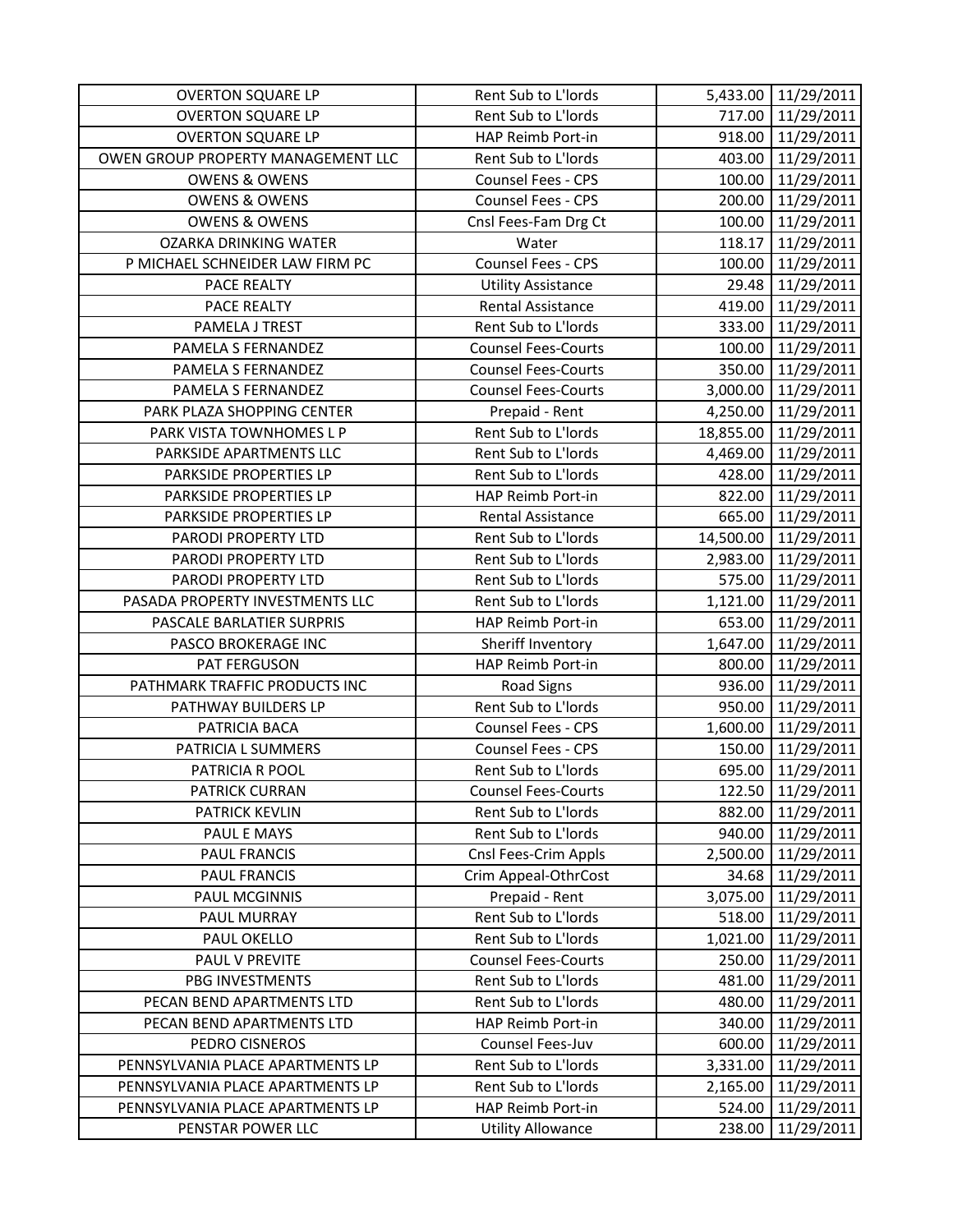| | | | |
|---|---|---|---|
| OVERTON SQUARE LP | Rent Sub to L'lords | 5,433.00 | 11/29/2011 |
| OVERTON SQUARE LP | Rent Sub to L'lords | 717.00 | 11/29/2011 |
| OVERTON SQUARE LP | HAP Reimb Port-in | 918.00 | 11/29/2011 |
| OWEN GROUP PROPERTY MANAGEMENT LLC | Rent Sub to L'lords | 403.00 | 11/29/2011 |
| OWENS & OWENS | Counsel Fees - CPS | 100.00 | 11/29/2011 |
| OWENS & OWENS | Counsel Fees - CPS | 200.00 | 11/29/2011 |
| OWENS & OWENS | Cnsl Fees-Fam Drg Ct | 100.00 | 11/29/2011 |
| OZARKA DRINKING WATER | Water | 118.17 | 11/29/2011 |
| P MICHAEL SCHNEIDER LAW FIRM PC | Counsel Fees - CPS | 100.00 | 11/29/2011 |
| PACE REALTY | Utility Assistance | 29.48 | 11/29/2011 |
| PACE REALTY | Rental Assistance | 419.00 | 11/29/2011 |
| PAMELA J TREST | Rent Sub to L'lords | 333.00 | 11/29/2011 |
| PAMELA S FERNANDEZ | Counsel Fees-Courts | 100.00 | 11/29/2011 |
| PAMELA S FERNANDEZ | Counsel Fees-Courts | 350.00 | 11/29/2011 |
| PAMELA S FERNANDEZ | Counsel Fees-Courts | 3,000.00 | 11/29/2011 |
| PARK PLAZA SHOPPING CENTER | Prepaid - Rent | 4,250.00 | 11/29/2011 |
| PARK VISTA TOWNHOMES L P | Rent Sub to L'lords | 18,855.00 | 11/29/2011 |
| PARKSIDE APARTMENTS LLC | Rent Sub to L'lords | 4,469.00 | 11/29/2011 |
| PARKSIDE PROPERTIES LP | Rent Sub to L'lords | 428.00 | 11/29/2011 |
| PARKSIDE PROPERTIES LP | HAP Reimb Port-in | 822.00 | 11/29/2011 |
| PARKSIDE PROPERTIES LP | Rental Assistance | 665.00 | 11/29/2011 |
| PARODI PROPERTY LTD | Rent Sub to L'lords | 14,500.00 | 11/29/2011 |
| PARODI PROPERTY LTD | Rent Sub to L'lords | 2,983.00 | 11/29/2011 |
| PARODI PROPERTY LTD | Rent Sub to L'lords | 575.00 | 11/29/2011 |
| PASADA PROPERTY INVESTMENTS LLC | Rent Sub to L'lords | 1,121.00 | 11/29/2011 |
| PASCALE BARLATIER SURPRIS | HAP Reimb Port-in | 653.00 | 11/29/2011 |
| PASCO BROKERAGE INC | Sheriff Inventory | 1,647.00 | 11/29/2011 |
| PAT FERGUSON | HAP Reimb Port-in | 800.00 | 11/29/2011 |
| PATHMARK TRAFFIC PRODUCTS INC | Road Signs | 936.00 | 11/29/2011 |
| PATHWAY BUILDERS LP | Rent Sub to L'lords | 950.00 | 11/29/2011 |
| PATRICIA BACA | Counsel Fees - CPS | 1,600.00 | 11/29/2011 |
| PATRICIA L SUMMERS | Counsel Fees - CPS | 150.00 | 11/29/2011 |
| PATRICIA R POOL | Rent Sub to L'lords | 695.00 | 11/29/2011 |
| PATRICK CURRAN | Counsel Fees-Courts | 122.50 | 11/29/2011 |
| PATRICK KEVLIN | Rent Sub to L'lords | 882.00 | 11/29/2011 |
| PAUL E MAYS | Rent Sub to L'lords | 940.00 | 11/29/2011 |
| PAUL FRANCIS | Cnsl Fees-Crim Appls | 2,500.00 | 11/29/2011 |
| PAUL FRANCIS | Crim Appeal-OthrCost | 34.68 | 11/29/2011 |
| PAUL MCGINNIS | Prepaid - Rent | 3,075.00 | 11/29/2011 |
| PAUL MURRAY | Rent Sub to L'lords | 518.00 | 11/29/2011 |
| PAUL OKELLO | Rent Sub to L'lords | 1,021.00 | 11/29/2011 |
| PAUL V PREVITE | Counsel Fees-Courts | 250.00 | 11/29/2011 |
| PBG INVESTMENTS | Rent Sub to L'lords | 481.00 | 11/29/2011 |
| PECAN BEND APARTMENTS LTD | Rent Sub to L'lords | 480.00 | 11/29/2011 |
| PECAN BEND APARTMENTS LTD | HAP Reimb Port-in | 340.00 | 11/29/2011 |
| PEDRO CISNEROS | Counsel Fees-Juv | 600.00 | 11/29/2011 |
| PENNSYLVANIA PLACE APARTMENTS LP | Rent Sub to L'lords | 3,331.00 | 11/29/2011 |
| PENNSYLVANIA PLACE APARTMENTS LP | Rent Sub to L'lords | 2,165.00 | 11/29/2011 |
| PENNSYLVANIA PLACE APARTMENTS LP | HAP Reimb Port-in | 524.00 | 11/29/2011 |
| PENSTAR POWER LLC | Utility Allowance | 238.00 | 11/29/2011 |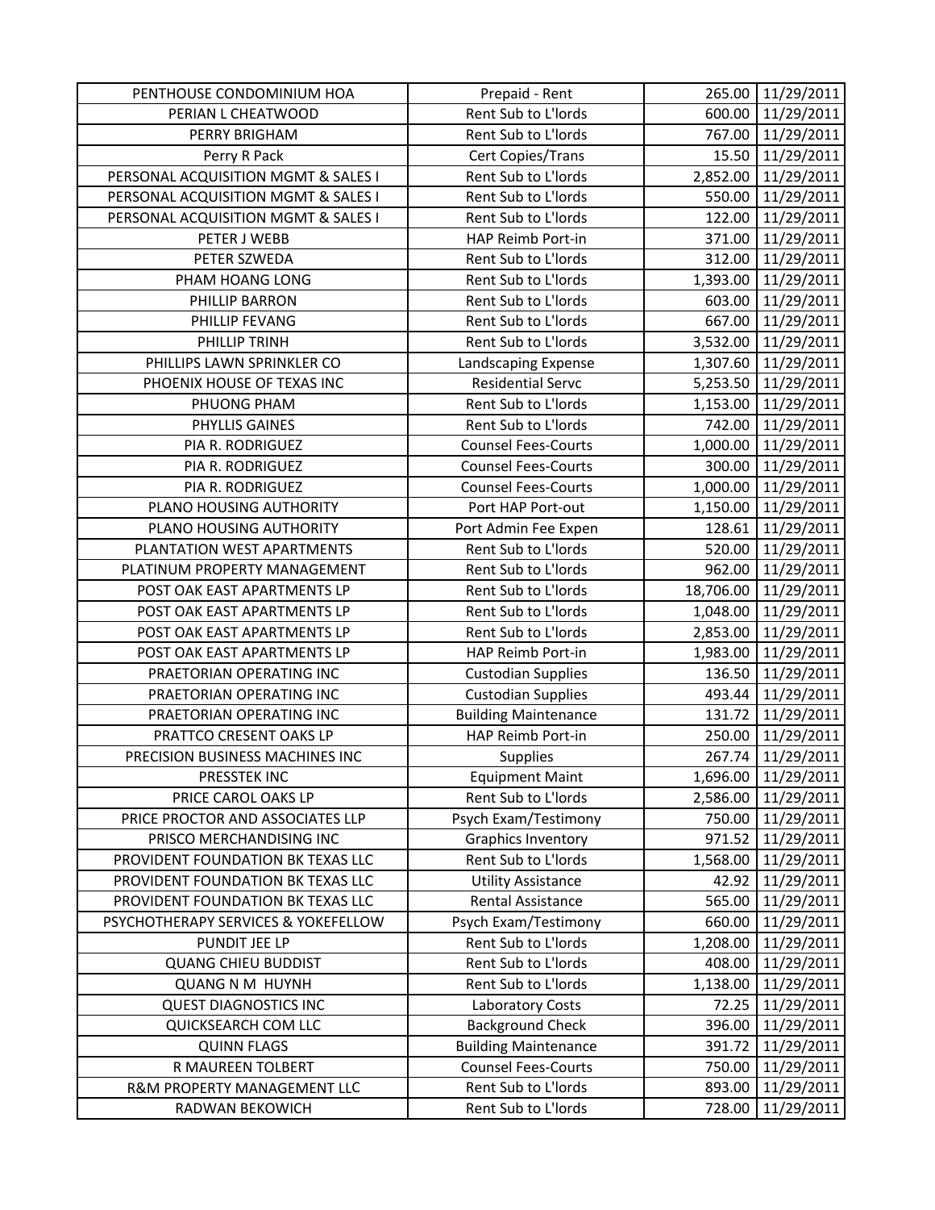| | | | |
|---|---|---|---|
| PENTHOUSE CONDOMINIUM HOA | Prepaid - Rent | 265.00 | 11/29/2011 |
| PERIAN L CHEATWOOD | Rent Sub to L'lords | 600.00 | 11/29/2011 |
| PERRY BRIGHAM | Rent Sub to L'lords | 767.00 | 11/29/2011 |
| Perry R Pack | Cert Copies/Trans | 15.50 | 11/29/2011 |
| PERSONAL ACQUISITION MGMT & SALES I | Rent Sub to L'lords | 2,852.00 | 11/29/2011 |
| PERSONAL ACQUISITION MGMT & SALES I | Rent Sub to L'lords | 550.00 | 11/29/2011 |
| PERSONAL ACQUISITION MGMT & SALES I | Rent Sub to L'lords | 122.00 | 11/29/2011 |
| PETER J WEBB | HAP Reimb Port-in | 371.00 | 11/29/2011 |
| PETER SZWEDA | Rent Sub to L'lords | 312.00 | 11/29/2011 |
| PHAM HOANG LONG | Rent Sub to L'lords | 1,393.00 | 11/29/2011 |
| PHILLIP BARRON | Rent Sub to L'lords | 603.00 | 11/29/2011 |
| PHILLIP FEVANG | Rent Sub to L'lords | 667.00 | 11/29/2011 |
| PHILLIP TRINH | Rent Sub to L'lords | 3,532.00 | 11/29/2011 |
| PHILLIPS LAWN SPRINKLER CO | Landscaping Expense | 1,307.60 | 11/29/2011 |
| PHOENIX HOUSE OF TEXAS INC | Residential Servc | 5,253.50 | 11/29/2011 |
| PHUONG PHAM | Rent Sub to L'lords | 1,153.00 | 11/29/2011 |
| PHYLLIS GAINES | Rent Sub to L'lords | 742.00 | 11/29/2011 |
| PIA R. RODRIGUEZ | Counsel Fees-Courts | 1,000.00 | 11/29/2011 |
| PIA R. RODRIGUEZ | Counsel Fees-Courts | 300.00 | 11/29/2011 |
| PIA R. RODRIGUEZ | Counsel Fees-Courts | 1,000.00 | 11/29/2011 |
| PLANO HOUSING AUTHORITY | Port HAP Port-out | 1,150.00 | 11/29/2011 |
| PLANO HOUSING AUTHORITY | Port Admin Fee Expen | 128.61 | 11/29/2011 |
| PLANTATION WEST APARTMENTS | Rent Sub to L'lords | 520.00 | 11/29/2011 |
| PLATINUM PROPERTY MANAGEMENT | Rent Sub to L'lords | 962.00 | 11/29/2011 |
| POST OAK EAST APARTMENTS LP | Rent Sub to L'lords | 18,706.00 | 11/29/2011 |
| POST OAK EAST APARTMENTS LP | Rent Sub to L'lords | 1,048.00 | 11/29/2011 |
| POST OAK EAST APARTMENTS LP | Rent Sub to L'lords | 2,853.00 | 11/29/2011 |
| POST OAK EAST APARTMENTS LP | HAP Reimb Port-in | 1,983.00 | 11/29/2011 |
| PRAETORIAN OPERATING INC | Custodian Supplies | 136.50 | 11/29/2011 |
| PRAETORIAN OPERATING INC | Custodian Supplies | 493.44 | 11/29/2011 |
| PRAETORIAN OPERATING INC | Building Maintenance | 131.72 | 11/29/2011 |
| PRATTCO CRESENT OAKS LP | HAP Reimb Port-in | 250.00 | 11/29/2011 |
| PRECISION BUSINESS MACHINES INC | Supplies | 267.74 | 11/29/2011 |
| PRESSTEK INC | Equipment Maint | 1,696.00 | 11/29/2011 |
| PRICE CAROL OAKS LP | Rent Sub to L'lords | 2,586.00 | 11/29/2011 |
| PRICE PROCTOR AND ASSOCIATES LLP | Psych Exam/Testimony | 750.00 | 11/29/2011 |
| PRISCO MERCHANDISING INC | Graphics Inventory | 971.52 | 11/29/2011 |
| PROVIDENT FOUNDATION BK TEXAS LLC | Rent Sub to L'lords | 1,568.00 | 11/29/2011 |
| PROVIDENT FOUNDATION BK TEXAS LLC | Utility Assistance | 42.92 | 11/29/2011 |
| PROVIDENT FOUNDATION BK TEXAS LLC | Rental Assistance | 565.00 | 11/29/2011 |
| PSYCHOTHERAPY SERVICES & YOKEFELLOW | Psych Exam/Testimony | 660.00 | 11/29/2011 |
| PUNDIT JEE LP | Rent Sub to L'lords | 1,208.00 | 11/29/2011 |
| QUANG CHIEU BUDDIST | Rent Sub to L'lords | 408.00 | 11/29/2011 |
| QUANG N M HUYNH | Rent Sub to L'lords | 1,138.00 | 11/29/2011 |
| QUEST DIAGNOSTICS INC | Laboratory Costs | 72.25 | 11/29/2011 |
| QUICKSEARCH COM LLC | Background Check | 396.00 | 11/29/2011 |
| QUINN FLAGS | Building Maintenance | 391.72 | 11/29/2011 |
| R MAUREEN TOLBERT | Counsel Fees-Courts | 750.00 | 11/29/2011 |
| R&M PROPERTY MANAGEMENT LLC | Rent Sub to L'lords | 893.00 | 11/29/2011 |
| RADWAN BEKOWICH | Rent Sub to L'lords | 728.00 | 11/29/2011 |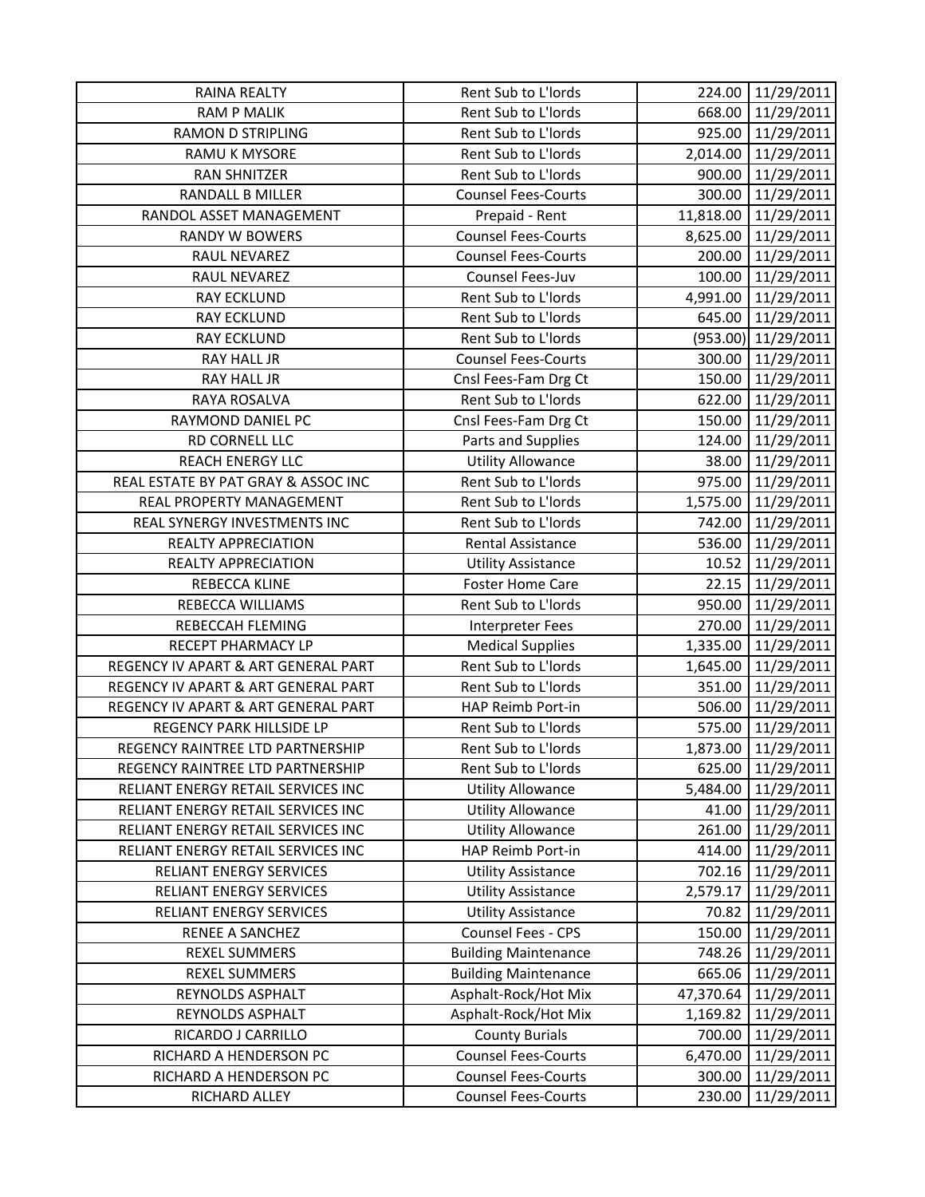| RAINA REALTY | Rent Sub to L'lords | 224.00 | 11/29/2011 |
|---|---|---|---|
| RAM P MALIK | Rent Sub to L'lords | 668.00 | 11/29/2011 |
| RAMON D STRIPLING | Rent Sub to L'lords | 925.00 | 11/29/2011 |
| RAMU K MYSORE | Rent Sub to L'lords | 2,014.00 | 11/29/2011 |
| RAN SHNITZER | Rent Sub to L'lords | 900.00 | 11/29/2011 |
| RANDALL B MILLER | Counsel Fees-Courts | 300.00 | 11/29/2011 |
| RANDOL ASSET MANAGEMENT | Prepaid - Rent | 11,818.00 | 11/29/2011 |
| RANDY W BOWERS | Counsel Fees-Courts | 8,625.00 | 11/29/2011 |
| RAUL NEVAREZ | Counsel Fees-Courts | 200.00 | 11/29/2011 |
| RAUL NEVAREZ | Counsel Fees-Juv | 100.00 | 11/29/2011 |
| RAY ECKLUND | Rent Sub to L'lords | 4,991.00 | 11/29/2011 |
| RAY ECKLUND | Rent Sub to L'lords | 645.00 | 11/29/2011 |
| RAY ECKLUND | Rent Sub to L'lords | (953.00) | 11/29/2011 |
| RAY HALL JR | Counsel Fees-Courts | 300.00 | 11/29/2011 |
| RAY HALL JR | Cnsl Fees-Fam Drg Ct | 150.00 | 11/29/2011 |
| RAYA ROSALVA | Rent Sub to L'lords | 622.00 | 11/29/2011 |
| RAYMOND DANIEL PC | Cnsl Fees-Fam Drg Ct | 150.00 | 11/29/2011 |
| RD CORNELL LLC | Parts and Supplies | 124.00 | 11/29/2011 |
| REACH ENERGY LLC | Utility Allowance | 38.00 | 11/29/2011 |
| REAL ESTATE BY PAT GRAY & ASSOC INC | Rent Sub to L'lords | 975.00 | 11/29/2011 |
| REAL PROPERTY MANAGEMENT | Rent Sub to L'lords | 1,575.00 | 11/29/2011 |
| REAL SYNERGY INVESTMENTS INC | Rent Sub to L'lords | 742.00 | 11/29/2011 |
| REALTY APPRECIATION | Rental Assistance | 536.00 | 11/29/2011 |
| REALTY APPRECIATION | Utility Assistance | 10.52 | 11/29/2011 |
| REBECCA KLINE | Foster Home Care | 22.15 | 11/29/2011 |
| REBECCA WILLIAMS | Rent Sub to L'lords | 950.00 | 11/29/2011 |
| REBECCAH FLEMING | Interpreter Fees | 270.00 | 11/29/2011 |
| RECEPT PHARMACY LP | Medical Supplies | 1,335.00 | 11/29/2011 |
| REGENCY IV APART & ART GENERAL PART | Rent Sub to L'lords | 1,645.00 | 11/29/2011 |
| REGENCY IV APART & ART GENERAL PART | Rent Sub to L'lords | 351.00 | 11/29/2011 |
| REGENCY IV APART & ART GENERAL PART | HAP Reimb Port-in | 506.00 | 11/29/2011 |
| REGENCY PARK HILLSIDE LP | Rent Sub to L'lords | 575.00 | 11/29/2011 |
| REGENCY RAINTREE LTD PARTNERSHIP | Rent Sub to L'lords | 1,873.00 | 11/29/2011 |
| REGENCY RAINTREE LTD PARTNERSHIP | Rent Sub to L'lords | 625.00 | 11/29/2011 |
| RELIANT ENERGY RETAIL SERVICES INC | Utility Allowance | 5,484.00 | 11/29/2011 |
| RELIANT ENERGY RETAIL SERVICES INC | Utility Allowance | 41.00 | 11/29/2011 |
| RELIANT ENERGY RETAIL SERVICES INC | Utility Allowance | 261.00 | 11/29/2011 |
| RELIANT ENERGY RETAIL SERVICES INC | HAP Reimb Port-in | 414.00 | 11/29/2011 |
| RELIANT ENERGY SERVICES | Utility Assistance | 702.16 | 11/29/2011 |
| RELIANT ENERGY SERVICES | Utility Assistance | 2,579.17 | 11/29/2011 |
| RELIANT ENERGY SERVICES | Utility Assistance | 70.82 | 11/29/2011 |
| RENEE A SANCHEZ | Counsel Fees - CPS | 150.00 | 11/29/2011 |
| REXEL SUMMERS | Building Maintenance | 748.26 | 11/29/2011 |
| REXEL SUMMERS | Building Maintenance | 665.06 | 11/29/2011 |
| REYNOLDS ASPHALT | Asphalt-Rock/Hot Mix | 47,370.64 | 11/29/2011 |
| REYNOLDS ASPHALT | Asphalt-Rock/Hot Mix | 1,169.82 | 11/29/2011 |
| RICARDO J CARRILLO | County Burials | 700.00 | 11/29/2011 |
| RICHARD A HENDERSON PC | Counsel Fees-Courts | 6,470.00 | 11/29/2011 |
| RICHARD A HENDERSON PC | Counsel Fees-Courts | 300.00 | 11/29/2011 |
| RICHARD ALLEY | Counsel Fees-Courts | 230.00 | 11/29/2011 |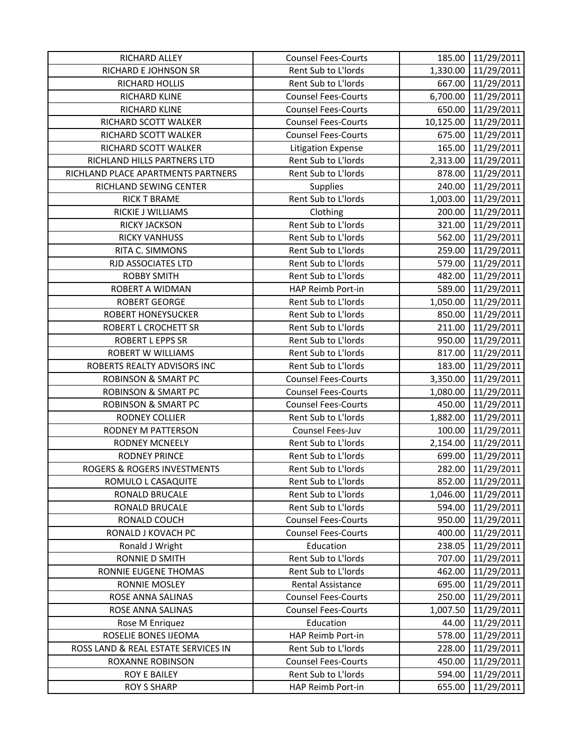| RICHARD ALLEY | Counsel Fees-Courts | 185.00 | 11/29/2011 |
|---|---|---|---|
| RICHARD E JOHNSON SR | Rent Sub to L'lords | 1,330.00 | 11/29/2011 |
| RICHARD HOLLIS | Rent Sub to L'lords | 667.00 | 11/29/2011 |
| RICHARD KLINE | Counsel Fees-Courts | 6,700.00 | 11/29/2011 |
| RICHARD KLINE | Counsel Fees-Courts | 650.00 | 11/29/2011 |
| RICHARD SCOTT WALKER | Counsel Fees-Courts | 10,125.00 | 11/29/2011 |
| RICHARD SCOTT WALKER | Counsel Fees-Courts | 675.00 | 11/29/2011 |
| RICHARD SCOTT WALKER | Litigation Expense | 165.00 | 11/29/2011 |
| RICHLAND HILLS PARTNERS LTD | Rent Sub to L'lords | 2,313.00 | 11/29/2011 |
| RICHLAND PLACE APARTMENTS PARTNERS | Rent Sub to L'lords | 878.00 | 11/29/2011 |
| RICHLAND SEWING CENTER | Supplies | 240.00 | 11/29/2011 |
| RICK T BRAME | Rent Sub to L'lords | 1,003.00 | 11/29/2011 |
| RICKIE J WILLIAMS | Clothing | 200.00 | 11/29/2011 |
| RICKY JACKSON | Rent Sub to L'lords | 321.00 | 11/29/2011 |
| RICKY VANHUSS | Rent Sub to L'lords | 562.00 | 11/29/2011 |
| RITA C. SIMMONS | Rent Sub to L'lords | 259.00 | 11/29/2011 |
| RJD ASSOCIATES LTD | Rent Sub to L'lords | 579.00 | 11/29/2011 |
| ROBBY SMITH | Rent Sub to L'lords | 482.00 | 11/29/2011 |
| ROBERT A WIDMAN | HAP Reimb Port-in | 589.00 | 11/29/2011 |
| ROBERT GEORGE | Rent Sub to L'lords | 1,050.00 | 11/29/2011 |
| ROBERT HONEYSUCKER | Rent Sub to L'lords | 850.00 | 11/29/2011 |
| ROBERT L CROCHETT SR | Rent Sub to L'lords | 211.00 | 11/29/2011 |
| ROBERT L EPPS SR | Rent Sub to L'lords | 950.00 | 11/29/2011 |
| ROBERT W WILLIAMS | Rent Sub to L'lords | 817.00 | 11/29/2011 |
| ROBERTS REALTY ADVISORS INC | Rent Sub to L'lords | 183.00 | 11/29/2011 |
| ROBINSON & SMART PC | Counsel Fees-Courts | 3,350.00 | 11/29/2011 |
| ROBINSON & SMART PC | Counsel Fees-Courts | 1,080.00 | 11/29/2011 |
| ROBINSON & SMART PC | Counsel Fees-Courts | 450.00 | 11/29/2011 |
| RODNEY COLLIER | Rent Sub to L'lords | 1,882.00 | 11/29/2011 |
| RODNEY M PATTERSON | Counsel Fees-Juv | 100.00 | 11/29/2011 |
| RODNEY MCNEELY | Rent Sub to L'lords | 2,154.00 | 11/29/2011 |
| RODNEY PRINCE | Rent Sub to L'lords | 699.00 | 11/29/2011 |
| ROGERS & ROGERS INVESTMENTS | Rent Sub to L'lords | 282.00 | 11/29/2011 |
| ROMULO L CASAQUITE | Rent Sub to L'lords | 852.00 | 11/29/2011 |
| RONALD BRUCALE | Rent Sub to L'lords | 1,046.00 | 11/29/2011 |
| RONALD BRUCALE | Rent Sub to L'lords | 594.00 | 11/29/2011 |
| RONALD COUCH | Counsel Fees-Courts | 950.00 | 11/29/2011 |
| RONALD J KOVACH PC | Counsel Fees-Courts | 400.00 | 11/29/2011 |
| Ronald J Wright | Education | 238.05 | 11/29/2011 |
| RONNIE D SMITH | Rent Sub to L'lords | 707.00 | 11/29/2011 |
| RONNIE EUGENE THOMAS | Rent Sub to L'lords | 462.00 | 11/29/2011 |
| RONNIE MOSLEY | Rental Assistance | 695.00 | 11/29/2011 |
| ROSE ANNA SALINAS | Counsel Fees-Courts | 250.00 | 11/29/2011 |
| ROSE ANNA SALINAS | Counsel Fees-Courts | 1,007.50 | 11/29/2011 |
| Rose M Enriquez | Education | 44.00 | 11/29/2011 |
| ROSELIE BONES IJEOMA | HAP Reimb Port-in | 578.00 | 11/29/2011 |
| ROSS LAND & REAL ESTATE SERVICES IN | Rent Sub to L'lords | 228.00 | 11/29/2011 |
| ROXANNE ROBINSON | Counsel Fees-Courts | 450.00 | 11/29/2011 |
| ROY E BAILEY | Rent Sub to L'lords | 594.00 | 11/29/2011 |
| ROY S SHARP | HAP Reimb Port-in | 655.00 | 11/29/2011 |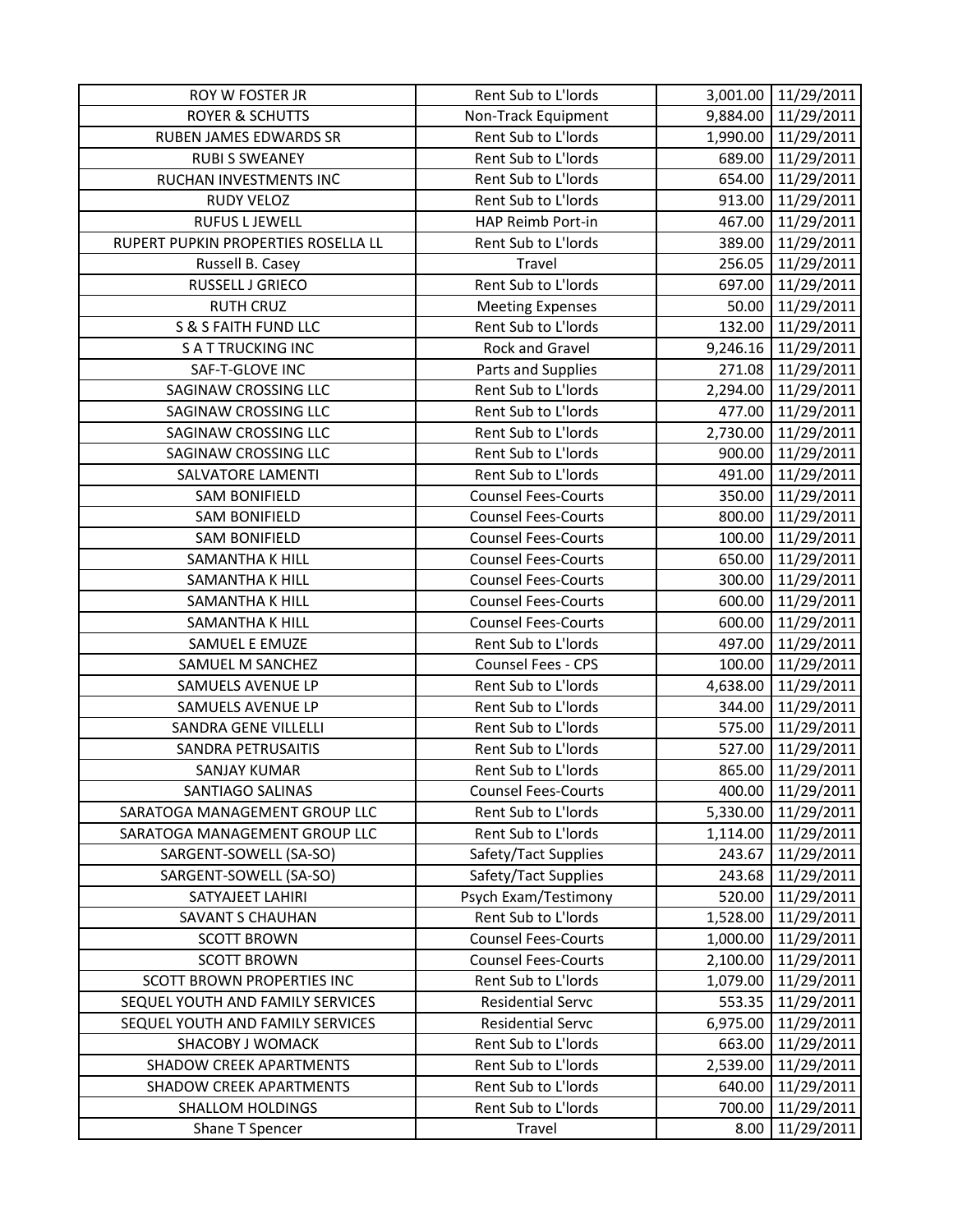| ROY W FOSTER JR | Rent Sub to L'lords | 3,001.00 | 11/29/2011 |
|---|---|---|---|
| ROYER & SCHUTTS | Non-Track Equipment | 9,884.00 | 11/29/2011 |
| RUBEN JAMES EDWARDS SR | Rent Sub to L'lords | 1,990.00 | 11/29/2011 |
| RUBI S SWEANEY | Rent Sub to L'lords | 689.00 | 11/29/2011 |
| RUCHAN INVESTMENTS INC | Rent Sub to L'lords | 654.00 | 11/29/2011 |
| RUDY VELOZ | Rent Sub to L'lords | 913.00 | 11/29/2011 |
| RUFUS L JEWELL | HAP Reimb Port-in | 467.00 | 11/29/2011 |
| RUPERT PUPKIN PROPERTIES ROSELLA LL | Rent Sub to L'lords | 389.00 | 11/29/2011 |
| Russell B. Casey | Travel | 256.05 | 11/29/2011 |
| RUSSELL J GRIECO | Rent Sub to L'lords | 697.00 | 11/29/2011 |
| RUTH CRUZ | Meeting Expenses | 50.00 | 11/29/2011 |
| S & S FAITH FUND LLC | Rent Sub to L'lords | 132.00 | 11/29/2011 |
| S A T TRUCKING INC | Rock and Gravel | 9,246.16 | 11/29/2011 |
| SAF-T-GLOVE INC | Parts and Supplies | 271.08 | 11/29/2011 |
| SAGINAW CROSSING LLC | Rent Sub to L'lords | 2,294.00 | 11/29/2011 |
| SAGINAW CROSSING LLC | Rent Sub to L'lords | 477.00 | 11/29/2011 |
| SAGINAW CROSSING LLC | Rent Sub to L'lords | 2,730.00 | 11/29/2011 |
| SAGINAW CROSSING LLC | Rent Sub to L'lords | 900.00 | 11/29/2011 |
| SALVATORE LAMENTI | Rent Sub to L'lords | 491.00 | 11/29/2011 |
| SAM BONIFIELD | Counsel Fees-Courts | 350.00 | 11/29/2011 |
| SAM BONIFIELD | Counsel Fees-Courts | 800.00 | 11/29/2011 |
| SAM BONIFIELD | Counsel Fees-Courts | 100.00 | 11/29/2011 |
| SAMANTHA K HILL | Counsel Fees-Courts | 650.00 | 11/29/2011 |
| SAMANTHA K HILL | Counsel Fees-Courts | 300.00 | 11/29/2011 |
| SAMANTHA K HILL | Counsel Fees-Courts | 600.00 | 11/29/2011 |
| SAMANTHA K HILL | Counsel Fees-Courts | 600.00 | 11/29/2011 |
| SAMUEL E EMUZE | Rent Sub to L'lords | 497.00 | 11/29/2011 |
| SAMUEL M SANCHEZ | Counsel Fees - CPS | 100.00 | 11/29/2011 |
| SAMUELS AVENUE LP | Rent Sub to L'lords | 4,638.00 | 11/29/2011 |
| SAMUELS AVENUE LP | Rent Sub to L'lords | 344.00 | 11/29/2011 |
| SANDRA GENE VILLELLI | Rent Sub to L'lords | 575.00 | 11/29/2011 |
| SANDRA PETRUSAITIS | Rent Sub to L'lords | 527.00 | 11/29/2011 |
| SANJAY KUMAR | Rent Sub to L'lords | 865.00 | 11/29/2011 |
| SANTIAGO SALINAS | Counsel Fees-Courts | 400.00 | 11/29/2011 |
| SARATOGA MANAGEMENT GROUP LLC | Rent Sub to L'lords | 5,330.00 | 11/29/2011 |
| SARATOGA MANAGEMENT GROUP LLC | Rent Sub to L'lords | 1,114.00 | 11/29/2011 |
| SARGENT-SOWELL (SA-SO) | Safety/Tact Supplies | 243.67 | 11/29/2011 |
| SARGENT-SOWELL (SA-SO) | Safety/Tact Supplies | 243.68 | 11/29/2011 |
| SATYAJEET LAHIRI | Psych Exam/Testimony | 520.00 | 11/29/2011 |
| SAVANT S CHAUHAN | Rent Sub to L'lords | 1,528.00 | 11/29/2011 |
| SCOTT BROWN | Counsel Fees-Courts | 1,000.00 | 11/29/2011 |
| SCOTT BROWN | Counsel Fees-Courts | 2,100.00 | 11/29/2011 |
| SCOTT BROWN PROPERTIES INC | Rent Sub to L'lords | 1,079.00 | 11/29/2011 |
| SEQUEL YOUTH AND FAMILY SERVICES | Residential Servc | 553.35 | 11/29/2011 |
| SEQUEL YOUTH AND FAMILY SERVICES | Residential Servc | 6,975.00 | 11/29/2011 |
| SHACOBY J WOMACK | Rent Sub to L'lords | 663.00 | 11/29/2011 |
| SHADOW CREEK APARTMENTS | Rent Sub to L'lords | 2,539.00 | 11/29/2011 |
| SHADOW CREEK APARTMENTS | Rent Sub to L'lords | 640.00 | 11/29/2011 |
| SHALLOM HOLDINGS | Rent Sub to L'lords | 700.00 | 11/29/2011 |
| Shane T Spencer | Travel | 8.00 | 11/29/2011 |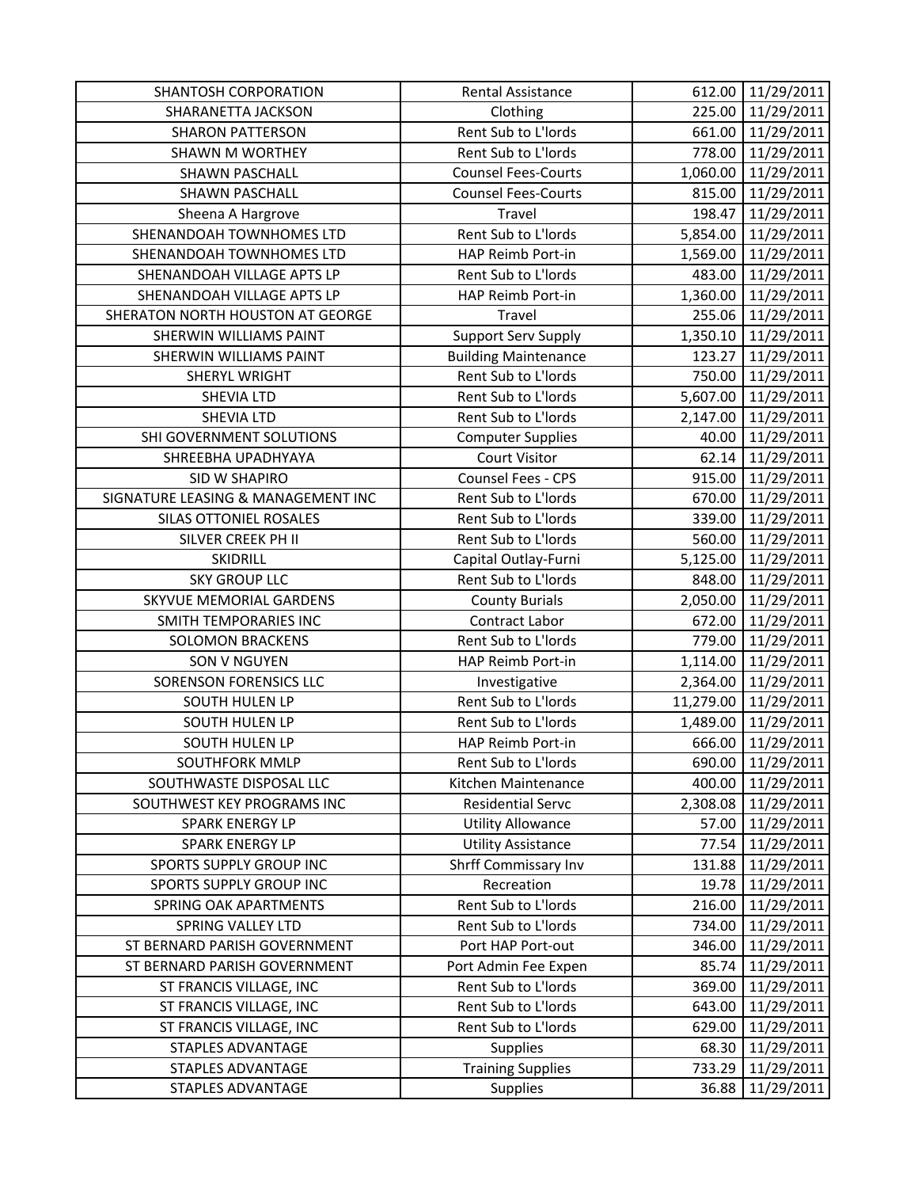| SHANTOSH CORPORATION | Rental Assistance | 612.00 | 11/29/2011 |
|---|---|---|---|
| SHARANETTA JACKSON | Clothing | 225.00 | 11/29/2011 |
| SHARON PATTERSON | Rent Sub to L'lords | 661.00 | 11/29/2011 |
| SHAWN M WORTHEY | Rent Sub to L'lords | 778.00 | 11/29/2011 |
| SHAWN PASCHALL | Counsel Fees-Courts | 1,060.00 | 11/29/2011 |
| SHAWN PASCHALL | Counsel Fees-Courts | 815.00 | 11/29/2011 |
| Sheena A Hargrove | Travel | 198.47 | 11/29/2011 |
| SHENANDOAH TOWNHOMES LTD | Rent Sub to L'lords | 5,854.00 | 11/29/2011 |
| SHENANDOAH TOWNHOMES LTD | HAP Reimb Port-in | 1,569.00 | 11/29/2011 |
| SHENANDOAH VILLAGE APTS LP | Rent Sub to L'lords | 483.00 | 11/29/2011 |
| SHENANDOAH VILLAGE APTS LP | HAP Reimb Port-in | 1,360.00 | 11/29/2011 |
| SHERATON NORTH HOUSTON AT GEORGE | Travel | 255.06 | 11/29/2011 |
| SHERWIN WILLIAMS PAINT | Support Serv Supply | 1,350.10 | 11/29/2011 |
| SHERWIN WILLIAMS PAINT | Building Maintenance | 123.27 | 11/29/2011 |
| SHERYL WRIGHT | Rent Sub to L'lords | 750.00 | 11/29/2011 |
| SHEVIA LTD | Rent Sub to L'lords | 5,607.00 | 11/29/2011 |
| SHEVIA LTD | Rent Sub to L'lords | 2,147.00 | 11/29/2011 |
| SHI GOVERNMENT SOLUTIONS | Computer Supplies | 40.00 | 11/29/2011 |
| SHREEBHA UPADHYAYA | Court Visitor | 62.14 | 11/29/2011 |
| SID W SHAPIRO | Counsel Fees - CPS | 915.00 | 11/29/2011 |
| SIGNATURE LEASING & MANAGEMENT INC | Rent Sub to L'lords | 670.00 | 11/29/2011 |
| SILAS OTTONIEL ROSALES | Rent Sub to L'lords | 339.00 | 11/29/2011 |
| SILVER CREEK PH II | Rent Sub to L'lords | 560.00 | 11/29/2011 |
| SKIDRILL | Capital Outlay-Furni | 5,125.00 | 11/29/2011 |
| SKY GROUP LLC | Rent Sub to L'lords | 848.00 | 11/29/2011 |
| SKYVUE MEMORIAL GARDENS | County Burials | 2,050.00 | 11/29/2011 |
| SMITH TEMPORARIES INC | Contract Labor | 672.00 | 11/29/2011 |
| SOLOMON BRACKENS | Rent Sub to L'lords | 779.00 | 11/29/2011 |
| SON V NGUYEN | HAP Reimb Port-in | 1,114.00 | 11/29/2011 |
| SORENSON FORENSICS LLC | Investigative | 2,364.00 | 11/29/2011 |
| SOUTH HULEN LP | Rent Sub to L'lords | 11,279.00 | 11/29/2011 |
| SOUTH HULEN LP | Rent Sub to L'lords | 1,489.00 | 11/29/2011 |
| SOUTH HULEN LP | HAP Reimb Port-in | 666.00 | 11/29/2011 |
| SOUTHFORK MMLP | Rent Sub to L'lords | 690.00 | 11/29/2011 |
| SOUTHWASTE DISPOSAL LLC | Kitchen Maintenance | 400.00 | 11/29/2011 |
| SOUTHWEST KEY PROGRAMS INC | Residential Servc | 2,308.08 | 11/29/2011 |
| SPARK ENERGY LP | Utility Allowance | 57.00 | 11/29/2011 |
| SPARK ENERGY LP | Utility Assistance | 77.54 | 11/29/2011 |
| SPORTS SUPPLY GROUP INC | Shrff Commissary Inv | 131.88 | 11/29/2011 |
| SPORTS SUPPLY GROUP INC | Recreation | 19.78 | 11/29/2011 |
| SPRING OAK APARTMENTS | Rent Sub to L'lords | 216.00 | 11/29/2011 |
| SPRING VALLEY LTD | Rent Sub to L'lords | 734.00 | 11/29/2011 |
| ST BERNARD PARISH GOVERNMENT | Port HAP Port-out | 346.00 | 11/29/2011 |
| ST BERNARD PARISH GOVERNMENT | Port Admin Fee Expen | 85.74 | 11/29/2011 |
| ST FRANCIS VILLAGE, INC | Rent Sub to L'lords | 369.00 | 11/29/2011 |
| ST FRANCIS VILLAGE, INC | Rent Sub to L'lords | 643.00 | 11/29/2011 |
| ST FRANCIS VILLAGE, INC | Rent Sub to L'lords | 629.00 | 11/29/2011 |
| STAPLES ADVANTAGE | Supplies | 68.30 | 11/29/2011 |
| STAPLES ADVANTAGE | Training Supplies | 733.29 | 11/29/2011 |
| STAPLES ADVANTAGE | Supplies | 36.88 | 11/29/2011 |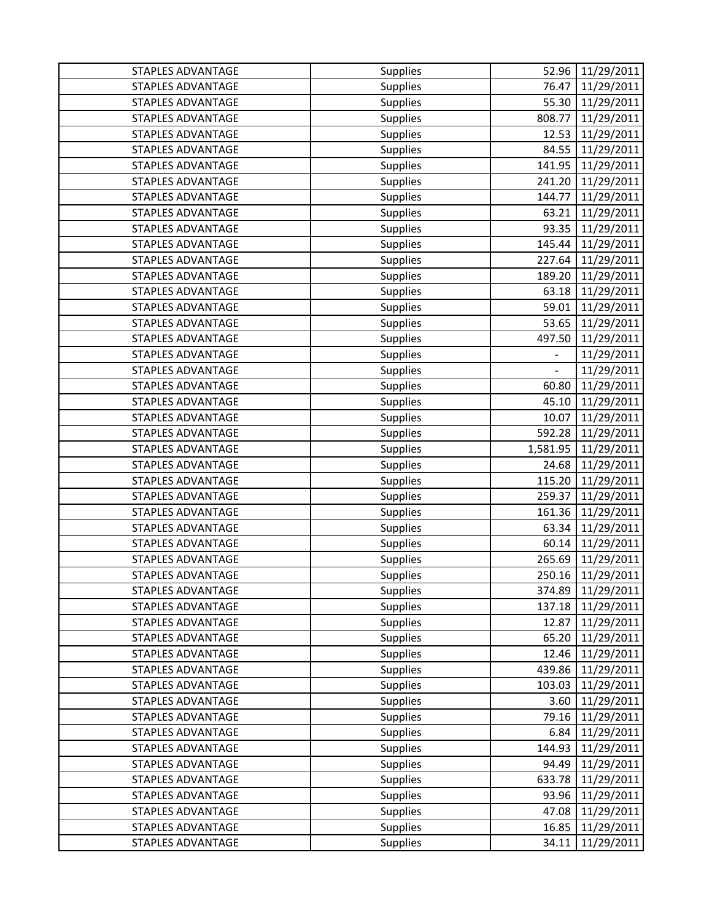| | | | |
|---|---|---|---|
| STAPLES ADVANTAGE | Supplies | 52.96 | 11/29/2011 |
| STAPLES ADVANTAGE | Supplies | 76.47 | 11/29/2011 |
| STAPLES ADVANTAGE | Supplies | 55.30 | 11/29/2011 |
| STAPLES ADVANTAGE | Supplies | 808.77 | 11/29/2011 |
| STAPLES ADVANTAGE | Supplies | 12.53 | 11/29/2011 |
| STAPLES ADVANTAGE | Supplies | 84.55 | 11/29/2011 |
| STAPLES ADVANTAGE | Supplies | 141.95 | 11/29/2011 |
| STAPLES ADVANTAGE | Supplies | 241.20 | 11/29/2011 |
| STAPLES ADVANTAGE | Supplies | 144.77 | 11/29/2011 |
| STAPLES ADVANTAGE | Supplies | 63.21 | 11/29/2011 |
| STAPLES ADVANTAGE | Supplies | 93.35 | 11/29/2011 |
| STAPLES ADVANTAGE | Supplies | 145.44 | 11/29/2011 |
| STAPLES ADVANTAGE | Supplies | 227.64 | 11/29/2011 |
| STAPLES ADVANTAGE | Supplies | 189.20 | 11/29/2011 |
| STAPLES ADVANTAGE | Supplies | 63.18 | 11/29/2011 |
| STAPLES ADVANTAGE | Supplies | 59.01 | 11/29/2011 |
| STAPLES ADVANTAGE | Supplies | 53.65 | 11/29/2011 |
| STAPLES ADVANTAGE | Supplies | 497.50 | 11/29/2011 |
| STAPLES ADVANTAGE | Supplies | - | 11/29/2011 |
| STAPLES ADVANTAGE | Supplies | - | 11/29/2011 |
| STAPLES ADVANTAGE | Supplies | 60.80 | 11/29/2011 |
| STAPLES ADVANTAGE | Supplies | 45.10 | 11/29/2011 |
| STAPLES ADVANTAGE | Supplies | 10.07 | 11/29/2011 |
| STAPLES ADVANTAGE | Supplies | 592.28 | 11/29/2011 |
| STAPLES ADVANTAGE | Supplies | 1,581.95 | 11/29/2011 |
| STAPLES ADVANTAGE | Supplies | 24.68 | 11/29/2011 |
| STAPLES ADVANTAGE | Supplies | 115.20 | 11/29/2011 |
| STAPLES ADVANTAGE | Supplies | 259.37 | 11/29/2011 |
| STAPLES ADVANTAGE | Supplies | 161.36 | 11/29/2011 |
| STAPLES ADVANTAGE | Supplies | 63.34 | 11/29/2011 |
| STAPLES ADVANTAGE | Supplies | 60.14 | 11/29/2011 |
| STAPLES ADVANTAGE | Supplies | 265.69 | 11/29/2011 |
| STAPLES ADVANTAGE | Supplies | 250.16 | 11/29/2011 |
| STAPLES ADVANTAGE | Supplies | 374.89 | 11/29/2011 |
| STAPLES ADVANTAGE | Supplies | 137.18 | 11/29/2011 |
| STAPLES ADVANTAGE | Supplies | 12.87 | 11/29/2011 |
| STAPLES ADVANTAGE | Supplies | 65.20 | 11/29/2011 |
| STAPLES ADVANTAGE | Supplies | 12.46 | 11/29/2011 |
| STAPLES ADVANTAGE | Supplies | 439.86 | 11/29/2011 |
| STAPLES ADVANTAGE | Supplies | 103.03 | 11/29/2011 |
| STAPLES ADVANTAGE | Supplies | 3.60 | 11/29/2011 |
| STAPLES ADVANTAGE | Supplies | 79.16 | 11/29/2011 |
| STAPLES ADVANTAGE | Supplies | 6.84 | 11/29/2011 |
| STAPLES ADVANTAGE | Supplies | 144.93 | 11/29/2011 |
| STAPLES ADVANTAGE | Supplies | 94.49 | 11/29/2011 |
| STAPLES ADVANTAGE | Supplies | 633.78 | 11/29/2011 |
| STAPLES ADVANTAGE | Supplies | 93.96 | 11/29/2011 |
| STAPLES ADVANTAGE | Supplies | 47.08 | 11/29/2011 |
| STAPLES ADVANTAGE | Supplies | 16.85 | 11/29/2011 |
| STAPLES ADVANTAGE | Supplies | 34.11 | 11/29/2011 |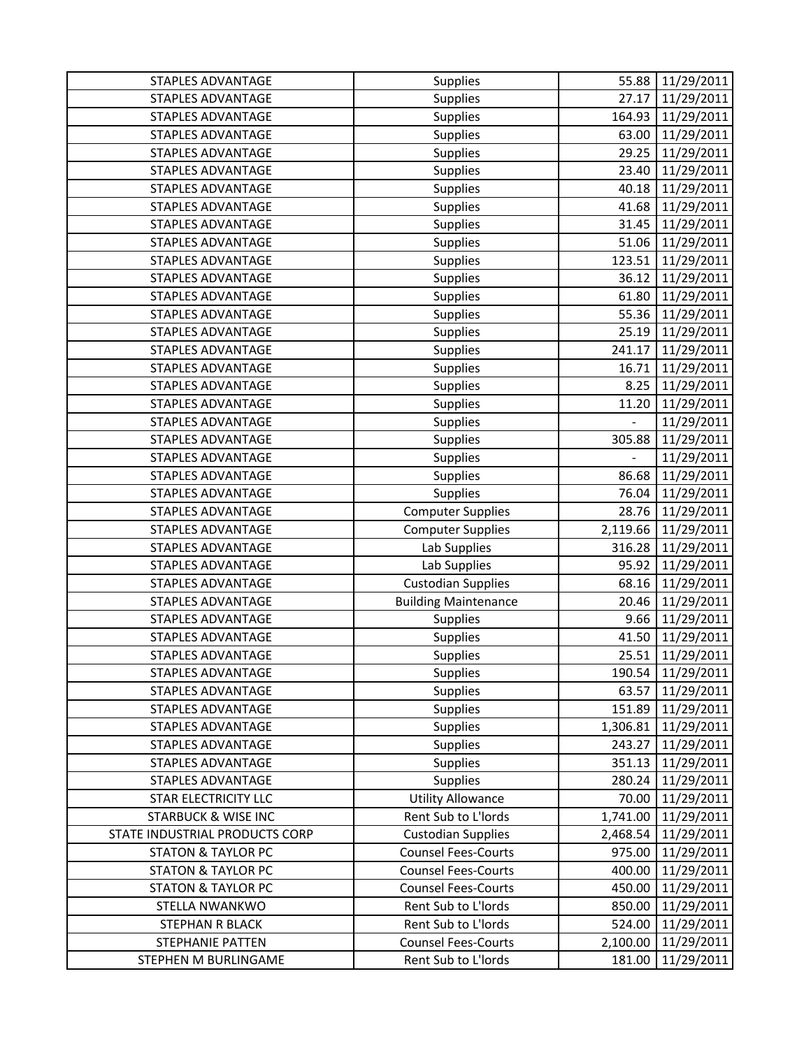| | | | |
|---|---|---|---|
| STAPLES ADVANTAGE | Supplies | 55.88 | 11/29/2011 |
| STAPLES ADVANTAGE | Supplies | 27.17 | 11/29/2011 |
| STAPLES ADVANTAGE | Supplies | 164.93 | 11/29/2011 |
| STAPLES ADVANTAGE | Supplies | 63.00 | 11/29/2011 |
| STAPLES ADVANTAGE | Supplies | 29.25 | 11/29/2011 |
| STAPLES ADVANTAGE | Supplies | 23.40 | 11/29/2011 |
| STAPLES ADVANTAGE | Supplies | 40.18 | 11/29/2011 |
| STAPLES ADVANTAGE | Supplies | 41.68 | 11/29/2011 |
| STAPLES ADVANTAGE | Supplies | 31.45 | 11/29/2011 |
| STAPLES ADVANTAGE | Supplies | 51.06 | 11/29/2011 |
| STAPLES ADVANTAGE | Supplies | 123.51 | 11/29/2011 |
| STAPLES ADVANTAGE | Supplies | 36.12 | 11/29/2011 |
| STAPLES ADVANTAGE | Supplies | 61.80 | 11/29/2011 |
| STAPLES ADVANTAGE | Supplies | 55.36 | 11/29/2011 |
| STAPLES ADVANTAGE | Supplies | 25.19 | 11/29/2011 |
| STAPLES ADVANTAGE | Supplies | 241.17 | 11/29/2011 |
| STAPLES ADVANTAGE | Supplies | 16.71 | 11/29/2011 |
| STAPLES ADVANTAGE | Supplies | 8.25 | 11/29/2011 |
| STAPLES ADVANTAGE | Supplies | 11.20 | 11/29/2011 |
| STAPLES ADVANTAGE | Supplies | - | 11/29/2011 |
| STAPLES ADVANTAGE | Supplies | 305.88 | 11/29/2011 |
| STAPLES ADVANTAGE | Supplies | - | 11/29/2011 |
| STAPLES ADVANTAGE | Supplies | 86.68 | 11/29/2011 |
| STAPLES ADVANTAGE | Supplies | 76.04 | 11/29/2011 |
| STAPLES ADVANTAGE | Computer Supplies | 28.76 | 11/29/2011 |
| STAPLES ADVANTAGE | Computer Supplies | 2,119.66 | 11/29/2011 |
| STAPLES ADVANTAGE | Lab Supplies | 316.28 | 11/29/2011 |
| STAPLES ADVANTAGE | Lab Supplies | 95.92 | 11/29/2011 |
| STAPLES ADVANTAGE | Custodian Supplies | 68.16 | 11/29/2011 |
| STAPLES ADVANTAGE | Building Maintenance | 20.46 | 11/29/2011 |
| STAPLES ADVANTAGE | Supplies | 9.66 | 11/29/2011 |
| STAPLES ADVANTAGE | Supplies | 41.50 | 11/29/2011 |
| STAPLES ADVANTAGE | Supplies | 25.51 | 11/29/2011 |
| STAPLES ADVANTAGE | Supplies | 190.54 | 11/29/2011 |
| STAPLES ADVANTAGE | Supplies | 63.57 | 11/29/2011 |
| STAPLES ADVANTAGE | Supplies | 151.89 | 11/29/2011 |
| STAPLES ADVANTAGE | Supplies | 1,306.81 | 11/29/2011 |
| STAPLES ADVANTAGE | Supplies | 243.27 | 11/29/2011 |
| STAPLES ADVANTAGE | Supplies | 351.13 | 11/29/2011 |
| STAPLES ADVANTAGE | Supplies | 280.24 | 11/29/2011 |
| STAR ELECTRICITY LLC | Utility Allowance | 70.00 | 11/29/2011 |
| STARBUCK & WISE INC | Rent Sub to L'lords | 1,741.00 | 11/29/2011 |
| STATE INDUSTRIAL PRODUCTS CORP | Custodian Supplies | 2,468.54 | 11/29/2011 |
| STATON & TAYLOR PC | Counsel Fees-Courts | 975.00 | 11/29/2011 |
| STATON & TAYLOR PC | Counsel Fees-Courts | 400.00 | 11/29/2011 |
| STATON & TAYLOR PC | Counsel Fees-Courts | 450.00 | 11/29/2011 |
| STELLA NWANKWO | Rent Sub to L'lords | 850.00 | 11/29/2011 |
| STEPHAN R BLACK | Rent Sub to L'lords | 524.00 | 11/29/2011 |
| STEPHANIE PATTEN | Counsel Fees-Courts | 2,100.00 | 11/29/2011 |
| STEPHEN M BURLINGAME | Rent Sub to L'lords | 181.00 | 11/29/2011 |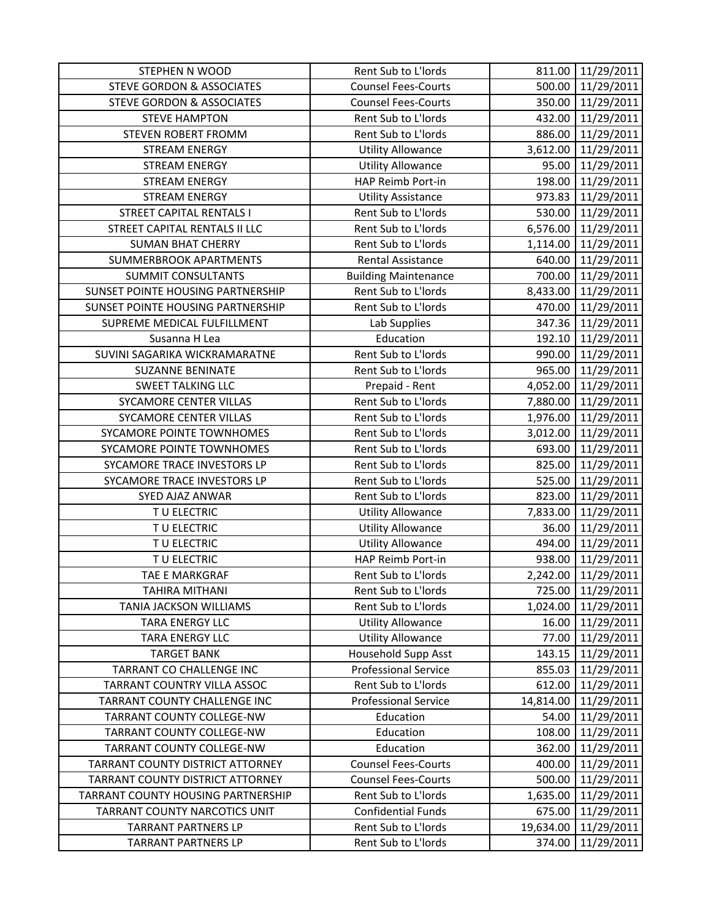| STEPHEN N WOOD | Rent Sub to L'lords | 811.00 | 11/29/2011 |
|---|---|---|---|
| STEVE GORDON & ASSOCIATES | Counsel Fees-Courts | 500.00 | 11/29/2011 |
| STEVE GORDON & ASSOCIATES | Counsel Fees-Courts | 350.00 | 11/29/2011 |
| STEVE HAMPTON | Rent Sub to L'lords | 432.00 | 11/29/2011 |
| STEVEN ROBERT FROMM | Rent Sub to L'lords | 886.00 | 11/29/2011 |
| STREAM ENERGY | Utility Allowance | 3,612.00 | 11/29/2011 |
| STREAM ENERGY | Utility Allowance | 95.00 | 11/29/2011 |
| STREAM ENERGY | HAP Reimb Port-in | 198.00 | 11/29/2011 |
| STREAM ENERGY | Utility Assistance | 973.83 | 11/29/2011 |
| STREET CAPITAL RENTALS I | Rent Sub to L'lords | 530.00 | 11/29/2011 |
| STREET CAPITAL RENTALS II LLC | Rent Sub to L'lords | 6,576.00 | 11/29/2011 |
| SUMAN BHAT CHERRY | Rent Sub to L'lords | 1,114.00 | 11/29/2011 |
| SUMMERBROOK APARTMENTS | Rental Assistance | 640.00 | 11/29/2011 |
| SUMMIT CONSULTANTS | Building Maintenance | 700.00 | 11/29/2011 |
| SUNSET POINTE HOUSING PARTNERSHIP | Rent Sub to L'lords | 8,433.00 | 11/29/2011 |
| SUNSET POINTE HOUSING PARTNERSHIP | Rent Sub to L'lords | 470.00 | 11/29/2011 |
| SUPREME MEDICAL FULFILLMENT | Lab Supplies | 347.36 | 11/29/2011 |
| Susanna H Lea | Education | 192.10 | 11/29/2011 |
| SUVINI SAGARIKA WICKRAMARATNE | Rent Sub to L'lords | 990.00 | 11/29/2011 |
| SUZANNE BENINATE | Rent Sub to L'lords | 965.00 | 11/29/2011 |
| SWEET TALKING LLC | Prepaid - Rent | 4,052.00 | 11/29/2011 |
| SYCAMORE CENTER VILLAS | Rent Sub to L'lords | 7,880.00 | 11/29/2011 |
| SYCAMORE CENTER VILLAS | Rent Sub to L'lords | 1,976.00 | 11/29/2011 |
| SYCAMORE POINTE TOWNHOMES | Rent Sub to L'lords | 3,012.00 | 11/29/2011 |
| SYCAMORE POINTE TOWNHOMES | Rent Sub to L'lords | 693.00 | 11/29/2011 |
| SYCAMORE TRACE INVESTORS LP | Rent Sub to L'lords | 825.00 | 11/29/2011 |
| SYCAMORE TRACE INVESTORS LP | Rent Sub to L'lords | 525.00 | 11/29/2011 |
| SYED AJAZ ANWAR | Rent Sub to L'lords | 823.00 | 11/29/2011 |
| T U ELECTRIC | Utility Allowance | 7,833.00 | 11/29/2011 |
| T U ELECTRIC | Utility Allowance | 36.00 | 11/29/2011 |
| T U ELECTRIC | Utility Allowance | 494.00 | 11/29/2011 |
| T U ELECTRIC | HAP Reimb Port-in | 938.00 | 11/29/2011 |
| TAE E MARKGRAF | Rent Sub to L'lords | 2,242.00 | 11/29/2011 |
| TAHIRA MITHANI | Rent Sub to L'lords | 725.00 | 11/29/2011 |
| TANIA JACKSON WILLIAMS | Rent Sub to L'lords | 1,024.00 | 11/29/2011 |
| TARA ENERGY LLC | Utility Allowance | 16.00 | 11/29/2011 |
| TARA ENERGY LLC | Utility Allowance | 77.00 | 11/29/2011 |
| TARGET BANK | Household Supp Asst | 143.15 | 11/29/2011 |
| TARRANT CO CHALLENGE INC | Professional Service | 855.03 | 11/29/2011 |
| TARRANT COUNTRY VILLA ASSOC | Rent Sub to L'lords | 612.00 | 11/29/2011 |
| TARRANT COUNTY CHALLENGE INC | Professional Service | 14,814.00 | 11/29/2011 |
| TARRANT COUNTY COLLEGE-NW | Education | 54.00 | 11/29/2011 |
| TARRANT COUNTY COLLEGE-NW | Education | 108.00 | 11/29/2011 |
| TARRANT COUNTY COLLEGE-NW | Education | 362.00 | 11/29/2011 |
| TARRANT COUNTY DISTRICT ATTORNEY | Counsel Fees-Courts | 400.00 | 11/29/2011 |
| TARRANT COUNTY DISTRICT ATTORNEY | Counsel Fees-Courts | 500.00 | 11/29/2011 |
| TARRANT COUNTY HOUSING PARTNERSHIP | Rent Sub to L'lords | 1,635.00 | 11/29/2011 |
| TARRANT COUNTY NARCOTICS UNIT | Confidential Funds | 675.00 | 11/29/2011 |
| TARRANT PARTNERS LP | Rent Sub to L'lords | 19,634.00 | 11/29/2011 |
| TARRANT PARTNERS LP | Rent Sub to L'lords | 374.00 | 11/29/2011 |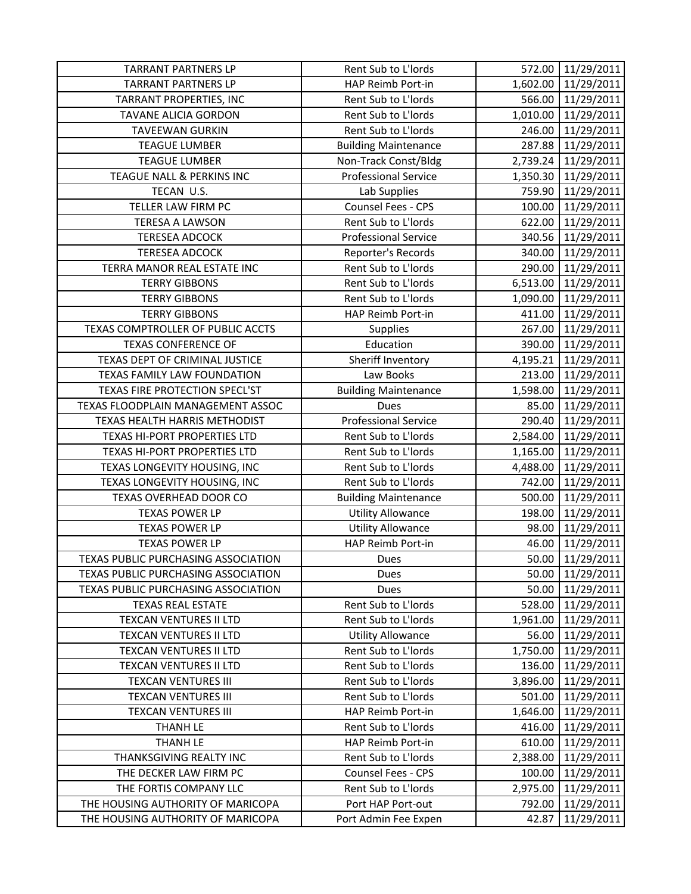| TARRANT PARTNERS LP | Rent Sub to L'lords | 572.00 | 11/29/2011 |
|---|---|---|---|
| TARRANT PARTNERS LP | HAP Reimb Port-in | 1,602.00 | 11/29/2011 |
| TARRANT PROPERTIES, INC | Rent Sub to L'lords | 566.00 | 11/29/2011 |
| TAVANE ALICIA GORDON | Rent Sub to L'lords | 1,010.00 | 11/29/2011 |
| TAVEEWAN GURKIN | Rent Sub to L'lords | 246.00 | 11/29/2011 |
| TEAGUE LUMBER | Building Maintenance | 287.88 | 11/29/2011 |
| TEAGUE LUMBER | Non-Track Const/Bldg | 2,739.24 | 11/29/2011 |
| TEAGUE NALL & PERKINS INC | Professional Service | 1,350.30 | 11/29/2011 |
| TECAN U.S. | Lab Supplies | 759.90 | 11/29/2011 |
| TELLER LAW FIRM PC | Counsel Fees - CPS | 100.00 | 11/29/2011 |
| TERESA A LAWSON | Rent Sub to L'lords | 622.00 | 11/29/2011 |
| TERESEA ADCOCK | Professional Service | 340.56 | 11/29/2011 |
| TERESEA ADCOCK | Reporter's Records | 340.00 | 11/29/2011 |
| TERRA MANOR REAL ESTATE INC | Rent Sub to L'lords | 290.00 | 11/29/2011 |
| TERRY GIBBONS | Rent Sub to L'lords | 6,513.00 | 11/29/2011 |
| TERRY GIBBONS | Rent Sub to L'lords | 1,090.00 | 11/29/2011 |
| TERRY GIBBONS | HAP Reimb Port-in | 411.00 | 11/29/2011 |
| TEXAS COMPTROLLER OF PUBLIC ACCTS | Supplies | 267.00 | 11/29/2011 |
| TEXAS CONFERENCE OF | Education | 390.00 | 11/29/2011 |
| TEXAS DEPT OF CRIMINAL JUSTICE | Sheriff Inventory | 4,195.21 | 11/29/2011 |
| TEXAS FAMILY LAW FOUNDATION | Law Books | 213.00 | 11/29/2011 |
| TEXAS FIRE PROTECTION SPECL'ST | Building Maintenance | 1,598.00 | 11/29/2011 |
| TEXAS FLOODPLAIN MANAGEMENT ASSOC | Dues | 85.00 | 11/29/2011 |
| TEXAS HEALTH HARRIS METHODIST | Professional Service | 290.40 | 11/29/2011 |
| TEXAS HI-PORT PROPERTIES LTD | Rent Sub to L'lords | 2,584.00 | 11/29/2011 |
| TEXAS HI-PORT PROPERTIES LTD | Rent Sub to L'lords | 1,165.00 | 11/29/2011 |
| TEXAS LONGEVITY HOUSING, INC | Rent Sub to L'lords | 4,488.00 | 11/29/2011 |
| TEXAS LONGEVITY HOUSING, INC | Rent Sub to L'lords | 742.00 | 11/29/2011 |
| TEXAS OVERHEAD DOOR CO | Building Maintenance | 500.00 | 11/29/2011 |
| TEXAS POWER LP | Utility Allowance | 198.00 | 11/29/2011 |
| TEXAS POWER LP | Utility Allowance | 98.00 | 11/29/2011 |
| TEXAS POWER LP | HAP Reimb Port-in | 46.00 | 11/29/2011 |
| TEXAS PUBLIC PURCHASING ASSOCIATION | Dues | 50.00 | 11/29/2011 |
| TEXAS PUBLIC PURCHASING ASSOCIATION | Dues | 50.00 | 11/29/2011 |
| TEXAS PUBLIC PURCHASING ASSOCIATION | Dues | 50.00 | 11/29/2011 |
| TEXAS REAL ESTATE | Rent Sub to L'lords | 528.00 | 11/29/2011 |
| TEXCAN VENTURES II LTD | Rent Sub to L'lords | 1,961.00 | 11/29/2011 |
| TEXCAN VENTURES II LTD | Utility Allowance | 56.00 | 11/29/2011 |
| TEXCAN VENTURES II LTD | Rent Sub to L'lords | 1,750.00 | 11/29/2011 |
| TEXCAN VENTURES II LTD | Rent Sub to L'lords | 136.00 | 11/29/2011 |
| TEXCAN VENTURES III | Rent Sub to L'lords | 3,896.00 | 11/29/2011 |
| TEXCAN VENTURES III | Rent Sub to L'lords | 501.00 | 11/29/2011 |
| TEXCAN VENTURES III | HAP Reimb Port-in | 1,646.00 | 11/29/2011 |
| THANH LE | Rent Sub to L'lords | 416.00 | 11/29/2011 |
| THANH LE | HAP Reimb Port-in | 610.00 | 11/29/2011 |
| THANKSGIVING REALTY INC | Rent Sub to L'lords | 2,388.00 | 11/29/2011 |
| THE DECKER LAW FIRM PC | Counsel Fees - CPS | 100.00 | 11/29/2011 |
| THE FORTIS COMPANY LLC | Rent Sub to L'lords | 2,975.00 | 11/29/2011 |
| THE HOUSING AUTHORITY OF MARICOPA | Port HAP Port-out | 792.00 | 11/29/2011 |
| THE HOUSING AUTHORITY OF MARICOPA | Port Admin Fee Expen | 42.87 | 11/29/2011 |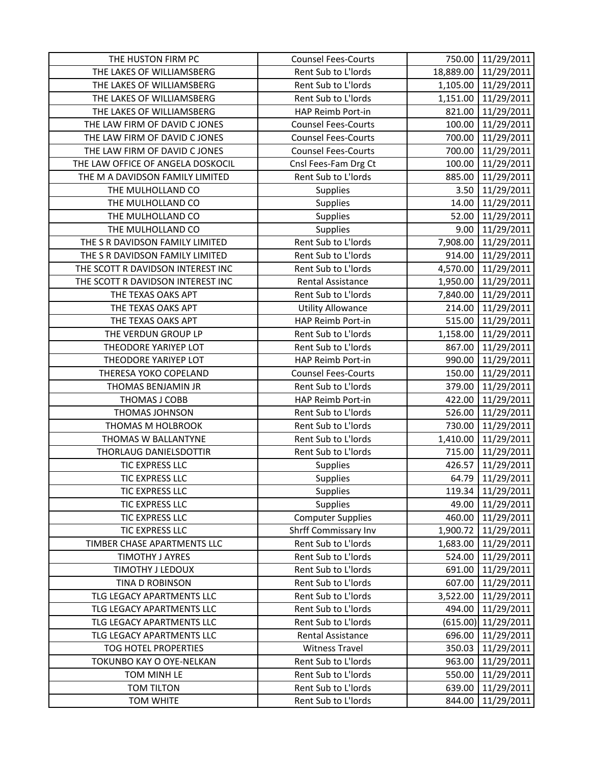| THE HUSTON FIRM PC | Counsel Fees-Courts | 750.00 | 11/29/2011 |
|---|---|---|---|
| THE LAKES OF WILLIAMSBERG | Rent Sub to L'lords | 18,889.00 | 11/29/2011 |
| THE LAKES OF WILLIAMSBERG | Rent Sub to L'lords | 1,105.00 | 11/29/2011 |
| THE LAKES OF WILLIAMSBERG | Rent Sub to L'lords | 1,151.00 | 11/29/2011 |
| THE LAKES OF WILLIAMSBERG | HAP Reimb Port-in | 821.00 | 11/29/2011 |
| THE LAW FIRM OF DAVID C JONES | Counsel Fees-Courts | 100.00 | 11/29/2011 |
| THE LAW FIRM OF DAVID C JONES | Counsel Fees-Courts | 700.00 | 11/29/2011 |
| THE LAW FIRM OF DAVID C JONES | Counsel Fees-Courts | 700.00 | 11/29/2011 |
| THE LAW OFFICE OF ANGELA DOSKOCIL | Cnsl Fees-Fam Drg Ct | 100.00 | 11/29/2011 |
| THE M A DAVIDSON FAMILY LIMITED | Rent Sub to L'lords | 885.00 | 11/29/2011 |
| THE MULHOLLAND CO | Supplies | 3.50 | 11/29/2011 |
| THE MULHOLLAND CO | Supplies | 14.00 | 11/29/2011 |
| THE MULHOLLAND CO | Supplies | 52.00 | 11/29/2011 |
| THE MULHOLLAND CO | Supplies | 9.00 | 11/29/2011 |
| THE S R DAVIDSON FAMILY LIMITED | Rent Sub to L'lords | 7,908.00 | 11/29/2011 |
| THE S R DAVIDSON FAMILY LIMITED | Rent Sub to L'lords | 914.00 | 11/29/2011 |
| THE SCOTT R DAVIDSON INTEREST INC | Rent Sub to L'lords | 4,570.00 | 11/29/2011 |
| THE SCOTT R DAVIDSON INTEREST INC | Rental Assistance | 1,950.00 | 11/29/2011 |
| THE TEXAS OAKS APT | Rent Sub to L'lords | 7,840.00 | 11/29/2011 |
| THE TEXAS OAKS APT | Utility Allowance | 214.00 | 11/29/2011 |
| THE TEXAS OAKS APT | HAP Reimb Port-in | 515.00 | 11/29/2011 |
| THE VERDUN GROUP LP | Rent Sub to L'lords | 1,158.00 | 11/29/2011 |
| THEODORE YARIYEP LOT | Rent Sub to L'lords | 867.00 | 11/29/2011 |
| THEODORE YARIYEP LOT | HAP Reimb Port-in | 990.00 | 11/29/2011 |
| THERESA YOKO COPELAND | Counsel Fees-Courts | 150.00 | 11/29/2011 |
| THOMAS BENJAMIN JR | Rent Sub to L'lords | 379.00 | 11/29/2011 |
| THOMAS J COBB | HAP Reimb Port-in | 422.00 | 11/29/2011 |
| THOMAS JOHNSON | Rent Sub to L'lords | 526.00 | 11/29/2011 |
| THOMAS M HOLBROOK | Rent Sub to L'lords | 730.00 | 11/29/2011 |
| THOMAS W BALLANTYNE | Rent Sub to L'lords | 1,410.00 | 11/29/2011 |
| THORLAUG DANIELSDOTTIR | Rent Sub to L'lords | 715.00 | 11/29/2011 |
| TIC EXPRESS LLC | Supplies | 426.57 | 11/29/2011 |
| TIC EXPRESS LLC | Supplies | 64.79 | 11/29/2011 |
| TIC EXPRESS LLC | Supplies | 119.34 | 11/29/2011 |
| TIC EXPRESS LLC | Supplies | 49.00 | 11/29/2011 |
| TIC EXPRESS LLC | Computer Supplies | 460.00 | 11/29/2011 |
| TIC EXPRESS LLC | Shrff Commissary Inv | 1,900.72 | 11/29/2011 |
| TIMBER CHASE APARTMENTS LLC | Rent Sub to L'lords | 1,683.00 | 11/29/2011 |
| TIMOTHY J AYRES | Rent Sub to L'lords | 524.00 | 11/29/2011 |
| TIMOTHY J LEDOUX | Rent Sub to L'lords | 691.00 | 11/29/2011 |
| TINA D ROBINSON | Rent Sub to L'lords | 607.00 | 11/29/2011 |
| TLG LEGACY APARTMENTS LLC | Rent Sub to L'lords | 3,522.00 | 11/29/2011 |
| TLG LEGACY APARTMENTS LLC | Rent Sub to L'lords | 494.00 | 11/29/2011 |
| TLG LEGACY APARTMENTS LLC | Rent Sub to L'lords | (615.00) | 11/29/2011 |
| TLG LEGACY APARTMENTS LLC | Rental Assistance | 696.00 | 11/29/2011 |
| TOG HOTEL PROPERTIES | Witness Travel | 350.03 | 11/29/2011 |
| TOKUNBO KAY O OYE-NELKAN | Rent Sub to L'lords | 963.00 | 11/29/2011 |
| TOM MINH LE | Rent Sub to L'lords | 550.00 | 11/29/2011 |
| TOM TILTON | Rent Sub to L'lords | 639.00 | 11/29/2011 |
| TOM WHITE | Rent Sub to L'lords | 844.00 | 11/29/2011 |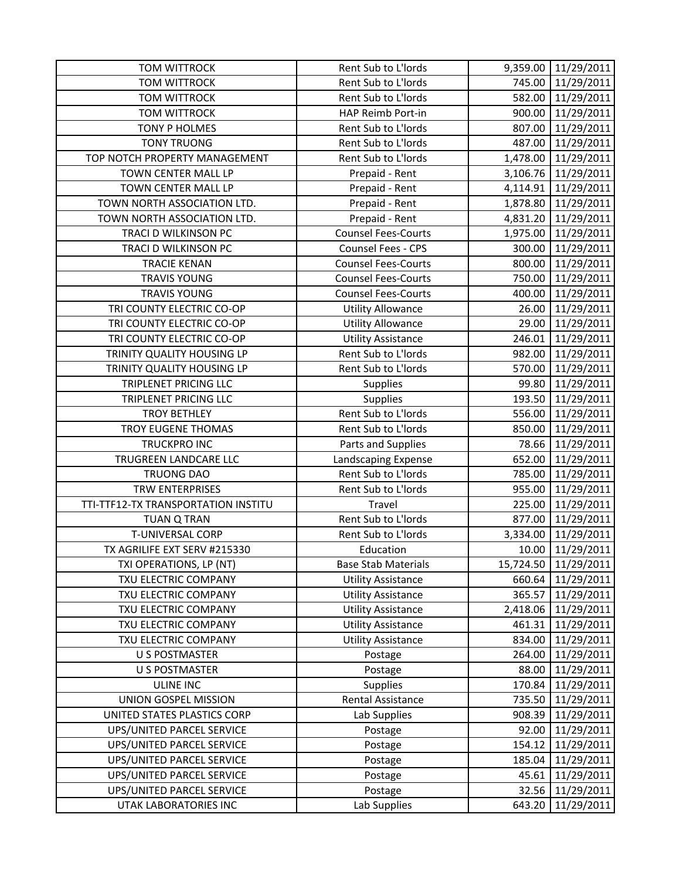| | | | |
|---|---|---|---|
| TOM WITTROCK | Rent Sub to L'lords | 9,359.00 | 11/29/2011 |
| TOM WITTROCK | Rent Sub to L'lords | 745.00 | 11/29/2011 |
| TOM WITTROCK | Rent Sub to L'lords | 582.00 | 11/29/2011 |
| TOM WITTROCK | HAP Reimb Port-in | 900.00 | 11/29/2011 |
| TONY P HOLMES | Rent Sub to L'lords | 807.00 | 11/29/2011 |
| TONY TRUONG | Rent Sub to L'lords | 487.00 | 11/29/2011 |
| TOP NOTCH PROPERTY MANAGEMENT | Rent Sub to L'lords | 1,478.00 | 11/29/2011 |
| TOWN CENTER MALL LP | Prepaid - Rent | 3,106.76 | 11/29/2011 |
| TOWN CENTER MALL LP | Prepaid - Rent | 4,114.91 | 11/29/2011 |
| TOWN NORTH ASSOCIATION LTD. | Prepaid - Rent | 1,878.80 | 11/29/2011 |
| TOWN NORTH ASSOCIATION LTD. | Prepaid - Rent | 4,831.20 | 11/29/2011 |
| TRACI D WILKINSON PC | Counsel Fees-Courts | 1,975.00 | 11/29/2011 |
| TRACI D WILKINSON PC | Counsel Fees - CPS | 300.00 | 11/29/2011 |
| TRACIE KENAN | Counsel Fees-Courts | 800.00 | 11/29/2011 |
| TRAVIS YOUNG | Counsel Fees-Courts | 750.00 | 11/29/2011 |
| TRAVIS YOUNG | Counsel Fees-Courts | 400.00 | 11/29/2011 |
| TRI COUNTY ELECTRIC CO-OP | Utility Allowance | 26.00 | 11/29/2011 |
| TRI COUNTY ELECTRIC CO-OP | Utility Allowance | 29.00 | 11/29/2011 |
| TRI COUNTY ELECTRIC CO-OP | Utility Assistance | 246.01 | 11/29/2011 |
| TRINITY QUALITY HOUSING LP | Rent Sub to L'lords | 982.00 | 11/29/2011 |
| TRINITY QUALITY HOUSING LP | Rent Sub to L'lords | 570.00 | 11/29/2011 |
| TRIPLENET PRICING LLC | Supplies | 99.80 | 11/29/2011 |
| TRIPLENET PRICING LLC | Supplies | 193.50 | 11/29/2011 |
| TROY BETHLEY | Rent Sub to L'lords | 556.00 | 11/29/2011 |
| TROY EUGENE THOMAS | Rent Sub to L'lords | 850.00 | 11/29/2011 |
| TRUCKPRO INC | Parts and Supplies | 78.66 | 11/29/2011 |
| TRUGREEN LANDCARE LLC | Landscaping Expense | 652.00 | 11/29/2011 |
| TRUONG DAO | Rent Sub to L'lords | 785.00 | 11/29/2011 |
| TRW ENTERPRISES | Rent Sub to L'lords | 955.00 | 11/29/2011 |
| TTI-TTF12-TX TRANSPORTATION INSTITU | Travel | 225.00 | 11/29/2011 |
| TUAN Q TRAN | Rent Sub to L'lords | 877.00 | 11/29/2011 |
| T-UNIVERSAL CORP | Rent Sub to L'lords | 3,334.00 | 11/29/2011 |
| TX AGRILIFE EXT SERV #215330 | Education | 10.00 | 11/29/2011 |
| TXI OPERATIONS, LP (NT) | Base Stab Materials | 15,724.50 | 11/29/2011 |
| TXU ELECTRIC COMPANY | Utility Assistance | 660.64 | 11/29/2011 |
| TXU ELECTRIC COMPANY | Utility Assistance | 365.57 | 11/29/2011 |
| TXU ELECTRIC COMPANY | Utility Assistance | 2,418.06 | 11/29/2011 |
| TXU ELECTRIC COMPANY | Utility Assistance | 461.31 | 11/29/2011 |
| TXU ELECTRIC COMPANY | Utility Assistance | 834.00 | 11/29/2011 |
| U S POSTMASTER | Postage | 264.00 | 11/29/2011 |
| U S POSTMASTER | Postage | 88.00 | 11/29/2011 |
| ULINE INC | Supplies | 170.84 | 11/29/2011 |
| UNION GOSPEL MISSION | Rental Assistance | 735.50 | 11/29/2011 |
| UNITED STATES PLASTICS CORP | Lab Supplies | 908.39 | 11/29/2011 |
| UPS/UNITED PARCEL SERVICE | Postage | 92.00 | 11/29/2011 |
| UPS/UNITED PARCEL SERVICE | Postage | 154.12 | 11/29/2011 |
| UPS/UNITED PARCEL SERVICE | Postage | 185.04 | 11/29/2011 |
| UPS/UNITED PARCEL SERVICE | Postage | 45.61 | 11/29/2011 |
| UPS/UNITED PARCEL SERVICE | Postage | 32.56 | 11/29/2011 |
| UTAK LABORATORIES INC | Lab Supplies | 643.20 | 11/29/2011 |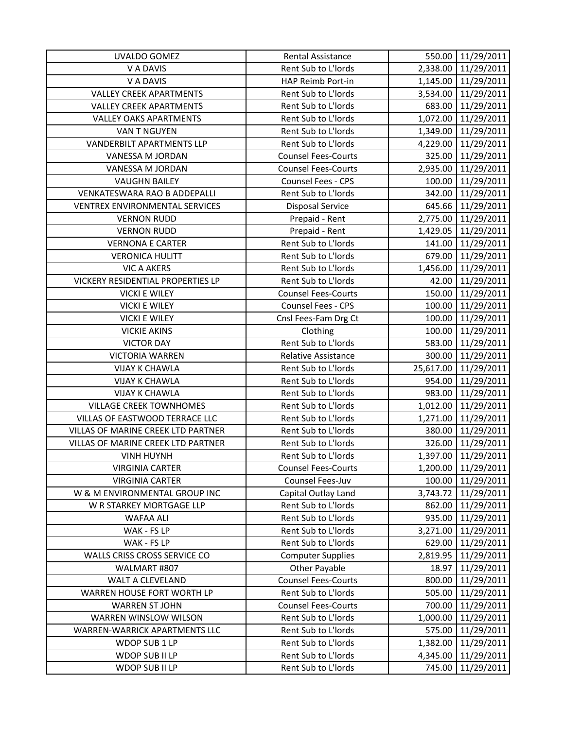| UVALDO GOMEZ | Rental Assistance | 550.00 | 11/29/2011 |
|---|---|---|---|
| V A DAVIS | Rent Sub to L'lords | 2,338.00 | 11/29/2011 |
| V A DAVIS | HAP Reimb Port-in | 1,145.00 | 11/29/2011 |
| VALLEY CREEK APARTMENTS | Rent Sub to L'lords | 3,534.00 | 11/29/2011 |
| VALLEY CREEK APARTMENTS | Rent Sub to L'lords | 683.00 | 11/29/2011 |
| VALLEY OAKS APARTMENTS | Rent Sub to L'lords | 1,072.00 | 11/29/2011 |
| VAN T NGUYEN | Rent Sub to L'lords | 1,349.00 | 11/29/2011 |
| VANDERBILT APARTMENTS LLP | Rent Sub to L'lords | 4,229.00 | 11/29/2011 |
| VANESSA M JORDAN | Counsel Fees-Courts | 325.00 | 11/29/2011 |
| VANESSA M JORDAN | Counsel Fees-Courts | 2,935.00 | 11/29/2011 |
| VAUGHN BAILEY | Counsel Fees - CPS | 100.00 | 11/29/2011 |
| VENKATESWARA RAO B ADDEPALLI | Rent Sub to L'lords | 342.00 | 11/29/2011 |
| VENTREX ENVIRONMENTAL SERVICES | Disposal Service | 645.66 | 11/29/2011 |
| VERNON RUDD | Prepaid - Rent | 2,775.00 | 11/29/2011 |
| VERNON RUDD | Prepaid - Rent | 1,429.05 | 11/29/2011 |
| VERNONA E CARTER | Rent Sub to L'lords | 141.00 | 11/29/2011 |
| VERONICA HULITT | Rent Sub to L'lords | 679.00 | 11/29/2011 |
| VIC A AKERS | Rent Sub to L'lords | 1,456.00 | 11/29/2011 |
| VICKERY RESIDENTIAL PROPERTIES LP | Rent Sub to L'lords | 42.00 | 11/29/2011 |
| VICKI E WILEY | Counsel Fees-Courts | 150.00 | 11/29/2011 |
| VICKI E WILEY | Counsel Fees - CPS | 100.00 | 11/29/2011 |
| VICKI E WILEY | Cnsl Fees-Fam Drg Ct | 100.00 | 11/29/2011 |
| VICKIE AKINS | Clothing | 100.00 | 11/29/2011 |
| VICTOR DAY | Rent Sub to L'lords | 583.00 | 11/29/2011 |
| VICTORIA WARREN | Relative Assistance | 300.00 | 11/29/2011 |
| VIJAY K CHAWLA | Rent Sub to L'lords | 25,617.00 | 11/29/2011 |
| VIJAY K CHAWLA | Rent Sub to L'lords | 954.00 | 11/29/2011 |
| VIJAY K CHAWLA | Rent Sub to L'lords | 983.00 | 11/29/2011 |
| VILLAGE CREEK TOWNHOMES | Rent Sub to L'lords | 1,012.00 | 11/29/2011 |
| VILLAS OF EASTWOOD TERRACE LLC | Rent Sub to L'lords | 1,271.00 | 11/29/2011 |
| VILLAS OF MARINE CREEK LTD PARTNER | Rent Sub to L'lords | 380.00 | 11/29/2011 |
| VILLAS OF MARINE CREEK LTD PARTNER | Rent Sub to L'lords | 326.00 | 11/29/2011 |
| VINH HUYNH | Rent Sub to L'lords | 1,397.00 | 11/29/2011 |
| VIRGINIA CARTER | Counsel Fees-Courts | 1,200.00 | 11/29/2011 |
| VIRGINIA CARTER | Counsel Fees-Juv | 100.00 | 11/29/2011 |
| W & M ENVIRONMENTAL GROUP INC | Capital Outlay Land | 3,743.72 | 11/29/2011 |
| W R STARKEY MORTGAGE LLP | Rent Sub to L'lords | 862.00 | 11/29/2011 |
| WAFAA ALI | Rent Sub to L'lords | 935.00 | 11/29/2011 |
| WAK - FS LP | Rent Sub to L'lords | 3,271.00 | 11/29/2011 |
| WAK - FS LP | Rent Sub to L'lords | 629.00 | 11/29/2011 |
| WALLS CRISS CROSS SERVICE CO | Computer Supplies | 2,819.95 | 11/29/2011 |
| WALMART #807 | Other Payable | 18.97 | 11/29/2011 |
| WALT A CLEVELAND | Counsel Fees-Courts | 800.00 | 11/29/2011 |
| WARREN HOUSE FORT WORTH LP | Rent Sub to L'lords | 505.00 | 11/29/2011 |
| WARREN ST JOHN | Counsel Fees-Courts | 700.00 | 11/29/2011 |
| WARREN WINSLOW WILSON | Rent Sub to L'lords | 1,000.00 | 11/29/2011 |
| WARREN-WARRICK APARTMENTS LLC | Rent Sub to L'lords | 575.00 | 11/29/2011 |
| WDOP SUB 1 LP | Rent Sub to L'lords | 1,382.00 | 11/29/2011 |
| WDOP SUB II LP | Rent Sub to L'lords | 4,345.00 | 11/29/2011 |
| WDOP SUB II LP | Rent Sub to L'lords | 745.00 | 11/29/2011 |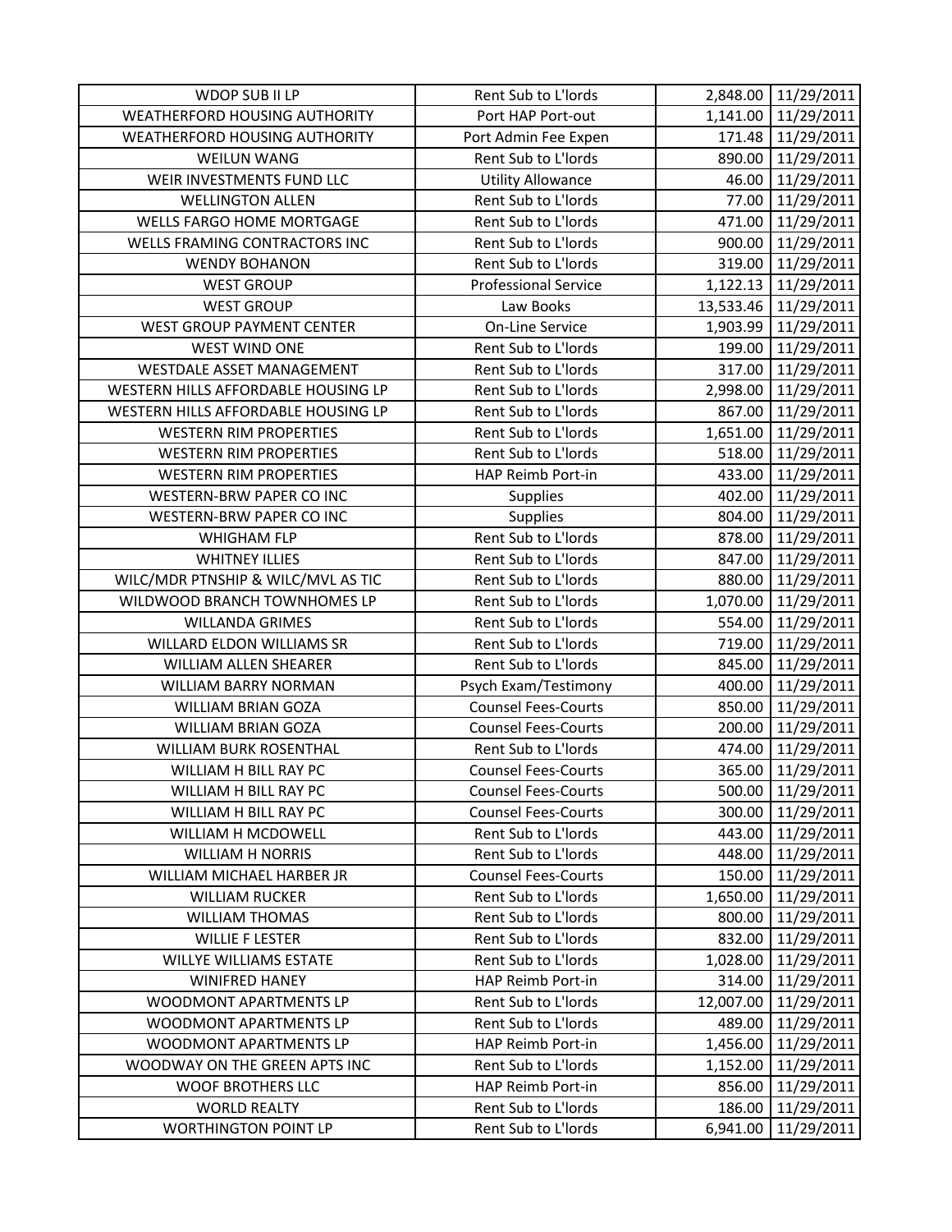| WDOP SUB II LP | Rent Sub to L'lords | 2,848.00 | 11/29/2011 |
|---|---|---|---|
| WEATHERFORD HOUSING AUTHORITY | Port HAP Port-out | 1,141.00 | 11/29/2011 |
| WEATHERFORD HOUSING AUTHORITY | Port Admin Fee Expen | 171.48 | 11/29/2011 |
| WEILUN WANG | Rent Sub to L'lords | 890.00 | 11/29/2011 |
| WEIR INVESTMENTS FUND LLC | Utility Allowance | 46.00 | 11/29/2011 |
| WELLINGTON ALLEN | Rent Sub to L'lords | 77.00 | 11/29/2011 |
| WELLS FARGO HOME MORTGAGE | Rent Sub to L'lords | 471.00 | 11/29/2011 |
| WELLS FRAMING CONTRACTORS INC | Rent Sub to L'lords | 900.00 | 11/29/2011 |
| WENDY BOHANON | Rent Sub to L'lords | 319.00 | 11/29/2011 |
| WEST GROUP | Professional Service | 1,122.13 | 11/29/2011 |
| WEST GROUP | Law Books | 13,533.46 | 11/29/2011 |
| WEST GROUP PAYMENT CENTER | On-Line Service | 1,903.99 | 11/29/2011 |
| WEST WIND ONE | Rent Sub to L'lords | 199.00 | 11/29/2011 |
| WESTDALE ASSET MANAGEMENT | Rent Sub to L'lords | 317.00 | 11/29/2011 |
| WESTERN HILLS AFFORDABLE HOUSING LP | Rent Sub to L'lords | 2,998.00 | 11/29/2011 |
| WESTERN HILLS AFFORDABLE HOUSING LP | Rent Sub to L'lords | 867.00 | 11/29/2011 |
| WESTERN RIM PROPERTIES | Rent Sub to L'lords | 1,651.00 | 11/29/2011 |
| WESTERN RIM PROPERTIES | Rent Sub to L'lords | 518.00 | 11/29/2011 |
| WESTERN RIM PROPERTIES | HAP Reimb Port-in | 433.00 | 11/29/2011 |
| WESTERN-BRW PAPER CO INC | Supplies | 402.00 | 11/29/2011 |
| WESTERN-BRW PAPER CO INC | Supplies | 804.00 | 11/29/2011 |
| WHIGHAM FLP | Rent Sub to L'lords | 878.00 | 11/29/2011 |
| WHITNEY ILLIES | Rent Sub to L'lords | 847.00 | 11/29/2011 |
| WILC/MDR PTNSHIP & WILC/MVL AS TIC | Rent Sub to L'lords | 880.00 | 11/29/2011 |
| WILDWOOD BRANCH TOWNHOMES LP | Rent Sub to L'lords | 1,070.00 | 11/29/2011 |
| WILLANDA GRIMES | Rent Sub to L'lords | 554.00 | 11/29/2011 |
| WILLARD ELDON WILLIAMS SR | Rent Sub to L'lords | 719.00 | 11/29/2011 |
| WILLIAM ALLEN SHEARER | Rent Sub to L'lords | 845.00 | 11/29/2011 |
| WILLIAM BARRY NORMAN | Psych Exam/Testimony | 400.00 | 11/29/2011 |
| WILLIAM BRIAN GOZA | Counsel Fees-Courts | 850.00 | 11/29/2011 |
| WILLIAM BRIAN GOZA | Counsel Fees-Courts | 200.00 | 11/29/2011 |
| WILLIAM BURK ROSENTHAL | Rent Sub to L'lords | 474.00 | 11/29/2011 |
| WILLIAM H BILL RAY PC | Counsel Fees-Courts | 365.00 | 11/29/2011 |
| WILLIAM H BILL RAY PC | Counsel Fees-Courts | 500.00 | 11/29/2011 |
| WILLIAM H BILL RAY PC | Counsel Fees-Courts | 300.00 | 11/29/2011 |
| WILLIAM H MCDOWELL | Rent Sub to L'lords | 443.00 | 11/29/2011 |
| WILLIAM H NORRIS | Rent Sub to L'lords | 448.00 | 11/29/2011 |
| WILLIAM MICHAEL HARBER JR | Counsel Fees-Courts | 150.00 | 11/29/2011 |
| WILLIAM RUCKER | Rent Sub to L'lords | 1,650.00 | 11/29/2011 |
| WILLIAM THOMAS | Rent Sub to L'lords | 800.00 | 11/29/2011 |
| WILLIE F LESTER | Rent Sub to L'lords | 832.00 | 11/29/2011 |
| WILLYE WILLIAMS ESTATE | Rent Sub to L'lords | 1,028.00 | 11/29/2011 |
| WINIFRED HANEY | HAP Reimb Port-in | 314.00 | 11/29/2011 |
| WOODMONT APARTMENTS LP | Rent Sub to L'lords | 12,007.00 | 11/29/2011 |
| WOODMONT APARTMENTS LP | Rent Sub to L'lords | 489.00 | 11/29/2011 |
| WOODMONT APARTMENTS LP | HAP Reimb Port-in | 1,456.00 | 11/29/2011 |
| WOODWAY ON THE GREEN APTS INC | Rent Sub to L'lords | 1,152.00 | 11/29/2011 |
| WOOF BROTHERS LLC | HAP Reimb Port-in | 856.00 | 11/29/2011 |
| WORLD REALTY | Rent Sub to L'lords | 186.00 | 11/29/2011 |
| WORTHINGTON POINT LP | Rent Sub to L'lords | 6,941.00 | 11/29/2011 |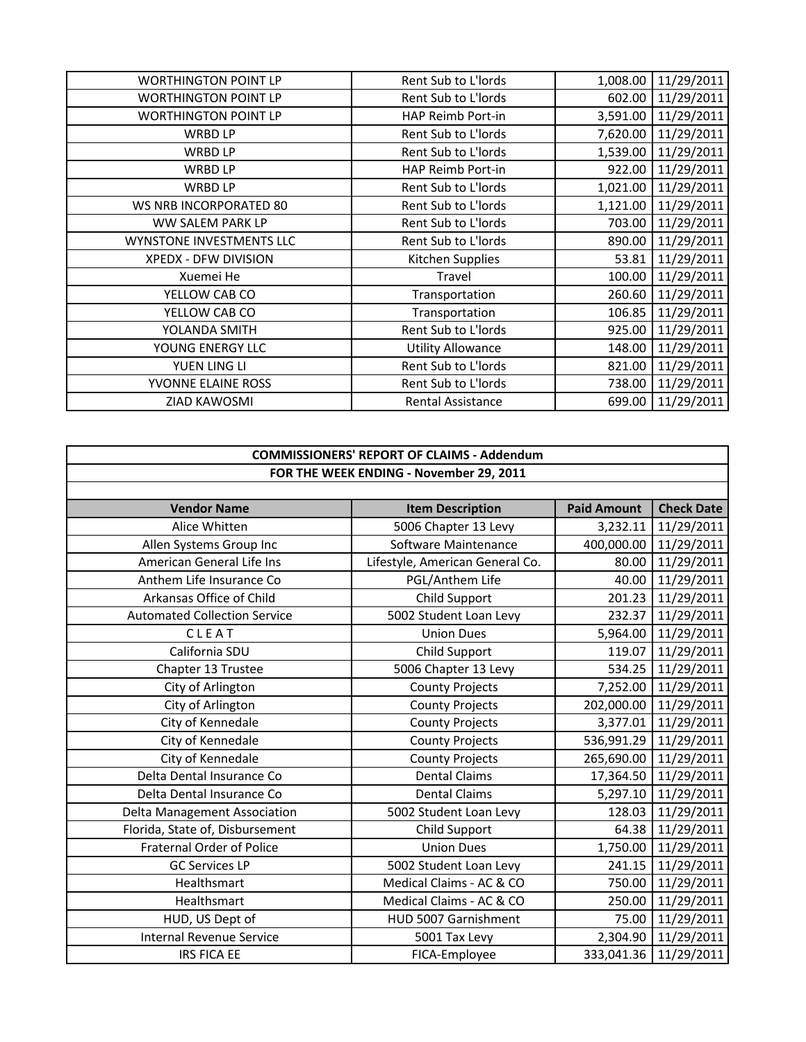| | | | |
|---|---|---|---|
| WORTHINGTON POINT LP | Rent Sub to L'lords | 1,008.00 | 11/29/2011 |
| WORTHINGTON POINT LP | Rent Sub to L'lords | 602.00 | 11/29/2011 |
| WORTHINGTON POINT LP | HAP Reimb Port-in | 3,591.00 | 11/29/2011 |
| WRBD LP | Rent Sub to L'lords | 7,620.00 | 11/29/2011 |
| WRBD LP | Rent Sub to L'lords | 1,539.00 | 11/29/2011 |
| WRBD LP | HAP Reimb Port-in | 922.00 | 11/29/2011 |
| WRBD LP | Rent Sub to L'lords | 1,021.00 | 11/29/2011 |
| WS NRB INCORPORATED 80 | Rent Sub to L'lords | 1,121.00 | 11/29/2011 |
| WW SALEM PARK LP | Rent Sub to L'lords | 703.00 | 11/29/2011 |
| WYNSTONE INVESTMENTS LLC | Rent Sub to L'lords | 890.00 | 11/29/2011 |
| XPEDX - DFW DIVISION | Kitchen Supplies | 53.81 | 11/29/2011 |
| Xuemei He | Travel | 100.00 | 11/29/2011 |
| YELLOW CAB CO | Transportation | 260.60 | 11/29/2011 |
| YELLOW CAB CO | Transportation | 106.85 | 11/29/2011 |
| YOLANDA SMITH | Rent Sub to L'lords | 925.00 | 11/29/2011 |
| YOUNG ENERGY LLC | Utility Allowance | 148.00 | 11/29/2011 |
| YUEN LING LI | Rent Sub to L'lords | 821.00 | 11/29/2011 |
| YVONNE ELAINE ROSS | Rent Sub to L'lords | 738.00 | 11/29/2011 |
| ZIAD KAWOSMI | Rental Assistance | 699.00 | 11/29/2011 |

**COMMISSIONERS' REPORT OF CLAIMS - Addendum**

**FOR THE WEEK ENDING - November 29, 2011**

| Vendor Name | Item Description | Paid Amount | Check Date |
|---|---|---|---|
| Alice Whitten | 5006 Chapter 13 Levy | 3,232.11 | 11/29/2011 |
| Allen Systems Group Inc | Software Maintenance | 400,000.00 | 11/29/2011 |
| American General Life Ins | Lifestyle, American General Co. | 80.00 | 11/29/2011 |
| Anthem Life Insurance Co | PGL/Anthem Life | 40.00 | 11/29/2011 |
| Arkansas Office of Child | Child Support | 201.23 | 11/29/2011 |
| Automated Collection Service | 5002 Student Loan Levy | 232.37 | 11/29/2011 |
| C L E A T | Union Dues | 5,964.00 | 11/29/2011 |
| California SDU | Child Support | 119.07 | 11/29/2011 |
| Chapter 13 Trustee | 5006 Chapter 13 Levy | 534.25 | 11/29/2011 |
| City of Arlington | County Projects | 7,252.00 | 11/29/2011 |
| City of Arlington | County Projects | 202,000.00 | 11/29/2011 |
| City of Kennedale | County Projects | 3,377.01 | 11/29/2011 |
| City of Kennedale | County Projects | 536,991.29 | 11/29/2011 |
| City of Kennedale | County Projects | 265,690.00 | 11/29/2011 |
| Delta Dental Insurance Co | Dental Claims | 17,364.50 | 11/29/2011 |
| Delta Dental Insurance Co | Dental Claims | 5,297.10 | 11/29/2011 |
| Delta Management Association | 5002 Student Loan Levy | 128.03 | 11/29/2011 |
| Florida, State of, Disbursement | Child Support | 64.38 | 11/29/2011 |
| Fraternal Order of Police | Union Dues | 1,750.00 | 11/29/2011 |
| GC Services LP | 5002 Student Loan Levy | 241.15 | 11/29/2011 |
| Healthsmart | Medical Claims - AC & CO | 750.00 | 11/29/2011 |
| Healthsmart | Medical Claims - AC & CO | 250.00 | 11/29/2011 |
| HUD, US Dept of | HUD 5007 Garnishment | 75.00 | 11/29/2011 |
| Internal Revenue Service | 5001 Tax Levy | 2,304.90 | 11/29/2011 |
| IRS FICA EE | FICA-Employee | 333,041.36 | 11/29/2011 |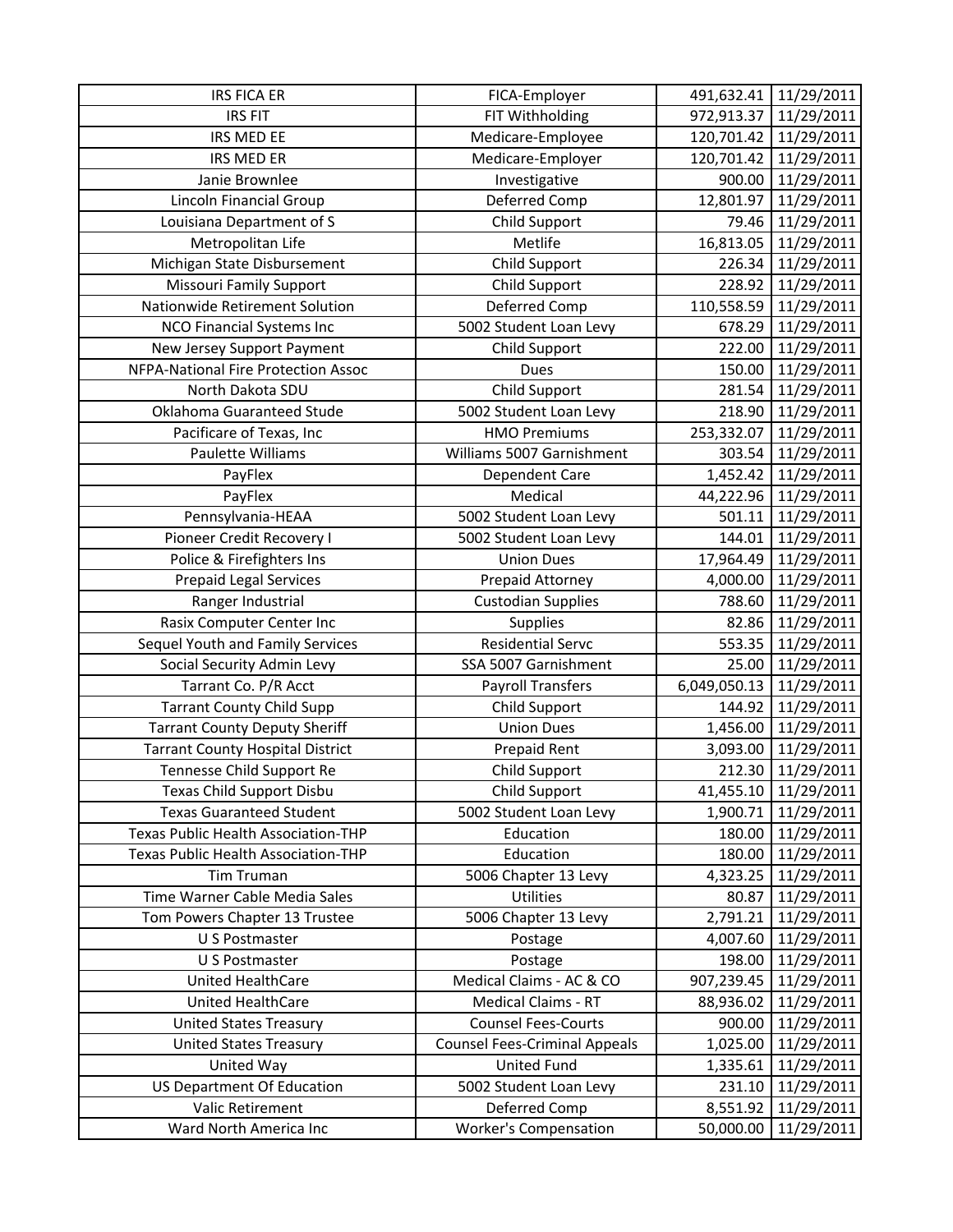| | | | |
|---|---|---|---|
| IRS FICA ER | FICA-Employer | 491,632.41 | 11/29/2011 |
| IRS FIT | FIT Withholding | 972,913.37 | 11/29/2011 |
| IRS MED EE | Medicare-Employee | 120,701.42 | 11/29/2011 |
| IRS MED ER | Medicare-Employer | 120,701.42 | 11/29/2011 |
| Janie Brownlee | Investigative | 900.00 | 11/29/2011 |
| Lincoln Financial Group | Deferred Comp | 12,801.97 | 11/29/2011 |
| Louisiana Department of S | Child Support | 79.46 | 11/29/2011 |
| Metropolitan Life | Metlife | 16,813.05 | 11/29/2011 |
| Michigan State Disbursement | Child Support | 226.34 | 11/29/2011 |
| Missouri Family Support | Child Support | 228.92 | 11/29/2011 |
| Nationwide Retirement Solution | Deferred Comp | 110,558.59 | 11/29/2011 |
| NCO Financial Systems Inc | 5002 Student Loan Levy | 678.29 | 11/29/2011 |
| New Jersey Support Payment | Child Support | 222.00 | 11/29/2011 |
| NFPA-National Fire Protection Assoc | Dues | 150.00 | 11/29/2011 |
| North Dakota SDU | Child Support | 281.54 | 11/29/2011 |
| Oklahoma Guaranteed Stude | 5002 Student Loan Levy | 218.90 | 11/29/2011 |
| Pacificare of Texas, Inc | HMO Premiums | 253,332.07 | 11/29/2011 |
| Paulette Williams | Williams 5007 Garnishment | 303.54 | 11/29/2011 |
| PayFlex | Dependent Care | 1,452.42 | 11/29/2011 |
| PayFlex | Medical | 44,222.96 | 11/29/2011 |
| Pennsylvania-HEAA | 5002 Student Loan Levy | 501.11 | 11/29/2011 |
| Pioneer Credit Recovery I | 5002 Student Loan Levy | 144.01 | 11/29/2011 |
| Police & Firefighters Ins | Union Dues | 17,964.49 | 11/29/2011 |
| Prepaid Legal Services | Prepaid Attorney | 4,000.00 | 11/29/2011 |
| Ranger Industrial | Custodian Supplies | 788.60 | 11/29/2011 |
| Rasix Computer Center Inc | Supplies | 82.86 | 11/29/2011 |
| Sequel Youth and Family Services | Residential Servc | 553.35 | 11/29/2011 |
| Social Security Admin Levy | SSA 5007 Garnishment | 25.00 | 11/29/2011 |
| Tarrant Co. P/R Acct | Payroll Transfers | 6,049,050.13 | 11/29/2011 |
| Tarrant County Child Supp | Child Support | 144.92 | 11/29/2011 |
| Tarrant County Deputy Sheriff | Union Dues | 1,456.00 | 11/29/2011 |
| Tarrant County Hospital District | Prepaid Rent | 3,093.00 | 11/29/2011 |
| Tennesse Child Support Re | Child Support | 212.30 | 11/29/2011 |
| Texas Child Support Disbu | Child Support | 41,455.10 | 11/29/2011 |
| Texas Guaranteed Student | 5002 Student Loan Levy | 1,900.71 | 11/29/2011 |
| Texas Public Health Association-THP | Education | 180.00 | 11/29/2011 |
| Texas Public Health Association-THP | Education | 180.00 | 11/29/2011 |
| Tim Truman | 5006 Chapter 13 Levy | 4,323.25 | 11/29/2011 |
| Time Warner Cable Media Sales | Utilities | 80.87 | 11/29/2011 |
| Tom Powers Chapter 13 Trustee | 5006 Chapter 13 Levy | 2,791.21 | 11/29/2011 |
| U S Postmaster | Postage | 4,007.60 | 11/29/2011 |
| U S Postmaster | Postage | 198.00 | 11/29/2011 |
| United HealthCare | Medical Claims - AC & CO | 907,239.45 | 11/29/2011 |
| United HealthCare | Medical Claims - RT | 88,936.02 | 11/29/2011 |
| United States Treasury | Counsel Fees-Courts | 900.00 | 11/29/2011 |
| United States Treasury | Counsel Fees-Criminal Appeals | 1,025.00 | 11/29/2011 |
| United Way | United Fund | 1,335.61 | 11/29/2011 |
| US Department Of Education | 5002 Student Loan Levy | 231.10 | 11/29/2011 |
| Valic Retirement | Deferred Comp | 8,551.92 | 11/29/2011 |
| Ward North America Inc | Worker's Compensation | 50,000.00 | 11/29/2011 |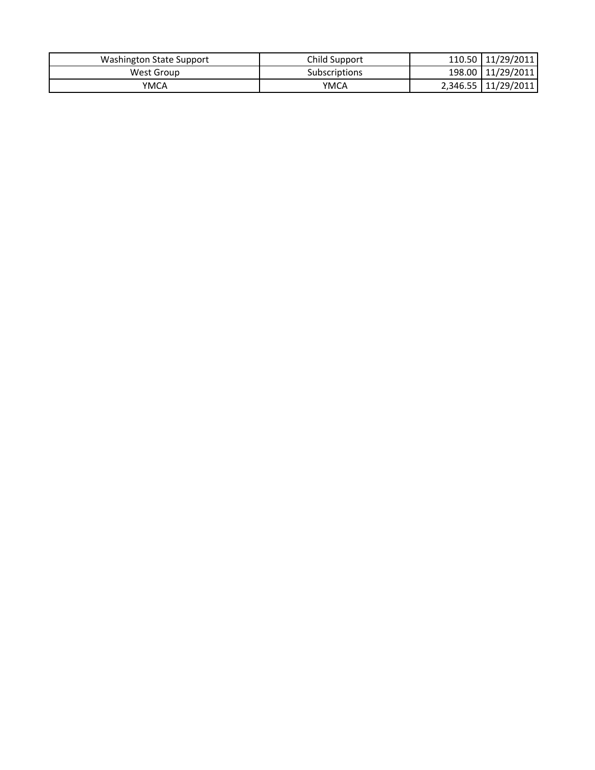| | | | |
|---|---|---|---|
| Washington State Support | Child Support | 110.50 | 11/29/2011 |
| West Group | Subscriptions | 198.00 | 11/29/2011 |
| YMCA | YMCA | 2,346.55 | 11/29/2011 |